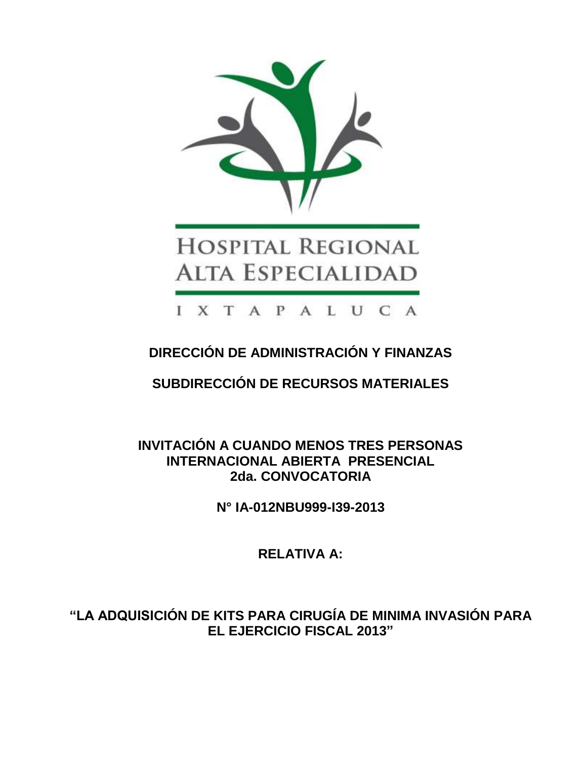HOSPITAL REGIONAL ALTA ESPECIALIDAD

IXTAPALUCA

**DIRECCIÓN DE ADMINISTRACIÓN Y FINANZAS**

**SUBDIRECCIÓN DE RECURSOS MATERIALES**

**INVITACIÓN A CUANDO MENOS TRES PERSONAS INTERNACIONAL ABIERTA PRESENCIAL 2da. CONVOCATORIA**

**N° IA-012NBU999-I39-2013**

**RELATIVA A:**

**"LA ADQUISICIÓN DE KITS PARA CIRUGÍA DE MINIMA INVASIÓN PARA EL EJERCICIO FISCAL 2013"**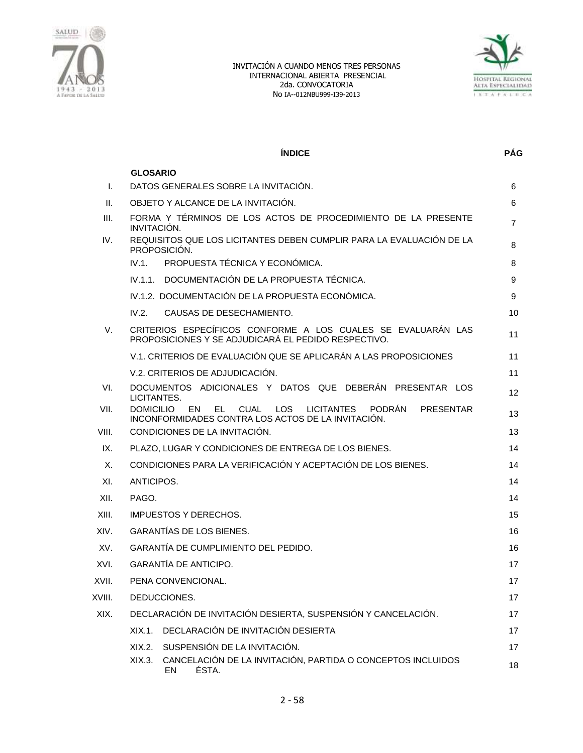INVITACIÓN A CUANDO MENOS TRES PERSONAS
INTERNACIONAL ABIERTA PRESENCIAL
2da. CONVOCATORIA
No IA--012NBU999-I39-2013

## ÍNDICE

| | ÍNDICE | PÁG |
|---|---|---|
| | **GLOSARIO** | |
| I. | DATOS GENERALES SOBRE LA INVITACIÓN. | 6 |
| II. | OBJETO Y ALCANCE DE LA INVITACIÓN. | 6 |
| III. | FORMA Y TÉRMINOS DE LOS ACTOS DE PROCEDIMIENTO DE LA PRESENTE INVITACIÓN. | 7 |
| IV. | REQUISITOS QUE LOS LICITANTES DEBEN CUMPLIR PARA LA EVALUACIÓN DE LA PROPOSICIÓN. | 8 |
| | IV.1. PROPUESTA TÉCNICA Y ECONÓMICA. | 8 |
| | IV.1.1. DOCUMENTACIÓN DE LA PROPUESTA TÉCNICA. | 9 |
| | IV.1.2. DOCUMENTACIÓN DE LA PROPUESTA ECONÓMICA. | 9 |
| | IV.2. CAUSAS DE DESECHAMIENTO. | 10 |
| V. | CRITERIOS ESPECÍFICOS CONFORME A LOS CUALES SE EVALUARÁN LAS PROPOSICIONES Y SE ADJUDICARÁ EL PEDIDO RESPECTIVO. | 11 |
| | V.1. CRITERIOS DE EVALUACIÓN QUE SE APLICARÁN A LAS PROPOSICIONES | 11 |
| | V.2. CRITERIOS DE ADJUDICACIÓN. | 11 |
| VI. | DOCUMENTOS ADICIONALES Y DATOS QUE DEBERÁN PRESENTAR LOS LICITANTES. | 12 |
| VII. | DOMICILIO EN EL CUAL LOS LICITANTES PODRÁN PRESENTAR INCONFORMIDADES CONTRA LOS ACTOS DE LA INVITACIÓN. | 13 |
| VIII. | CONDICIONES DE LA INVITACIÓN. | 13 |
| IX. | PLAZO, LUGAR Y CONDICIONES DE ENTREGA DE LOS BIENES. | 14 |
| X. | CONDICIONES PARA LA VERIFICACIÓN Y ACEPTACIÓN DE LOS BIENES. | 14 |
| XI. | ANTICIPOS. | 14 |
| XII. | PAGO. | 14 |
| XIII. | IMPUESTOS Y DERECHOS. | 15 |
| XIV. | GARANTÍAS DE LOS BIENES. | 16 |
| XV. | GARANTÍA DE CUMPLIMIENTO DEL PEDIDO. | 16 |
| XVI. | GARANTÍA DE ANTICIPO. | 17 |
| XVII. | PENA CONVENCIONAL. | 17 |
| XVIII. | DEDUCCIONES. | 17 |
| XIX. | DECLARACIÓN DE INVITACIÓN DESIERTA, SUSPENSIÓN Y CANCELACIÓN. | 17 |
| | XIX.1. DECLARACIÓN DE INVITACIÓN DESIERTA | 17 |
| | XIX.2. SUSPENSIÓN DE LA INVITACIÓN. | 17 |
| | XIX.3. CANCELACIÓN DE LA INVITACIÓN, PARTIDA O CONCEPTOS INCLUIDOS EN ÉSTA. | 18 |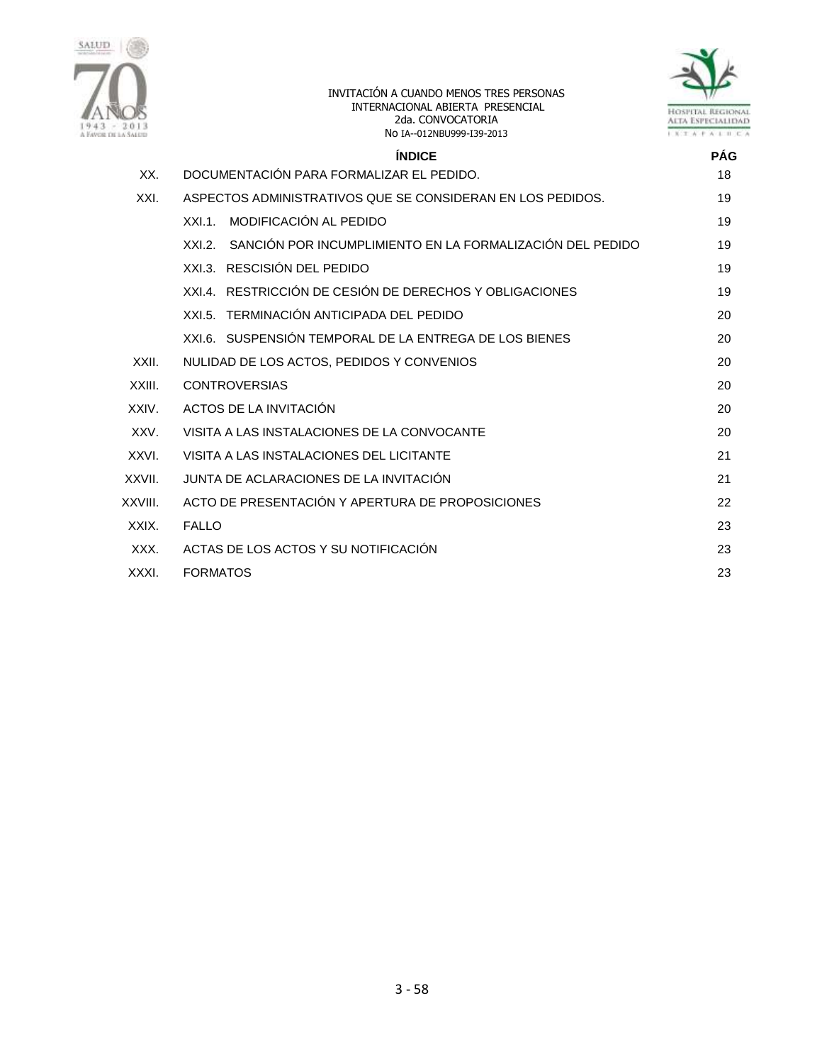| | ÍNDICE | PÁG |
|---|---|---|
| XX. | DOCUMENTACIÓN PARA FORMALIZAR EL PEDIDO. | 18 |
| XXI. | ASPECTOS ADMINISTRATIVOS QUE SE CONSIDERAN EN LOS PEDIDOS. | 19 |
| | XXI.1. MODIFICACIÓN AL PEDIDO | 19 |
| | XXI.2. SANCIÓN POR INCUMPLIMIENTO EN LA FORMALIZACIÓN DEL PEDIDO | 19 |
| | XXI.3. RESCISIÓN DEL PEDIDO | 19 |
| | XXI.4. RESTRICCIÓN DE CESIÓN DE DERECHOS Y OBLIGACIONES | 19 |
| | XXI.5. TERMINACIÓN ANTICIPADA DEL PEDIDO | 20 |
| | XXI.6. SUSPENSIÓN TEMPORAL DE LA ENTREGA DE LOS BIENES | 20 |
| XXII. | NULIDAD DE LOS ACTOS, PEDIDOS Y CONVENIOS | 20 |
| XXIII. | CONTROVERSIAS | 20 |
| XXIV. | ACTOS DE LA INVITACIÓN | 20 |
| XXV. | VISITA A LAS INSTALACIONES DE LA CONVOCANTE | 20 |
| XXVI. | VISITA A LAS INSTALACIONES DEL LICITANTE | 21 |
| XXVII. | JUNTA DE ACLARACIONES DE LA INVITACIÓN | 21 |
| XXVIII. | ACTO DE PRESENTACIÓN Y APERTURA DE PROPOSICIONES | 22 |
| XXIX. | FALLO | 23 |
| XXX. | ACTAS DE LOS ACTOS Y SU NOTIFICACIÓN | 23 |
| XXXI. | FORMATOS | 23 |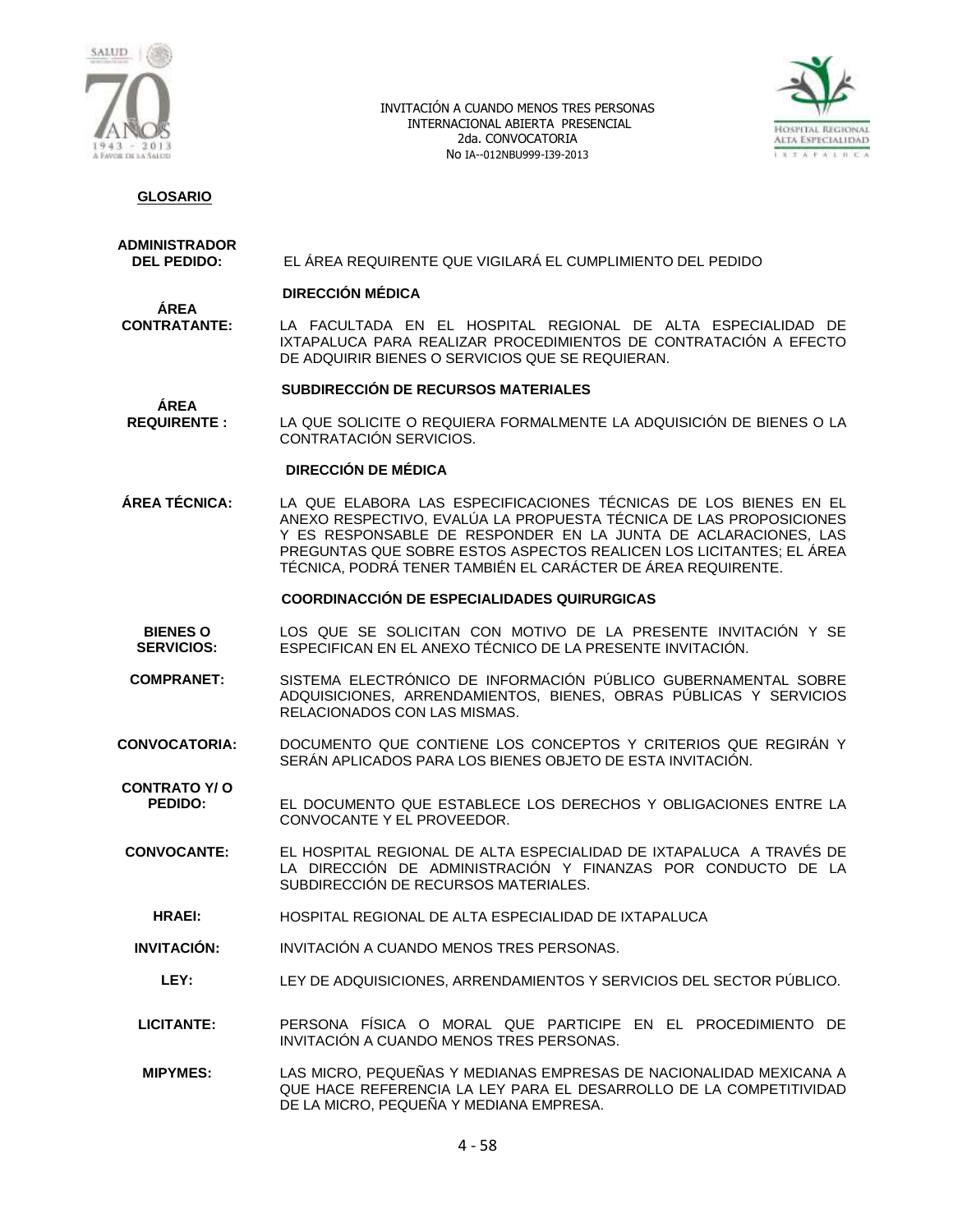## GLOSARIO

**ADMINISTRADOR DEL PEDIDO:** EL ÁREA REQUIRENTE QUE VIGILARÁ EL CUMPLIMIENTO DEL PEDIDO

**DIRECCIÓN MÉDICA**

**ÁREA CONTRATANTE:** LA FACULTADA EN EL HOSPITAL REGIONAL DE ALTA ESPECIALIDAD DE IXTAPALUCA PARA REALIZAR PROCEDIMIENTOS DE CONTRATACIÓN A EFECTO DE ADQUIRIR BIENES O SERVICIOS QUE SE REQUIERAN.

**SUBDIRECCIÓN DE RECURSOS MATERIALES**

**ÁREA REQUIRENTE :** LA QUE SOLICITE O REQUIERA FORMALMENTE LA ADQUISICIÓN DE BIENES O LA CONTRATACIÓN SERVICIOS.

**DIRECCIÓN DE MÉDICA**

**ÁREA TÉCNICA:** LA QUE ELABORA LAS ESPECIFICACIONES TÉCNICAS DE LOS BIENES EN EL ANEXO RESPECTIVO, EVALÚA LA PROPUESTA TÉCNICA DE LAS PROPOSICIONES Y ES RESPONSABLE DE RESPONDER EN LA JUNTA DE ACLARACIONES, LAS PREGUNTAS QUE SOBRE ESTOS ASPECTOS REALICEN LOS LICITANTES; EL ÁREA TÉCNICA, PODRÁ TENER TAMBIÉN EL CARÁCTER DE ÁREA REQUIRENTE.

**COORDINACCIÓN DE ESPECIALIDADES QUIRURGICAS**

**BIENES O SERVICIOS:** LOS QUE SE SOLICITAN CON MOTIVO DE LA PRESENTE INVITACIÓN Y SE ESPECIFICAN EN EL ANEXO TÉCNICO DE LA PRESENTE INVITACIÓN.

**COMPRANET:** SISTEMA ELECTRÓNICO DE INFORMACIÓN PÚBLICO GUBERNAMENTAL SOBRE ADQUISICIONES, ARRENDAMIENTOS, BIENES, OBRAS PÚBLICAS Y SERVICIOS RELACIONADOS CON LAS MISMAS.

**CONVOCATORIA:** DOCUMENTO QUE CONTIENE LOS CONCEPTOS Y CRITERIOS QUE REGIRÁN Y SERÁN APLICADOS PARA LOS BIENES OBJETO DE ESTA INVITACIÓN.

**CONTRATO Y/ O PEDIDO:** EL DOCUMENTO QUE ESTABLECE LOS DERECHOS Y OBLIGACIONES ENTRE LA CONVOCANTE Y EL PROVEEDOR.

**CONVOCANTE:** EL HOSPITAL REGIONAL DE ALTA ESPECIALIDAD DE IXTAPALUCA A TRAVÉS DE LA DIRECCIÓN DE ADMINISTRACIÓN Y FINANZAS POR CONDUCTO DE LA SUBDIRECCIÓN DE RECURSOS MATERIALES.

**HRAEI:** HOSPITAL REGIONAL DE ALTA ESPECIALIDAD DE IXTAPALUCA

**INVITACIÓN:** INVITACIÓN A CUANDO MENOS TRES PERSONAS.

**LEY:** LEY DE ADQUISICIONES, ARRENDAMIENTOS Y SERVICIOS DEL SECTOR PÚBLICO.

**LICITANTE:** PERSONA FÍSICA O MORAL QUE PARTICIPE EN EL PROCEDIMIENTO DE INVITACIÓN A CUANDO MENOS TRES PERSONAS.

**MIPYMES:** LAS MICRO, PEQUEÑAS Y MEDIANAS EMPRESAS DE NACIONALIDAD MEXICANA A QUE HACE REFERENCIA LA LEY PARA EL DESARROLLO DE LA COMPETITIVIDAD DE LA MICRO, PEQUEÑA Y MEDIANA EMPRESA.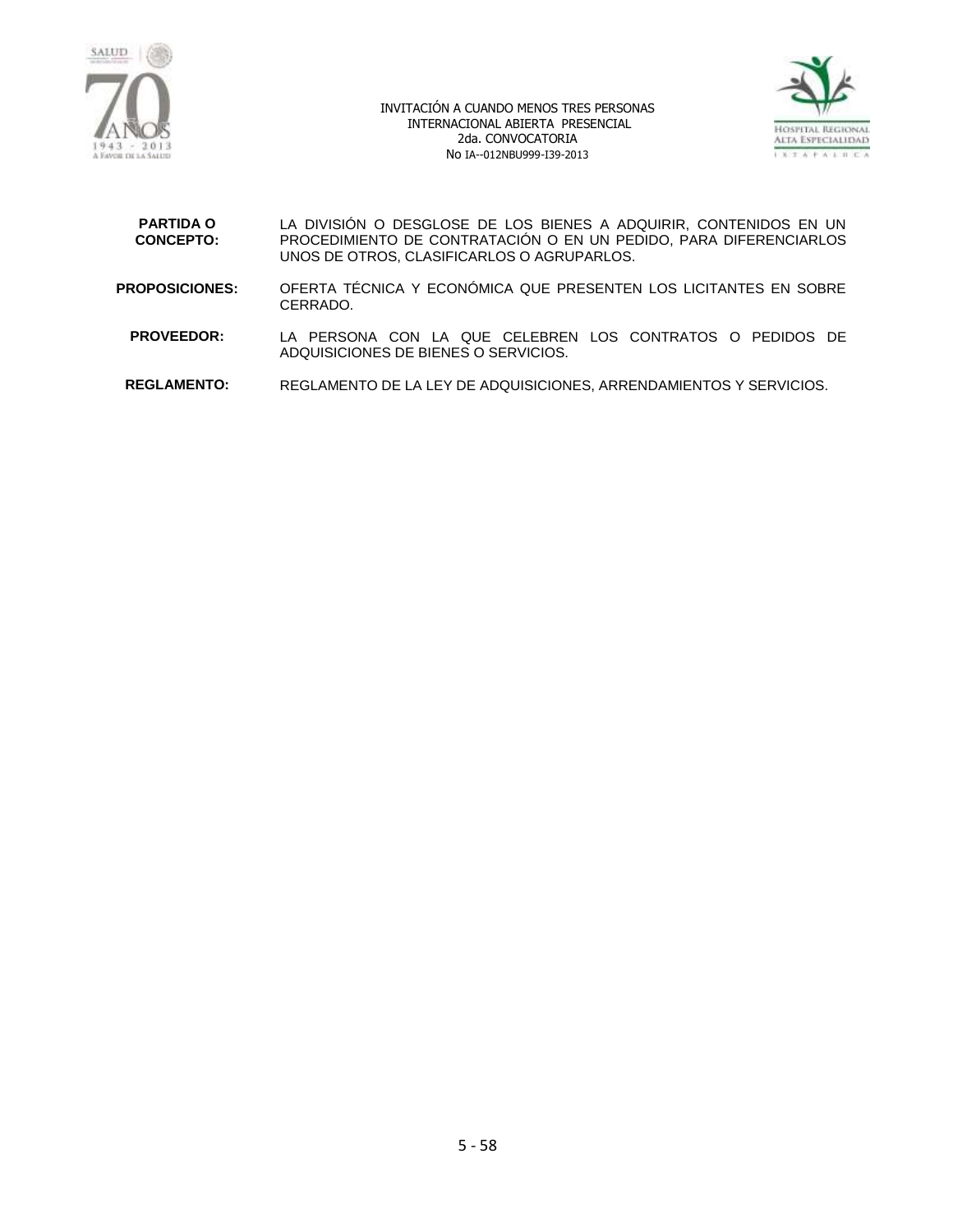**PARTIDA O CONCEPTO:** LA DIVISIÓN O DESGLOSE DE LOS BIENES A ADQUIRIR, CONTENIDOS EN UN PROCEDIMIENTO DE CONTRATACIÓN O EN UN PEDIDO, PARA DIFERENCIARLOS UNOS DE OTROS, CLASIFICARLOS O AGRUPARLOS.

**PROPOSICIONES:** OFERTA TÉCNICA Y ECONÓMICA QUE PRESENTEN LOS LICITANTES EN SOBRE CERRADO.

**PROVEEDOR:** LA PERSONA CON LA QUE CELEBREN LOS CONTRATOS O PEDIDOS DE ADQUISICIONES DE BIENES O SERVICIOS.

**REGLAMENTO:** REGLAMENTO DE LA LEY DE ADQUISICIONES, ARRENDAMIENTOS Y SERVICIOS.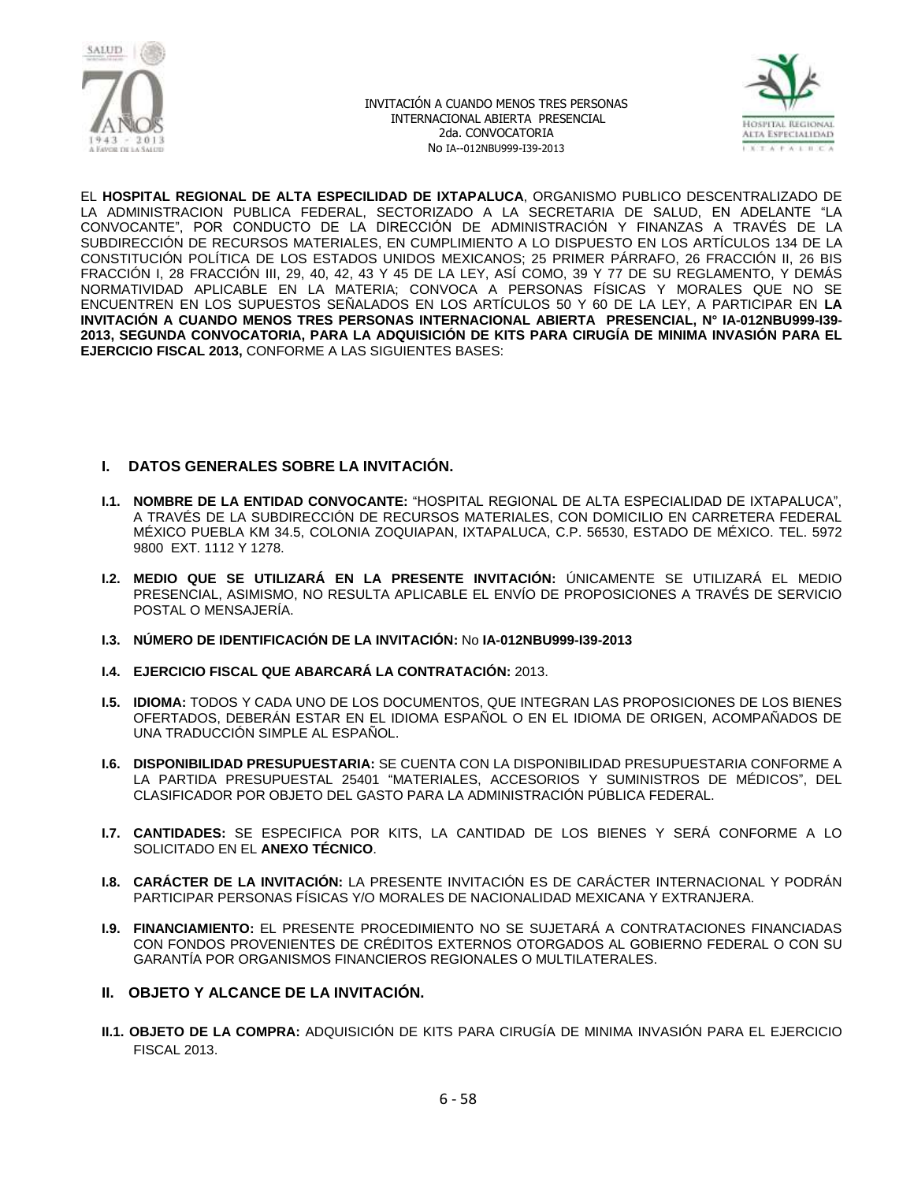EL **HOSPITAL REGIONAL DE ALTA ESPECILIDAD DE IXTAPALUCA**, ORGANISMO PUBLICO DESCENTRALIZADO DE LA ADMINISTRACION PUBLICA FEDERAL, SECTORIZADO A LA SECRETARIA DE SALUD, EN ADELANTE "LA CONVOCANTE", POR CONDUCTO DE LA DIRECCIÓN DE ADMINISTRACIÓN Y FINANZAS A TRAVÉS DE LA SUBDIRECCIÓN DE RECURSOS MATERIALES, EN CUMPLIMIENTO A LO DISPUESTO EN LOS ARTÍCULOS 134 DE LA CONSTITUCIÓN POLÍTICA DE LOS ESTADOS UNIDOS MEXICANOS; 25 PRIMER PÁRRAFO, 26 FRACCIÓN II, 26 BIS FRACCIÓN I, 28 FRACCIÓN III, 29, 40, 42, 43 Y 45 DE LA LEY, ASÍ COMO, 39 Y 77 DE SU REGLAMENTO, Y DEMÁS NORMATIVIDAD APLICABLE EN LA MATERIA; CONVOCA A PERSONAS FÍSICAS Y MORALES QUE NO SE ENCUENTREN EN LOS SUPUESTOS SEÑALADOS EN LOS ARTÍCULOS 50 Y 60 DE LA LEY, A PARTICIPAR EN **LA INVITACIÓN A CUANDO MENOS TRES PERSONAS INTERNACIONAL ABIERTA PRESENCIAL, N° IA-012NBU999-I39-2013, SEGUNDA CONVOCATORIA, PARA LA ADQUISICIÓN DE KITS PARA CIRUGÍA DE MINIMA INVASIÓN PARA EL EJERCICIO FISCAL 2013,** CONFORME A LAS SIGUIENTES BASES:

## I. DATOS GENERALES SOBRE LA INVITACIÓN.

**I.1. NOMBRE DE LA ENTIDAD CONVOCANTE:** "HOSPITAL REGIONAL DE ALTA ESPECIALIDAD DE IXTAPALUCA", A TRAVÉS DE LA SUBDIRECCIÓN DE RECURSOS MATERIALES, CON DOMICILIO EN CARRETERA FEDERAL MÉXICO PUEBLA KM 34.5, COLONIA ZOQUIAPAN, IXTAPALUCA, C.P. 56530, ESTADO DE MÉXICO. TEL. 5972 9800 EXT. 1112 Y 1278.

**I.2. MEDIO QUE SE UTILIZARÁ EN LA PRESENTE INVITACIÓN:** ÚNICAMENTE SE UTILIZARÁ EL MEDIO PRESENCIAL, ASIMISMO, NO RESULTA APLICABLE EL ENVÍO DE PROPOSICIONES A TRAVÉS DE SERVICIO POSTAL O MENSAJERÍA.

**I.3. NÚMERO DE IDENTIFICACIÓN DE LA INVITACIÓN:** No **IA-012NBU999-I39-2013**

**I.4. EJERCICIO FISCAL QUE ABARCARÁ LA CONTRATACIÓN:** 2013.

**I.5. IDIOMA:** TODOS Y CADA UNO DE LOS DOCUMENTOS, QUE INTEGRAN LAS PROPOSICIONES DE LOS BIENES OFERTADOS, DEBERÁN ESTAR EN EL IDIOMA ESPAÑOL O EN EL IDIOMA DE ORIGEN, ACOMPAÑADOS DE UNA TRADUCCIÓN SIMPLE AL ESPAÑOL.

**I.6. DISPONIBILIDAD PRESUPUESTARIA:** SE CUENTA CON LA DISPONIBILIDAD PRESUPUESTARIA CONFORME A LA PARTIDA PRESUPUESTAL 25401 "MATERIALES, ACCESORIOS Y SUMINISTROS DE MÉDICOS", DEL CLASIFICADOR POR OBJETO DEL GASTO PARA LA ADMINISTRACIÓN PÚBLICA FEDERAL.

**I.7. CANTIDADES:** SE ESPECIFICA POR KITS, LA CANTIDAD DE LOS BIENES Y SERÁ CONFORME A LO SOLICITADO EN EL **ANEXO TÉCNICO**.

**I.8. CARÁCTER DE LA INVITACIÓN:** LA PRESENTE INVITACIÓN ES DE CARÁCTER INTERNACIONAL Y PODRÁN PARTICIPAR PERSONAS FÍSICAS Y/O MORALES DE NACIONALIDAD MEXICANA Y EXTRANJERA.

**I.9. FINANCIAMIENTO:** EL PRESENTE PROCEDIMIENTO NO SE SUJETARÁ A CONTRATACIONES FINANCIADAS CON FONDOS PROVENIENTES DE CRÉDITOS EXTERNOS OTORGADOS AL GOBIERNO FEDERAL O CON SU GARANTÍA POR ORGANISMOS FINANCIEROS REGIONALES O MULTILATERALES.

## II. OBJETO Y ALCANCE DE LA INVITACIÓN.

**II.1. OBJETO DE LA COMPRA:** ADQUISICIÓN DE KITS PARA CIRUGÍA DE MINIMA INVASIÓN PARA EL EJERCICIO FISCAL 2013.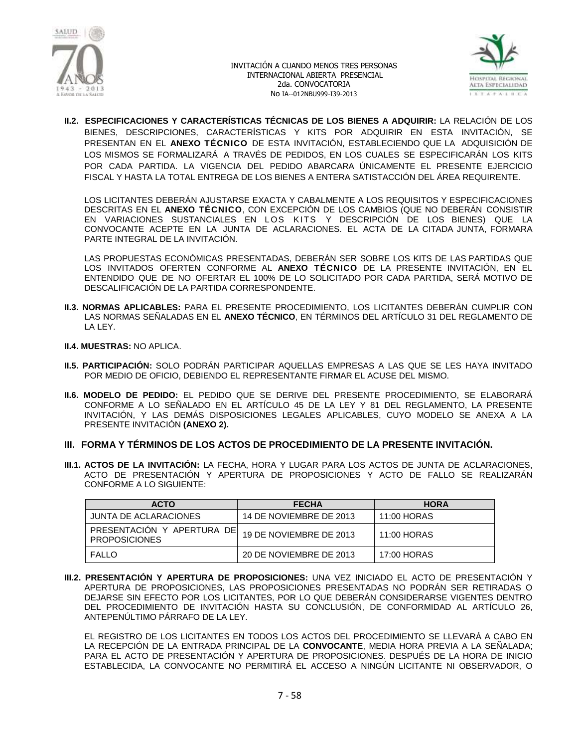**II.2. ESPECIFICACIONES Y CARACTERÍSTICAS TÉCNICAS DE LOS BIENES A ADQUIRIR:** LA RELACIÓN DE LOS BIENES, DESCRIPCIONES, CARACTERÍSTICAS Y KITS POR ADQUIRIR EN ESTA INVITACIÓN, SE PRESENTAN EN EL **ANEXO TÉCNICO** DE ESTA INVITACIÓN, ESTABLECIENDO QUE LA ADQUISICIÓN DE LOS MISMOS SE FORMALIZARÁ A TRAVÉS DE PEDIDOS, EN LOS CUALES SE ESPECIFICARÁN LOS KITS POR CADA PARTIDA. LA VIGENCIA DEL PEDIDO ABARCARA ÚNICAMENTE EL PRESENTE EJERCICIO FISCAL Y HASTA LA TOTAL ENTREGA DE LOS BIENES A ENTERA SATISTACCIÓN DEL ÁREA REQUIRENTE.

LOS LICITANTES DEBERÁN AJUSTARSE EXACTA Y CABALMENTE A LOS REQUISITOS Y ESPECIFICACIONES DESCRITAS EN EL **ANEXO TÉCNICO**, CON EXCEPCIÓN DE LOS CAMBIOS (QUE NO DEBERÁN CONSISTIR EN VARIACIONES SUSTANCIALES EN LOS KITS Y DESCRIPCIÓN DE LOS BIENES) QUE LA CONVOCANTE ACEPTE EN LA JUNTA DE ACLARACIONES. EL ACTA DE LA CITADA JUNTA, FORMARA PARTE INTEGRAL DE LA INVITACIÓN.

LAS PROPUESTAS ECONÓMICAS PRESENTADAS, DEBERÁN SER SOBRE LOS KITS DE LAS PARTIDAS QUE LOS INVITADOS OFERTEN CONFORME AL **ANEXO TÉCNICO** DE LA PRESENTE INVITACIÓN, EN EL ENTENDIDO QUE DE NO OFERTAR EL 100% DE LO SOLICITADO POR CADA PARTIDA, SERÁ MOTIVO DE DESCALIFICACIÓN DE LA PARTIDA CORRESPONDIENTE.

**II.3. NORMAS APLICABLES:** PARA EL PRESENTE PROCEDIMIENTO, LOS LICITANTES DEBERÁN CUMPLIR CON LAS NORMAS SEÑALADAS EN EL **ANEXO TÉCNICO**, EN TÉRMINOS DEL ARTÍCULO 31 DEL REGLAMENTO DE LA LEY.

**II.4. MUESTRAS:** NO APLICA.

**II.5. PARTICIPACIÓN:** SOLO PODRÁN PARTICIPAR AQUELLAS EMPRESAS A LAS QUE SE LES HAYA INVITADO POR MEDIO DE OFICIO, DEBIENDO EL REPRESENTANTE FIRMAR EL ACUSE DEL MISMO.

**II.6. MODELO DE PEDIDO:** EL PEDIDO QUE SE DERIVE DEL PRESENTE PROCEDIMIENTO, SE ELABORARÁ CONFORME A LO SEÑALADO EN EL ARTÍCULO 45 DE LA LEY Y 81 DEL REGLAMENTO, LA PRESENTE INVITACIÓN, Y LAS DEMÁS DISPOSICIONES LEGALES APLICABLES, CUYO MODELO SE ANEXA A LA PRESENTE INVITACIÓN **(ANEXO 2).**

## III. FORMA Y TÉRMINOS DE LOS ACTOS DE PROCEDIMIENTO DE LA PRESENTE INVITACIÓN.

**III.1. ACTOS DE LA INVITACIÓN:** LA FECHA, HORA Y LUGAR PARA LOS ACTOS DE JUNTA DE ACLARACIONES, ACTO DE PRESENTACIÓN Y APERTURA DE PROPOSICIONES Y ACTO DE FALLO SE REALIZARÁN CONFORME A LO SIGUIENTE:

| ACTO | FECHA | HORA |
|---|---|---|
| JUNTA DE ACLARACIONES | 14 DE NOVIEMBRE DE 2013 | 11:00 HORAS |
| PRESENTACIÓN Y APERTURA DE PROPOSICIONES | 19 DE NOVIEMBRE DE 2013 | 11:00 HORAS |
| FALLO | 20 DE NOVIEMBRE DE 2013 | 17:00 HORAS |

**III.2. PRESENTACIÓN Y APERTURA DE PROPOSICIONES:** UNA VEZ INICIADO EL ACTO DE PRESENTACIÓN Y APERTURA DE PROPOSICIONES, LAS PROPOSICIONES PRESENTADAS NO PODRÁN SER RETIRADAS O DEJARSE SIN EFECTO POR LOS LICITANTES, POR LO QUE DEBERÁN CONSIDERARSE VIGENTES DENTRO DEL PROCEDIMIENTO DE INVITACIÓN HASTA SU CONCLUSIÓN, DE CONFORMIDAD AL ARTÍCULO 26, ANTEPENÚLTIMO PÁRRAFO DE LA LEY.

EL REGISTRO DE LOS LICITANTES EN TODOS LOS ACTOS DEL PROCEDIMIENTO SE LLEVARÁ A CABO EN LA RECEPCIÓN DE LA ENTRADA PRINCIPAL DE LA **CONVOCANTE**, MEDIA HORA PREVIA A LA SEÑALADA; PARA EL ACTO DE PRESENTACIÓN Y APERTURA DE PROPOSICIONES. DESPUÉS DE LA HORA DE INICIO ESTABLECIDA, LA CONVOCANTE NO PERMITIRÁ EL ACCESO A NINGÚN LICITANTE NI OBSERVADOR, O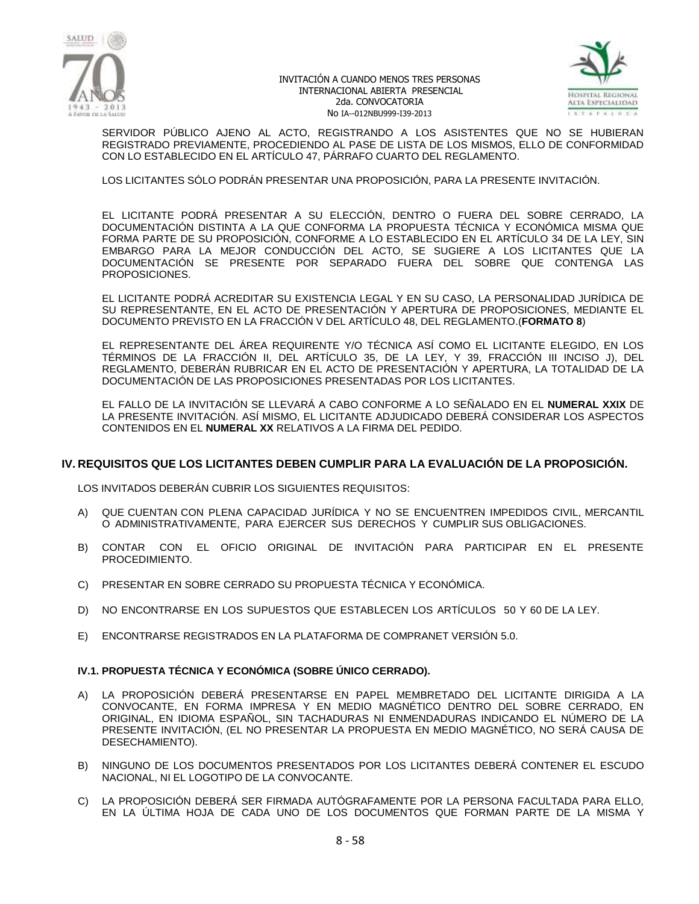SERVIDOR PÚBLICO AJENO AL ACTO, REGISTRANDO A LOS ASISTENTES QUE NO SE HUBIERAN REGISTRADO PREVIAMENTE, PROCEDIENDO AL PASE DE LISTA DE LOS MISMOS, ELLO DE CONFORMIDAD CON LO ESTABLECIDO EN EL ARTÍCULO 47, PÁRRAFO CUARTO DEL REGLAMENTO.

LOS LICITANTES SÓLO PODRÁN PRESENTAR UNA PROPOSICIÓN, PARA LA PRESENTE INVITACIÓN.

EL LICITANTE PODRÁ PRESENTAR A SU ELECCIÓN, DENTRO O FUERA DEL SOBRE CERRADO, LA DOCUMENTACIÓN DISTINTA A LA QUE CONFORMA LA PROPUESTA TÉCNICA Y ECONÓMICA MISMA QUE FORMA PARTE DE SU PROPOSICIÓN, CONFORME A LO ESTABLECIDO EN EL ARTÍCULO 34 DE LA LEY, SIN EMBARGO PARA LA MEJOR CONDUCCIÓN DEL ACTO, SE SUGIERE A LOS LICITANTES QUE LA DOCUMENTACIÓN SE PRESENTE POR SEPARADO FUERA DEL SOBRE QUE CONTENGA LAS PROPOSICIONES.

EL LICITANTE PODRÁ ACREDITAR SU EXISTENCIA LEGAL Y EN SU CASO, LA PERSONALIDAD JURÍDICA DE SU REPRESENTANTE, EN EL ACTO DE PRESENTACIÓN Y APERTURA DE PROPOSICIONES, MEDIANTE EL DOCUMENTO PREVISTO EN LA FRACCIÓN V DEL ARTÍCULO 48, DEL REGLAMENTO.(**FORMATO 8**)

EL REPRESENTANTE DEL ÁREA REQUIRENTE Y/O TÉCNICA ASÍ COMO EL LICITANTE ELEGIDO, EN LOS TÉRMINOS DE LA FRACCIÓN II, DEL ARTÍCULO 35, DE LA LEY, Y 39, FRACCIÓN III INCISO J), DEL REGLAMENTO, DEBERÁN RUBRICAR EN EL ACTO DE PRESENTACIÓN Y APERTURA, LA TOTALIDAD DE LA DOCUMENTACIÓN DE LAS PROPOSICIONES PRESENTADAS POR LOS LICITANTES.

EL FALLO DE LA INVITACIÓN SE LLEVARÁ A CABO CONFORME A LO SEÑALADO EN EL **NUMERAL XXIX** DE LA PRESENTE INVITACIÓN. ASÍ MISMO, EL LICITANTE ADJUDICADO DEBERÁ CONSIDERAR LOS ASPECTOS CONTENIDOS EN EL **NUMERAL XX** RELATIVOS A LA FIRMA DEL PEDIDO.

## IV. REQUISITOS QUE LOS LICITANTES DEBEN CUMPLIR PARA LA EVALUACIÓN DE LA PROPOSICIÓN.

LOS INVITADOS DEBERÁN CUBRIR LOS SIGUIENTES REQUISITOS:

A) QUE CUENTAN CON PLENA CAPACIDAD JURÍDICA Y NO SE ENCUENTREN IMPEDIDOS CIVIL, MERCANTIL O ADMINISTRATIVAMENTE, PARA EJERCER SUS DERECHOS Y CUMPLIR SUS OBLIGACIONES.

B) CONTAR CON EL OFICIO ORIGINAL DE INVITACIÓN PARA PARTICIPAR EN EL PRESENTE PROCEDIMIENTO.

C) PRESENTAR EN SOBRE CERRADO SU PROPUESTA TÉCNICA Y ECONÓMICA.

D) NO ENCONTRARSE EN LOS SUPUESTOS QUE ESTABLECEN LOS ARTÍCULOS 50 Y 60 DE LA LEY.

E) ENCONTRARSE REGISTRADOS EN LA PLATAFORMA DE COMPRANET VERSIÓN 5.0.

### IV.1. PROPUESTA TÉCNICA Y ECONÓMICA (SOBRE ÚNICO CERRADO).

A) LA PROPOSICIÓN DEBERÁ PRESENTARSE EN PAPEL MEMBRETADO DEL LICITANTE DIRIGIDA A LA CONVOCANTE, EN FORMA IMPRESA Y EN MEDIO MAGNÉTICO DENTRO DEL SOBRE CERRADO, EN ORIGINAL, EN IDIOMA ESPAÑOL, SIN TACHADURAS NI ENMENDADURAS INDICANDO EL NÚMERO DE LA PRESENTE INVITACIÓN, (EL NO PRESENTAR LA PROPUESTA EN MEDIO MAGNÉTICO, NO SERÁ CAUSA DE DESECHAMIENTO).

B) NINGUNO DE LOS DOCUMENTOS PRESENTADOS POR LOS LICITANTES DEBERÁ CONTENER EL ESCUDO NACIONAL, NI EL LOGOTIPO DE LA CONVOCANTE.

C) LA PROPOSICIÓN DEBERÁ SER FIRMADA AUTÓGRAFAMENTE POR LA PERSONA FACULTADA PARA ELLO, EN LA ÚLTIMA HOJA DE CADA UNO DE LOS DOCUMENTOS QUE FORMAN PARTE DE LA MISMA Y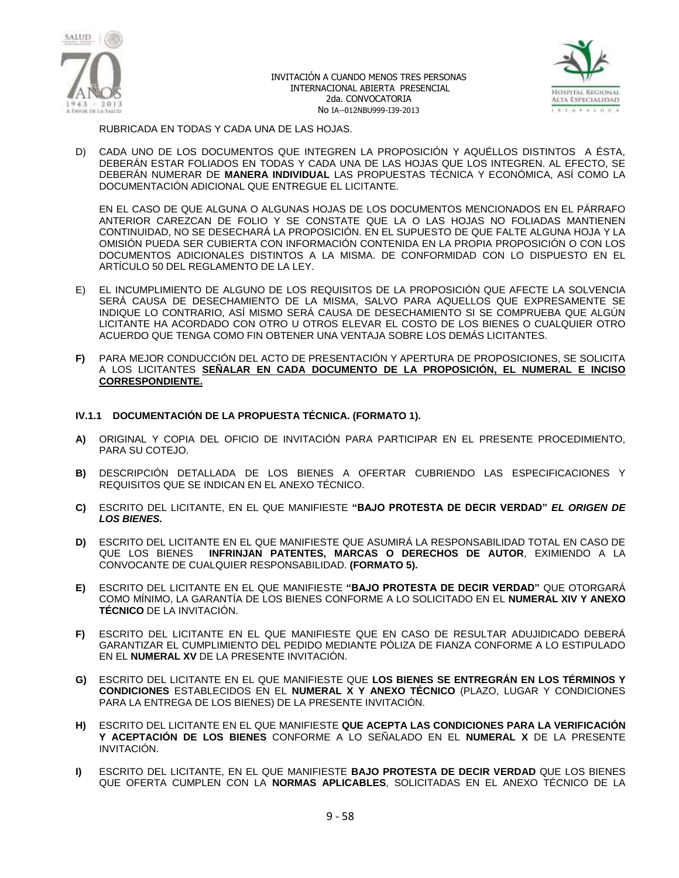RUBRICADA EN TODAS Y CADA UNA DE LAS HOJAS.

D) CADA UNO DE LOS DOCUMENTOS QUE INTEGREN LA PROPOSICIÓN Y AQUÉLLOS DISTINTOS A ÉSTA, DEBERÁN ESTAR FOLIADOS EN TODAS Y CADA UNA DE LAS HOJAS QUE LOS INTEGREN. AL EFECTO, SE DEBERÁN NUMERAR DE **MANERA INDIVIDUAL** LAS PROPUESTAS TÉCNICA Y ECONÓMICA, ASÍ COMO LA DOCUMENTACIÓN ADICIONAL QUE ENTREGUE EL LICITANTE.

   EN EL CASO DE QUE ALGUNA O ALGUNAS HOJAS DE LOS DOCUMENTOS MENCIONADOS EN EL PÁRRAFO ANTERIOR CAREZCAN DE FOLIO Y SE CONSTATE QUE LA O LAS HOJAS NO FOLIADAS MANTIENEN CONTINUIDAD, NO SE DESECHARÁ LA PROPOSICIÓN. EN EL SUPUESTO DE QUE FALTE ALGUNA HOJA Y LA OMISIÓN PUEDA SER CUBIERTA CON INFORMACIÓN CONTENIDA EN LA PROPIA PROPOSICIÓN O CON LOS DOCUMENTOS ADICIONALES DISTINTOS A LA MISMA. DE CONFORMIDAD CON LO DISPUESTO EN EL ARTÍCULO 50 DEL REGLAMENTO DE LA LEY.

E) EL INCUMPLIMIENTO DE ALGUNO DE LOS REQUISITOS DE LA PROPOSICIÓN QUE AFECTE LA SOLVENCIA SERÁ CAUSA DE DESECHAMIENTO DE LA MISMA, SALVO PARA AQUELLOS QUE EXPRESAMENTE SE INDIQUE LO CONTRARIO, ASÍ MISMO SERÁ CAUSA DE DESECHAMIENTO SI SE COMPRUEBA QUE ALGÚN LICITANTE HA ACORDADO CON OTRO U OTROS ELEVAR EL COSTO DE LOS BIENES O CUALQUIER OTRO ACUERDO QUE TENGA COMO FIN OBTENER UNA VENTAJA SOBRE LOS DEMÁS LICITANTES.

**F)** PARA MEJOR CONDUCCIÓN DEL ACTO DE PRESENTACIÓN Y APERTURA DE PROPOSICIONES, SE SOLICITA A LOS LICITANTES **SEÑALAR EN CADA DOCUMENTO DE LA PROPOSICIÓN, EL NUMERAL E INCISO CORRESPONDIENTE.**

### IV.1.1 DOCUMENTACIÓN DE LA PROPUESTA TÉCNICA. (FORMATO 1).

**A)** ORIGINAL Y COPIA DEL OFICIO DE INVITACIÓN PARA PARTICIPAR EN EL PRESENTE PROCEDIMIENTO, PARA SU COTEJO.

**B)** DESCRIPCIÓN DETALLADA DE LOS BIENES A OFERTAR CUBRIENDO LAS ESPECIFICACIONES Y REQUISITOS QUE SE INDICAN EN EL ANEXO TÉCNICO.

**C)** ESCRITO DEL LICITANTE, EN EL QUE MANIFIESTE **"BAJO PROTESTA DE DECIR VERDAD"** ***EL ORIGEN DE LOS BIENES.***

**D)** ESCRITO DEL LICITANTE EN EL QUE MANIFIESTE QUE ASUMIRÁ LA RESPONSABILIDAD TOTAL EN CASO DE QUE LOS BIENES **INFRINJAN PATENTES, MARCAS O DERECHOS DE AUTOR**, EXIMIENDO A LA CONVOCANTE DE CUALQUIER RESPONSABILIDAD. **(FORMATO 5).**

**E)** ESCRITO DEL LICITANTE EN EL QUE MANIFIESTE **"BAJO PROTESTA DE DECIR VERDAD"** QUE OTORGARÁ COMO MÍNIMO, LA GARANTÍA DE LOS BIENES CONFORME A LO SOLICITADO EN EL **NUMERAL XIV Y ANEXO TÉCNICO** DE LA INVITACIÓN.

**F)** ESCRITO DEL LICITANTE EN EL QUE MANIFIESTE QUE EN CASO DE RESULTAR ADUJIDICADO DEBERÁ GARANTIZAR EL CUMPLIMIENTO DEL PEDIDO MEDIANTE PÓLIZA DE FIANZA CONFORME A LO ESTIPULADO EN EL **NUMERAL XV** DE LA PRESENTE INVITACIÓN.

**G)** ESCRITO DEL LICITANTE EN EL QUE MANIFIESTE QUE **LOS BIENES SE ENTREGRÁN EN LOS TÉRMINOS Y CONDICIONES** ESTABLECIDOS EN EL **NUMERAL X Y ANEXO TÉCNICO** (PLAZO, LUGAR Y CONDICIONES PARA LA ENTREGA DE LOS BIENES) DE LA PRESENTE INVITACIÓN.

**H)** ESCRITO DEL LICITANTE EN EL QUE MANIFIESTE **QUE ACEPTA LAS CONDICIONES PARA LA VERIFICACIÓN Y ACEPTACIÓN DE LOS BIENES** CONFORME A LO SEÑALADO EN EL **NUMERAL X** DE LA PRESENTE INVITACIÓN.

**I)** ESCRITO DEL LICITANTE, EN EL QUE MANIFIESTE **BAJO PROTESTA DE DECIR VERDAD** QUE LOS BIENES QUE OFERTA CUMPLEN CON LA **NORMAS APLICABLES**, SOLICITADAS EN EL ANEXO TÉCNICO DE LA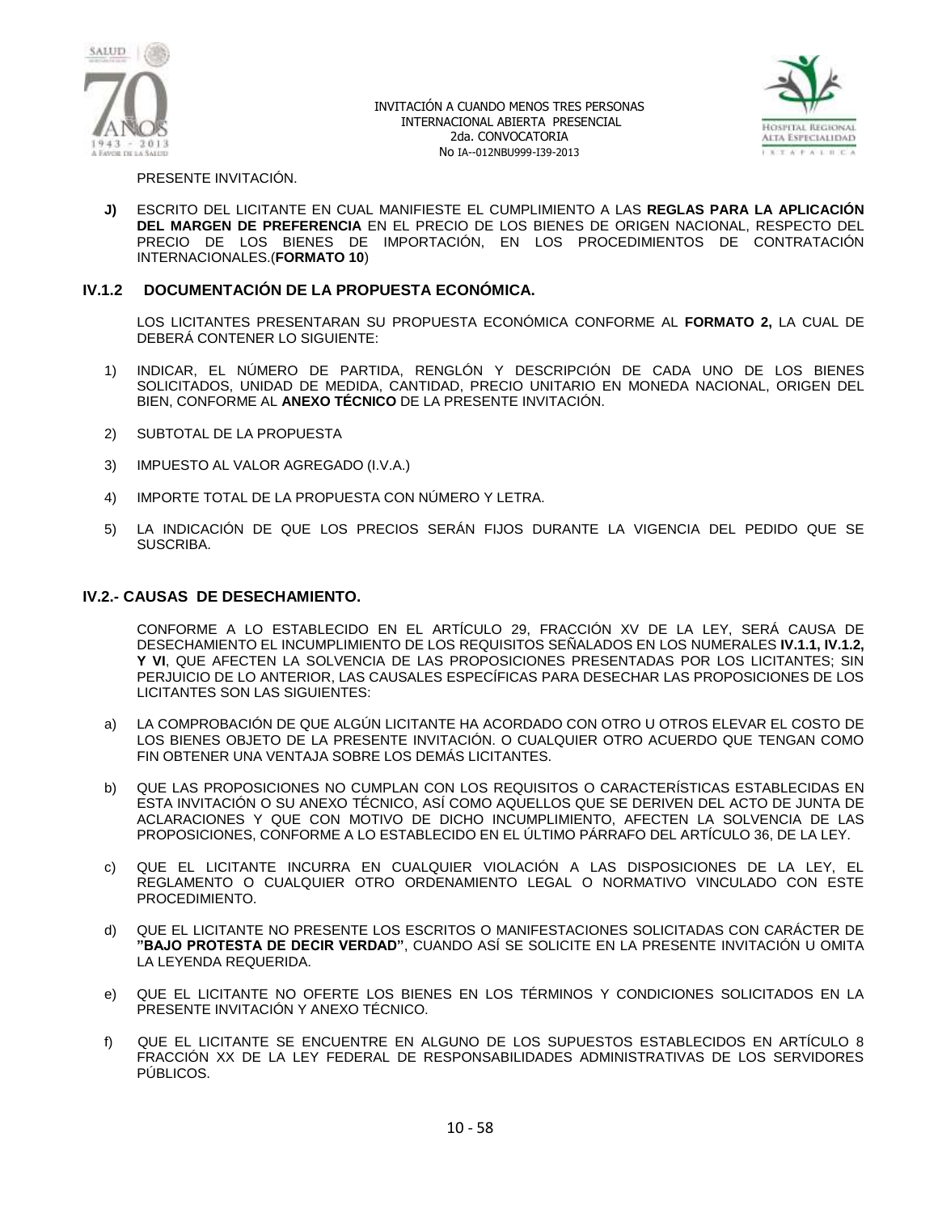PRESENTE INVITACIÓN.

**J)** ESCRITO DEL LICITANTE EN CUAL MANIFIESTE EL CUMPLIMIENTO A LAS **REGLAS PARA LA APLICACIÓN DEL MARGEN DE PREFERENCIA** EN EL PRECIO DE LOS BIENES DE ORIGEN NACIONAL, RESPECTO DEL PRECIO DE LOS BIENES DE IMPORTACIÓN, EN LOS PROCEDIMIENTOS DE CONTRATACIÓN INTERNACIONALES.(**FORMATO 10**)

### IV.1.2 DOCUMENTACIÓN DE LA PROPUESTA ECONÓMICA.

LOS LICITANTES PRESENTARAN SU PROPUESTA ECONÓMICA CONFORME AL **FORMATO 2,** LA CUAL DE DEBERÁ CONTENER LO SIGUIENTE:

1) INDICAR, EL NÚMERO DE PARTIDA, RENGLÓN Y DESCRIPCIÓN DE CADA UNO DE LOS BIENES SOLICITADOS, UNIDAD DE MEDIDA, CANTIDAD, PRECIO UNITARIO EN MONEDA NACIONAL, ORIGEN DEL BIEN, CONFORME AL **ANEXO TÉCNICO** DE LA PRESENTE INVITACIÓN.

2) SUBTOTAL DE LA PROPUESTA

3) IMPUESTO AL VALOR AGREGADO (I.V.A.)

4) IMPORTE TOTAL DE LA PROPUESTA CON NÚMERO Y LETRA.

5) LA INDICACIÓN DE QUE LOS PRECIOS SERÁN FIJOS DURANTE LA VIGENCIA DEL PEDIDO QUE SE SUSCRIBA.

## IV.2.- CAUSAS DE DESECHAMIENTO.

CONFORME A LO ESTABLECIDO EN EL ARTÍCULO 29, FRACCIÓN XV DE LA LEY, SERÁ CAUSA DE DESECHAMIENTO EL INCUMPLIMIENTO DE LOS REQUISITOS SEÑALADOS EN LOS NUMERALES **IV.1.1, IV.1.2, Y VI**, QUE AFECTEN LA SOLVENCIA DE LAS PROPOSICIONES PRESENTADAS POR LOS LICITANTES; SIN PERJUICIO DE LO ANTERIOR, LAS CAUSALES ESPECÍFICAS PARA DESECHAR LAS PROPOSICIONES DE LOS LICITANTES SON LAS SIGUIENTES:

a) LA COMPROBACIÓN DE QUE ALGÚN LICITANTE HA ACORDADO CON OTRO U OTROS ELEVAR EL COSTO DE LOS BIENES OBJETO DE LA PRESENTE INVITACIÓN. O CUALQUIER OTRO ACUERDO QUE TENGAN COMO FIN OBTENER UNA VENTAJA SOBRE LOS DEMÁS LICITANTES.

b) QUE LAS PROPOSICIONES NO CUMPLAN CON LOS REQUISITOS O CARACTERÍSTICAS ESTABLECIDAS EN ESTA INVITACIÓN O SU ANEXO TÉCNICO, ASÍ COMO AQUELLOS QUE SE DERIVEN DEL ACTO DE JUNTA DE ACLARACIONES Y QUE CON MOTIVO DE DICHO INCUMPLIMIENTO, AFECTEN LA SOLVENCIA DE LAS PROPOSICIONES, CONFORME A LO ESTABLECIDO EN EL ÚLTIMO PÁRRAFO DEL ARTÍCULO 36, DE LA LEY.

c) QUE EL LICITANTE INCURRA EN CUALQUIER VIOLACIÓN A LAS DISPOSICIONES DE LA LEY, EL REGLAMENTO O CUALQUIER OTRO ORDENAMIENTO LEGAL O NORMATIVO VINCULADO CON ESTE PROCEDIMIENTO.

d) QUE EL LICITANTE NO PRESENTE LOS ESCRITOS O MANIFESTACIONES SOLICITADAS CON CARÁCTER DE **"BAJO PROTESTA DE DECIR VERDAD"**, CUANDO ASÍ SE SOLICITE EN LA PRESENTE INVITACIÓN U OMITA LA LEYENDA REQUERIDA.

e) QUE EL LICITANTE NO OFERTE LOS BIENES EN LOS TÉRMINOS Y CONDICIONES SOLICITADOS EN LA PRESENTE INVITACIÓN Y ANEXO TÉCNICO.

f) QUE EL LICITANTE SE ENCUENTRE EN ALGUNO DE LOS SUPUESTOS ESTABLECIDOS EN ARTÍCULO 8 FRACCIÓN XX DE LA LEY FEDERAL DE RESPONSABILIDADES ADMINISTRATIVAS DE LOS SERVIDORES PÚBLICOS.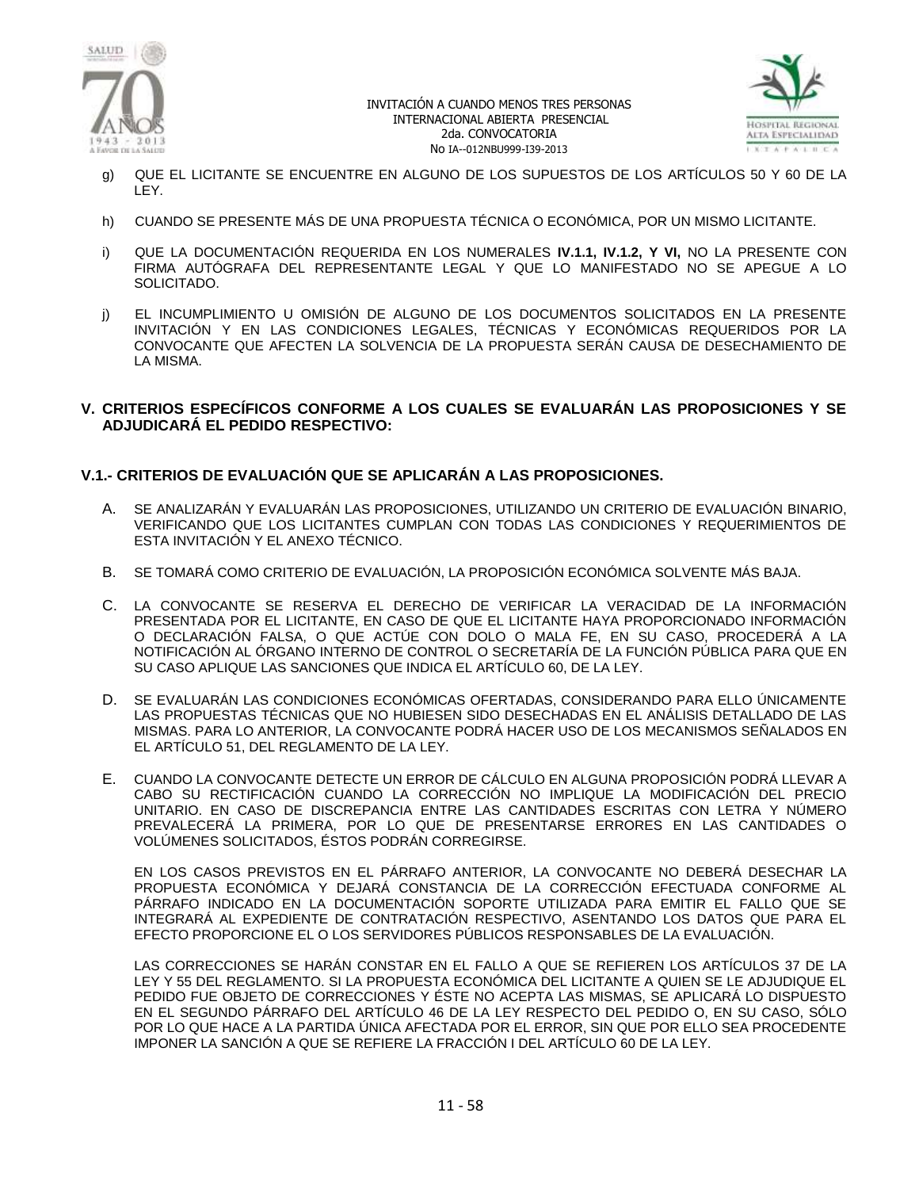g) QUE EL LICITANTE SE ENCUENTRE EN ALGUNO DE LOS SUPUESTOS DE LOS ARTÍCULOS 50 Y 60 DE LA LEY.

h) CUANDO SE PRESENTE MÁS DE UNA PROPUESTA TÉCNICA O ECONÓMICA, POR UN MISMO LICITANTE.

i) QUE LA DOCUMENTACIÓN REQUERIDA EN LOS NUMERALES **IV.1.1, IV.1.2, Y VI,** NO LA PRESENTE CON FIRMA AUTÓGRAFA DEL REPRESENTANTE LEGAL Y QUE LO MANIFESTADO NO SE APEGUE A LO SOLICITADO.

j) EL INCUMPLIMIENTO U OMISIÓN DE ALGUNO DE LOS DOCUMENTOS SOLICITADOS EN LA PRESENTE INVITACIÓN Y EN LAS CONDICIONES LEGALES, TÉCNICAS Y ECONÓMICAS REQUERIDOS POR LA CONVOCANTE QUE AFECTEN LA SOLVENCIA DE LA PROPUESTA SERÁN CAUSA DE DESECHAMIENTO DE LA MISMA.

## V. CRITERIOS ESPECÍFICOS CONFORME A LOS CUALES SE EVALUARÁN LAS PROPOSICIONES Y SE ADJUDICARÁ EL PEDIDO RESPECTIVO:

### V.1.- CRITERIOS DE EVALUACIÓN QUE SE APLICARÁN A LAS PROPOSICIONES.

A. SE ANALIZARÁN Y EVALUARÁN LAS PROPOSICIONES, UTILIZANDO UN CRITERIO DE EVALUACIÓN BINARIO, VERIFICANDO QUE LOS LICITANTES CUMPLAN CON TODAS LAS CONDICIONES Y REQUERIMIENTOS DE ESTA INVITACIÓN Y EL ANEXO TÉCNICO.

B. SE TOMARÁ COMO CRITERIO DE EVALUACIÓN, LA PROPOSICIÓN ECONÓMICA SOLVENTE MÁS BAJA.

C. LA CONVOCANTE SE RESERVA EL DERECHO DE VERIFICAR LA VERACIDAD DE LA INFORMACIÓN PRESENTADA POR EL LICITANTE, EN CASO DE QUE EL LICITANTE HAYA PROPORCIONADO INFORMACIÓN O DECLARACIÓN FALSA, O QUE ACTÚE CON DOLO O MALA FE, EN SU CASO, PROCEDERÁ A LA NOTIFICACIÓN AL ÓRGANO INTERNO DE CONTROL O SECRETARÍA DE LA FUNCIÓN PÚBLICA PARA QUE EN SU CASO APLIQUE LAS SANCIONES QUE INDICA EL ARTÍCULO 60, DE LA LEY.

D. SE EVALUARÁN LAS CONDICIONES ECONÓMICAS OFERTADAS, CONSIDERANDO PARA ELLO ÚNICAMENTE LAS PROPUESTAS TÉCNICAS QUE NO HUBIESEN SIDO DESECHADAS EN EL ANÁLISIS DETALLADO DE LAS MISMAS. PARA LO ANTERIOR, LA CONVOCANTE PODRÁ HACER USO DE LOS MECANISMOS SEÑALADOS EN EL ARTÍCULO 51, DEL REGLAMENTO DE LA LEY.

E. CUANDO LA CONVOCANTE DETECTE UN ERROR DE CÁLCULO EN ALGUNA PROPOSICIÓN PODRÁ LLEVAR A CABO SU RECTIFICACIÓN CUANDO LA CORRECCIÓN NO IMPLIQUE LA MODIFICACIÓN DEL PRECIO UNITARIO. EN CASO DE DISCREPANCIA ENTRE LAS CANTIDADES ESCRITAS CON LETRA Y NÚMERO PREVALECERÁ LA PRIMERA, POR LO QUE DE PRESENTARSE ERRORES EN LAS CANTIDADES O VOLÚMENES SOLICITADOS, ÉSTOS PODRÁN CORREGIRSE.

   EN LOS CASOS PREVISTOS EN EL PÁRRAFO ANTERIOR, LA CONVOCANTE NO DEBERÁ DESECHAR LA PROPUESTA ECONÓMICA Y DEJARÁ CONSTANCIA DE LA CORRECCIÓN EFECTUADA CONFORME AL PÁRRAFO INDICADO EN LA DOCUMENTACIÓN SOPORTE UTILIZADA PARA EMITIR EL FALLO QUE SE INTEGRARÁ AL EXPEDIENTE DE CONTRATACIÓN RESPECTIVO, ASENTANDO LOS DATOS QUE PARA EL EFECTO PROPORCIONE EL O LOS SERVIDORES PÚBLICOS RESPONSABLES DE LA EVALUACIÓN.

   LAS CORRECCIONES SE HARÁN CONSTAR EN EL FALLO A QUE SE REFIEREN LOS ARTÍCULOS 37 DE LA LEY Y 55 DEL REGLAMENTO. SI LA PROPUESTA ECONÓMICA DEL LICITANTE A QUIEN SE LE ADJUDIQUE EL PEDIDO FUE OBJETO DE CORRECCIONES Y ÉSTE NO ACEPTA LAS MISMAS, SE APLICARÁ LO DISPUESTO EN EL SEGUNDO PÁRRAFO DEL ARTÍCULO 46 DE LA LEY RESPECTO DEL PEDIDO O, EN SU CASO, SÓLO POR LO QUE HACE A LA PARTIDA ÚNICA AFECTADA POR EL ERROR, SIN QUE POR ELLO SEA PROCEDENTE IMPONER LA SANCIÓN A QUE SE REFIERE LA FRACCIÓN I DEL ARTÍCULO 60 DE LA LEY.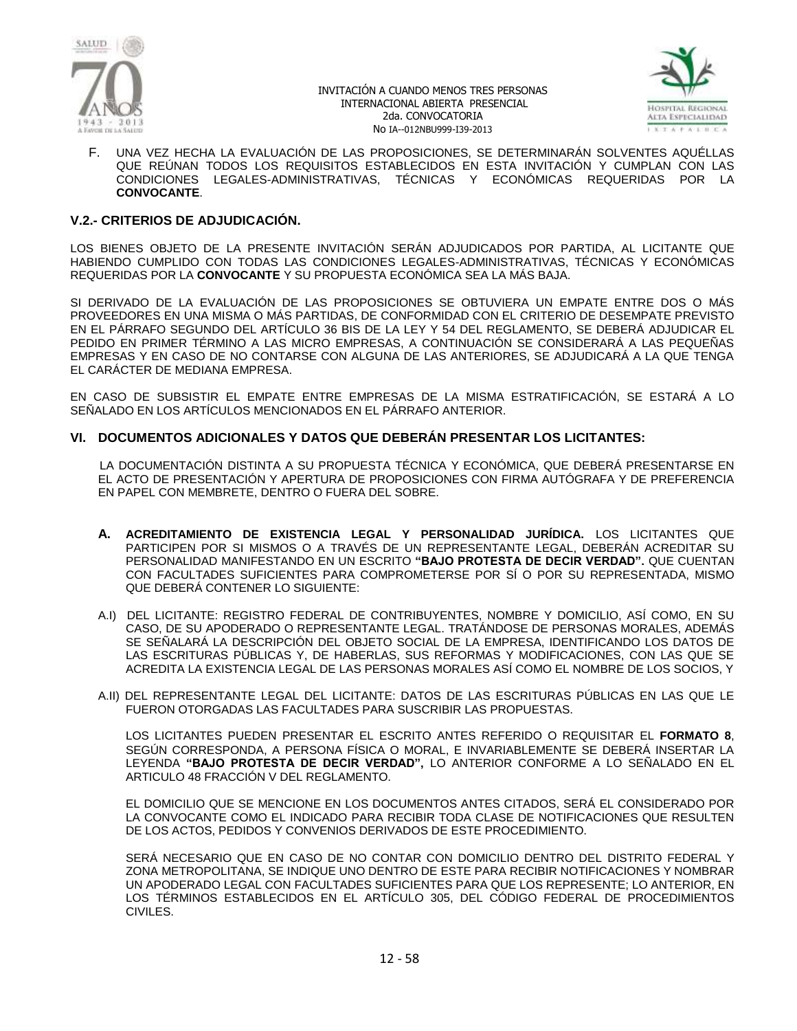F. UNA VEZ HECHA LA EVALUACIÓN DE LAS PROPOSICIONES, SE DETERMINARÁN SOLVENTES AQUÉLLAS QUE REÚNAN TODOS LOS REQUISITOS ESTABLECIDOS EN ESTA INVITACIÓN Y CUMPLAN CON LAS CONDICIONES LEGALES-ADMINISTRATIVAS, TÉCNICAS Y ECONÓMICAS REQUERIDAS POR LA **CONVOCANTE**.

### V.2.- CRITERIOS DE ADJUDICACIÓN.

LOS BIENES OBJETO DE LA PRESENTE INVITACIÓN SERÁN ADJUDICADOS POR PARTIDA, AL LICITANTE QUE HABIENDO CUMPLIDO CON TODAS LAS CONDICIONES LEGALES-ADMINISTRATIVAS, TÉCNICAS Y ECONÓMICAS REQUERIDAS POR LA **CONVOCANTE** Y SU PROPUESTA ECONÓMICA SEA LA MÁS BAJA.

SI DERIVADO DE LA EVALUACIÓN DE LAS PROPOSICIONES SE OBTUVIERA UN EMPATE ENTRE DOS O MÁS PROVEEDORES EN UNA MISMA O MÁS PARTIDAS, DE CONFORMIDAD CON EL CRITERIO DE DESEMPATE PREVISTO EN EL PÁRRAFO SEGUNDO DEL ARTÍCULO 36 BIS DE LA LEY Y 54 DEL REGLAMENTO, SE DEBERÁ ADJUDICAR EL PEDIDO EN PRIMER TÉRMINO A LAS MICRO EMPRESAS, A CONTINUACIÓN SE CONSIDERARÁ A LAS PEQUEÑAS EMPRESAS Y EN CASO DE NO CONTARSE CON ALGUNA DE LAS ANTERIORES, SE ADJUDICARÁ A LA QUE TENGA EL CARÁCTER DE MEDIANA EMPRESA.

EN CASO DE SUBSISTIR EL EMPATE ENTRE EMPRESAS DE LA MISMA ESTRATIFICACIÓN, SE ESTARÁ A LO SEÑALADO EN LOS ARTÍCULOS MENCIONADOS EN EL PÁRRAFO ANTERIOR.

## VI. DOCUMENTOS ADICIONALES Y DATOS QUE DEBERÁN PRESENTAR LOS LICITANTES:

LA DOCUMENTACIÓN DISTINTA A SU PROPUESTA TÉCNICA Y ECONÓMICA, QUE DEBERÁ PRESENTARSE EN EL ACTO DE PRESENTACIÓN Y APERTURA DE PROPOSICIONES CON FIRMA AUTÓGRAFA Y DE PREFERENCIA EN PAPEL CON MEMBRETE, DENTRO O FUERA DEL SOBRE.

**A. ACREDITAMIENTO DE EXISTENCIA LEGAL Y PERSONALIDAD JURÍDICA.** LOS LICITANTES QUE PARTICIPEN POR SI MISMOS O A TRAVÉS DE UN REPRESENTANTE LEGAL, DEBERÁN ACREDITAR SU PERSONALIDAD MANIFESTANDO EN UN ESCRITO **"BAJO PROTESTA DE DECIR VERDAD".** QUE CUENTAN CON FACULTADES SUFICIENTES PARA COMPROMETERSE POR SÍ O POR SU REPRESENTADA, MISMO QUE DEBERÁ CONTENER LO SIGUIENTE:

A.I) DEL LICITANTE: REGISTRO FEDERAL DE CONTRIBUYENTES, NOMBRE Y DOMICILIO, ASÍ COMO, EN SU CASO, DE SU APODERADO O REPRESENTANTE LEGAL. TRATÁNDOSE DE PERSONAS MORALES, ADEMÁS SE SEÑALARÁ LA DESCRIPCIÓN DEL OBJETO SOCIAL DE LA EMPRESA, IDENTIFICANDO LOS DATOS DE LAS ESCRITURAS PÚBLICAS Y, DE HABERLAS, SUS REFORMAS Y MODIFICACIONES, CON LAS QUE SE ACREDITA LA EXISTENCIA LEGAL DE LAS PERSONAS MORALES ASÍ COMO EL NOMBRE DE LOS SOCIOS, Y

A.II) DEL REPRESENTANTE LEGAL DEL LICITANTE: DATOS DE LAS ESCRITURAS PÚBLICAS EN LAS QUE LE FUERON OTORGADAS LAS FACULTADES PARA SUSCRIBIR LAS PROPUESTAS.

LOS LICITANTES PUEDEN PRESENTAR EL ESCRITO ANTES REFERIDO O REQUISITAR EL **FORMATO 8**, SEGÚN CORRESPONDA, A PERSONA FÍSICA O MORAL, E INVARIABLEMENTE SE DEBERÁ INSERTAR LA LEYENDA **"BAJO PROTESTA DE DECIR VERDAD",** LO ANTERIOR CONFORME A LO SEÑALADO EN EL ARTICULO 48 FRACCIÓN V DEL REGLAMENTO.

EL DOMICILIO QUE SE MENCIONE EN LOS DOCUMENTOS ANTES CITADOS, SERÁ EL CONSIDERADO POR LA CONVOCANTE COMO EL INDICADO PARA RECIBIR TODA CLASE DE NOTIFICACIONES QUE RESULTEN DE LOS ACTOS, PEDIDOS Y CONVENIOS DERIVADOS DE ESTE PROCEDIMIENTO.

SERÁ NECESARIO QUE EN CASO DE NO CONTAR CON DOMICILIO DENTRO DEL DISTRITO FEDERAL Y ZONA METROPOLITANA, SE INDIQUE UNO DENTRO DE ESTE PARA RECIBIR NOTIFICACIONES Y NOMBRAR UN APODERADO LEGAL CON FACULTADES SUFICIENTES PARA QUE LOS REPRESENTE; LO ANTERIOR, EN LOS TÉRMINOS ESTABLECIDOS EN EL ARTÍCULO 305, DEL CÓDIGO FEDERAL DE PROCEDIMIENTOS CIVILES.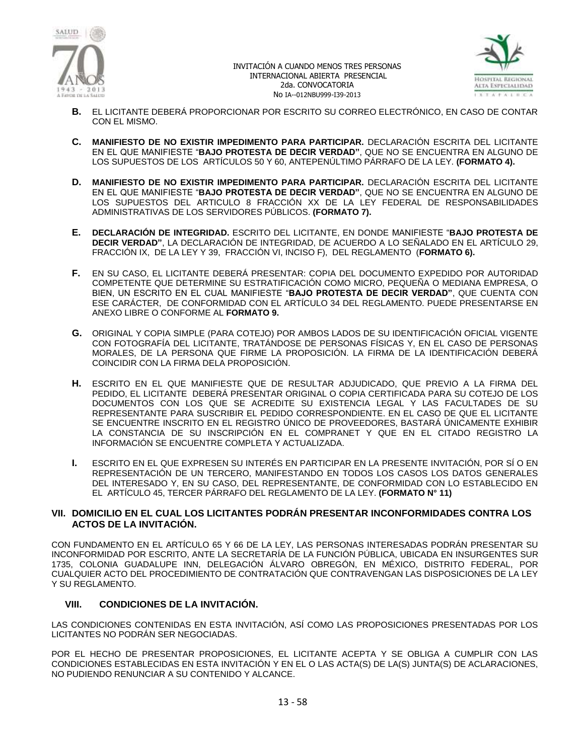**B.** EL LICITANTE DEBERÁ PROPORCIONAR POR ESCRITO SU CORREO ELECTRÓNICO, EN CASO DE CONTAR CON EL MISMO.

**C.** **MANIFIESTO DE NO EXISTIR IMPEDIMENTO PARA PARTICIPAR.** DECLARACIÓN ESCRITA DEL LICITANTE EN EL QUE MANIFIESTE "**BAJO PROTESTA DE DECIR VERDAD"**, QUE NO SE ENCUENTRA EN ALGUNO DE LOS SUPUESTOS DE LOS ARTÍCULOS 50 Y 60, ANTEPENÚLTIMO PÁRRAFO DE LA LEY. **(FORMATO 4).**

**D.** **MANIFIESTO DE NO EXISTIR IMPEDIMENTO PARA PARTICIPAR.** DECLARACIÓN ESCRITA DEL LICITANTE EN EL QUE MANIFIESTE "**BAJO PROTESTA DE DECIR VERDAD"**, QUE NO SE ENCUENTRA EN ALGUNO DE LOS SUPUESTOS DEL ARTICULO 8 FRACCIÓN XX DE LA LEY FEDERAL DE RESPONSABILIDADES ADMINISTRATIVAS DE LOS SERVIDORES PÚBLICOS. **(FORMATO 7).**

**E.** **DECLARACIÓN DE INTEGRIDAD.** ESCRITO DEL LICITANTE, EN DONDE MANIFIESTE "**BAJO PROTESTA DE DECIR VERDAD"**, LA DECLARACIÓN DE INTEGRIDAD, DE ACUERDO A LO SEÑALADO EN EL ARTÍCULO 29, FRACCIÓN IX, DE LA LEY Y 39, FRACCIÓN VI, INCISO F), DEL REGLAMENTO (**FORMATO 6).**

**F.** EN SU CASO, EL LICITANTE DEBERÁ PRESENTAR: COPIA DEL DOCUMENTO EXPEDIDO POR AUTORIDAD COMPETENTE QUE DETERMINE SU ESTRATIFICACIÓN COMO MICRO, PEQUEÑA O MEDIANA EMPRESA, O BIEN, UN ESCRITO EN EL CUAL MANIFIESTE "**BAJO PROTESTA DE DECIR VERDAD"**, QUE CUENTA CON ESE CARÁCTER, DE CONFORMIDAD CON EL ARTÍCULO 34 DEL REGLAMENTO. PUEDE PRESENTARSE EN ANEXO LIBRE O CONFORME AL **FORMATO 9.**

**G.** ORIGINAL Y COPIA SIMPLE (PARA COTEJO) POR AMBOS LADOS DE SU IDENTIFICACIÓN OFICIAL VIGENTE CON FOTOGRAFÍA DEL LICITANTE, TRATÁNDOSE DE PERSONAS FÍSICAS Y, EN EL CASO DE PERSONAS MORALES, DE LA PERSONA QUE FIRME LA PROPOSICIÓN. LA FIRMA DE LA IDENTIFICACIÓN DEBERÁ COINCIDIR CON LA FIRMA DELA PROPOSICIÓN.

**H.** ESCRITO EN EL QUE MANIFIESTE QUE DE RESULTAR ADJUDICADO, QUE PREVIO A LA FIRMA DEL PEDIDO, EL LICITANTE DEBERÁ PRESENTAR ORIGINAL O COPIA CERTIFICADA PARA SU COTEJO DE LOS DOCUMENTOS CON LOS QUE SE ACREDITE SU EXISTENCIA LEGAL Y LAS FACULTADES DE SU REPRESENTANTE PARA SUSCRIBIR EL PEDIDO CORRESPONDIENTE. EN EL CASO DE QUE EL LICITANTE SE ENCUENTRE INSCRITO EN EL REGISTRO ÚNICO DE PROVEEDORES, BASTARÁ ÚNICAMENTE EXHIBIR LA CONSTANCIA DE SU INSCRIPCIÓN EN EL COMPRANET Y QUE EN EL CITADO REGISTRO LA INFORMACIÓN SE ENCUENTRE COMPLETA Y ACTUALIZADA.

**I.** ESCRITO EN EL QUE EXPRESEN SU INTERÉS EN PARTICIPAR EN LA PRESENTE INVITACIÓN, POR SÍ O EN REPRESENTACIÓN DE UN TERCERO, MANIFESTANDO EN TODOS LOS CASOS LOS DATOS GENERALES DEL INTERESADO Y, EN SU CASO, DEL REPRESENTANTE, DE CONFORMIDAD CON LO ESTABLECIDO EN EL ARTÍCULO 45, TERCER PÁRRAFO DEL REGLAMENTO DE LA LEY. **(FORMATO N° 11)**

## VII. DOMICILIO EN EL CUAL LOS LICITANTES PODRÁN PRESENTAR INCONFORMIDADES CONTRA LOS ACTOS DE LA INVITACIÓN.

CON FUNDAMENTO EN EL ARTÍCULO 65 Y 66 DE LA LEY, LAS PERSONAS INTERESADAS PODRÁN PRESENTAR SU INCONFORMIDAD POR ESCRITO, ANTE LA SECRETARÍA DE LA FUNCIÓN PÚBLICA, UBICADA EN INSURGENTES SUR 1735, COLONIA GUADALUPE INN, DELEGACIÓN ÁLVARO OBREGÓN, EN MÉXICO, DISTRITO FEDERAL, POR CUALQUIER ACTO DEL PROCEDIMIENTO DE CONTRATACIÓN QUE CONTRAVENGAN LAS DISPOSICIONES DE LA LEY Y SU REGLAMENTO.

## VIII. CONDICIONES DE LA INVITACIÓN.

LAS CONDICIONES CONTENIDAS EN ESTA INVITACIÓN, ASÍ COMO LAS PROPOSICIONES PRESENTADAS POR LOS LICITANTES NO PODRÁN SER NEGOCIADAS.

POR EL HECHO DE PRESENTAR PROPOSICIONES, EL LICITANTE ACEPTA Y SE OBLIGA A CUMPLIR CON LAS CONDICIONES ESTABLECIDAS EN ESTA INVITACIÓN Y EN EL O LAS ACTA(S) DE LA(S) JUNTA(S) DE ACLARACIONES, NO PUDIENDO RENUNCIAR A SU CONTENIDO Y ALCANCE.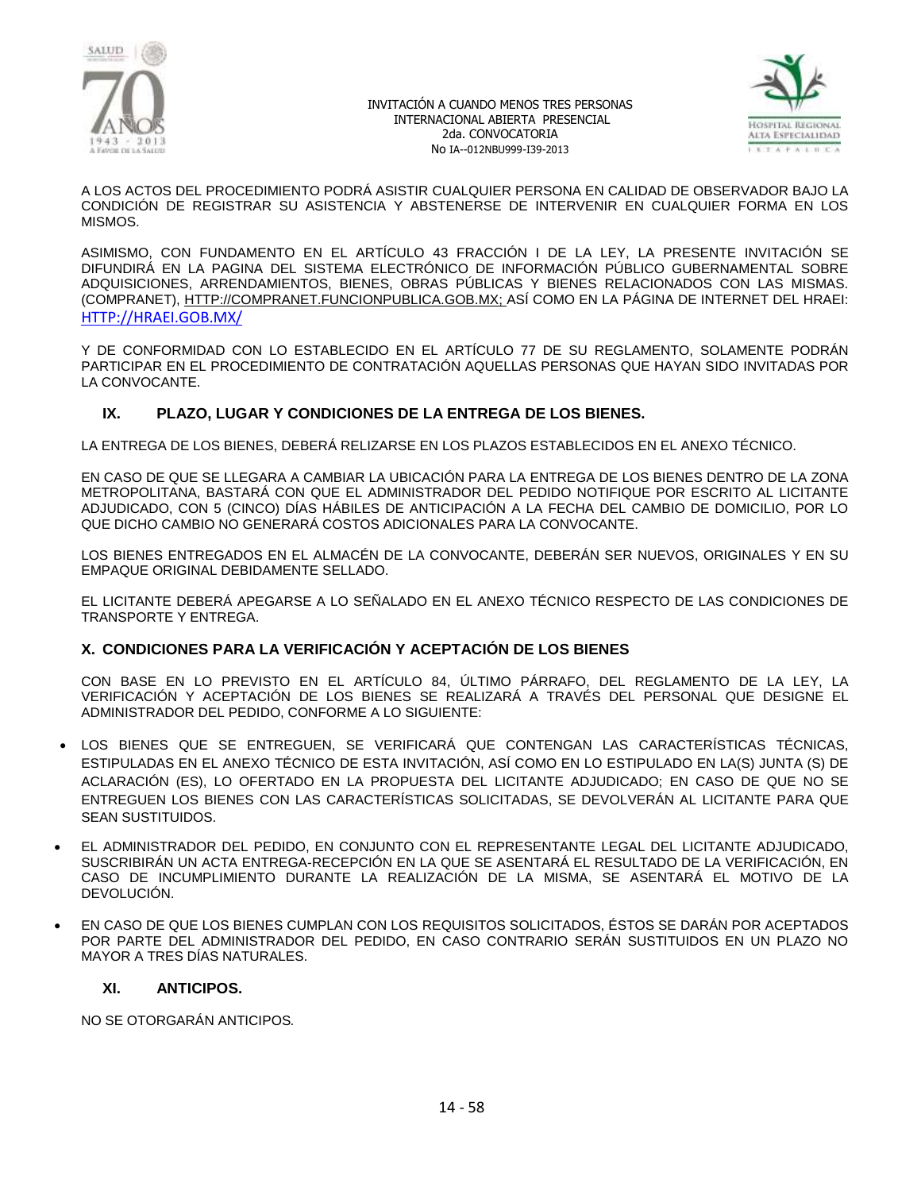A LOS ACTOS DEL PROCEDIMIENTO PODRÁ ASISTIR CUALQUIER PERSONA EN CALIDAD DE OBSERVADOR BAJO LA CONDICIÓN DE REGISTRAR SU ASISTENCIA Y ABSTENERSE DE INTERVENIR EN CUALQUIER FORMA EN LOS MISMOS.

ASIMISMO, CON FUNDAMENTO EN EL ARTÍCULO 43 FRACCIÓN I DE LA LEY, LA PRESENTE INVITACIÓN SE DIFUNDIRÁ EN LA PAGINA DEL SISTEMA ELECTRÓNICO DE INFORMACIÓN PÚBLICO GUBERNAMENTAL SOBRE ADQUISICIONES, ARRENDAMIENTOS, BIENES, OBRAS PÚBLICAS Y BIENES RELACIONADOS CON LAS MISMAS. (COMPRANET), HTTP://COMPRANET.FUNCIONPUBLICA.GOB.MX; ASÍ COMO EN LA PÁGINA DE INTERNET DEL HRAEI: HTTP://HRAEI.GOB.MX/

Y DE CONFORMIDAD CON LO ESTABLECIDO EN EL ARTÍCULO 77 DE SU REGLAMENTO, SOLAMENTE PODRÁN PARTICIPAR EN EL PROCEDIMIENTO DE CONTRATACIÓN AQUELLAS PERSONAS QUE HAYAN SIDO INVITADAS POR LA CONVOCANTE.

## IX. PLAZO, LUGAR Y CONDICIONES DE LA ENTREGA DE LOS BIENES.

LA ENTREGA DE LOS BIENES, DEBERÁ RELIZARSE EN LOS PLAZOS ESTABLECIDOS EN EL ANEXO TÉCNICO.

EN CASO DE QUE SE LLEGARA A CAMBIAR LA UBICACIÓN PARA LA ENTREGA DE LOS BIENES DENTRO DE LA ZONA METROPOLITANA, BASTARÁ CON QUE EL ADMINISTRADOR DEL PEDIDO NOTIFIQUE POR ESCRITO AL LICITANTE ADJUDICADO, CON 5 (CINCO) DÍAS HÁBILES DE ANTICIPACIÓN A LA FECHA DEL CAMBIO DE DOMICILIO, POR LO QUE DICHO CAMBIO NO GENERARÁ COSTOS ADICIONALES PARA LA CONVOCANTE.

LOS BIENES ENTREGADOS EN EL ALMACÉN DE LA CONVOCANTE, DEBERÁN SER NUEVOS, ORIGINALES Y EN SU EMPAQUE ORIGINAL DEBIDAMENTE SELLADO.

EL LICITANTE DEBERÁ APEGARSE A LO SEÑALADO EN EL ANEXO TÉCNICO RESPECTO DE LAS CONDICIONES DE TRANSPORTE Y ENTREGA.

## X. CONDICIONES PARA LA VERIFICACIÓN Y ACEPTACIÓN DE LOS BIENES

CON BASE EN LO PREVISTO EN EL ARTÍCULO 84, ÚLTIMO PÁRRAFO, DEL REGLAMENTO DE LA LEY, LA VERIFICACIÓN Y ACEPTACIÓN DE LOS BIENES SE REALIZARÁ A TRAVÉS DEL PERSONAL QUE DESIGNE EL ADMINISTRADOR DEL PEDIDO, CONFORME A LO SIGUIENTE:

- LOS BIENES QUE SE ENTREGUEN, SE VERIFICARÁ QUE CONTENGAN LAS CARACTERÍSTICAS TÉCNICAS, ESTIPULADAS EN EL ANEXO TÉCNICO DE ESTA INVITACIÓN, ASÍ COMO EN LO ESTIPULADO EN LA(S) JUNTA (S) DE ACLARACIÓN (ES), LO OFERTADO EN LA PROPUESTA DEL LICITANTE ADJUDICADO; EN CASO DE QUE NO SE ENTREGUEN LOS BIENES CON LAS CARACTERÍSTICAS SOLICITADAS, SE DEVOLVERÁN AL LICITANTE PARA QUE SEAN SUSTITUIDOS.
- EL ADMINISTRADOR DEL PEDIDO, EN CONJUNTO CON EL REPRESENTANTE LEGAL DEL LICITANTE ADJUDICADO, SUSCRIBIRÁN UN ACTA ENTREGA-RECEPCIÓN EN LA QUE SE ASENTARÁ EL RESULTADO DE LA VERIFICACIÓN, EN CASO DE INCUMPLIMIENTO DURANTE LA REALIZACIÓN DE LA MISMA, SE ASENTARÁ EL MOTIVO DE LA DEVOLUCIÓN.
- EN CASO DE QUE LOS BIENES CUMPLAN CON LOS REQUISITOS SOLICITADOS, ÉSTOS SE DARÁN POR ACEPTADOS POR PARTE DEL ADMINISTRADOR DEL PEDIDO, EN CASO CONTRARIO SERÁN SUSTITUIDOS EN UN PLAZO NO MAYOR A TRES DÍAS NATURALES.

## XI. ANTICIPOS.

NO SE OTORGARÁN ANTICIPOS.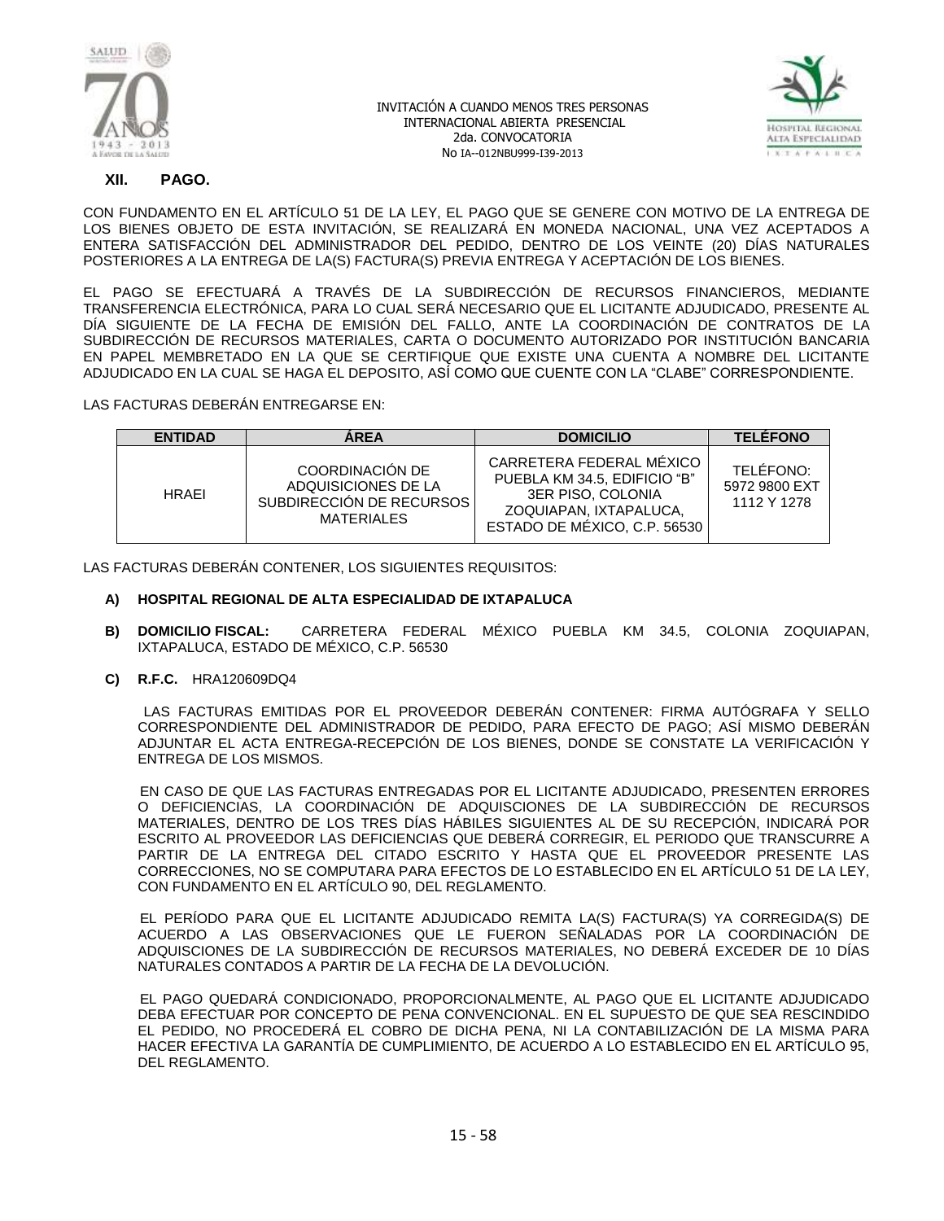## XII. PAGO.

CON FUNDAMENTO EN EL ARTÍCULO 51 DE LA LEY, EL PAGO QUE SE GENERE CON MOTIVO DE LA ENTREGA DE LOS BIENES OBJETO DE ESTA INVITACIÓN, SE REALIZARÁ EN MONEDA NACIONAL, UNA VEZ ACEPTADOS A ENTERA SATISFACCIÓN DEL ADMINISTRADOR DEL PEDIDO, DENTRO DE LOS VEINTE (20) DÍAS NATURALES POSTERIORES A LA ENTREGA DE LA(S) FACTURA(S) PREVIA ENTREGA Y ACEPTACIÓN DE LOS BIENES.

EL PAGO SE EFECTUARÁ A TRAVÉS DE LA SUBDIRECCIÓN DE RECURSOS FINANCIEROS, MEDIANTE TRANSFERENCIA ELECTRÓNICA, PARA LO CUAL SERÁ NECESARIO QUE EL LICITANTE ADJUDICADO, PRESENTE AL DÍA SIGUIENTE DE LA FECHA DE EMISIÓN DEL FALLO, ANTE LA COORDINACIÓN DE CONTRATOS DE LA SUBDIRECCIÓN DE RECURSOS MATERIALES, CARTA O DOCUMENTO AUTORIZADO POR INSTITUCIÓN BANCARIA EN PAPEL MEMBRETADO EN LA QUE SE CERTIFIQUE QUE EXISTE UNA CUENTA A NOMBRE DEL LICITANTE ADJUDICADO EN LA CUAL SE HAGA EL DEPOSITO, ASÍ COMO QUE CUENTE CON LA "CLABE" CORRESPONDIENTE.

LAS FACTURAS DEBERÁN ENTREGARSE EN:

| ENTIDAD | ÁREA | DOMICILIO | TELÉFONO |
|---|---|---|---|
| HRAEI | COORDINACIÓN DE ADQUISICIONES DE LA SUBDIRECCIÓN DE RECURSOS MATERIALES | CARRETERA FEDERAL MÉXICO PUEBLA KM 34.5, EDIFICIO "B" 3ER PISO, COLONIA ZOQUIAPAN, IXTAPALUCA, ESTADO DE MÉXICO, C.P. 56530 | TELÉFONO: 5972 9800 EXT 1112 Y 1278 |

LAS FACTURAS DEBERÁN CONTENER, LOS SIGUIENTES REQUISITOS:

- **A) HOSPITAL REGIONAL DE ALTA ESPECIALIDAD DE IXTAPALUCA**
- **B) DOMICILIO FISCAL:** CARRETERA FEDERAL MÉXICO PUEBLA KM 34.5, COLONIA ZOQUIAPAN, IXTAPALUCA, ESTADO DE MÉXICO, C.P. 56530
- **C) R.F.C.** HRA120609DQ4

LAS FACTURAS EMITIDAS POR EL PROVEEDOR DEBERÁN CONTENER: FIRMA AUTÓGRAFA Y SELLO CORRESPONDIENTE DEL ADMINISTRADOR DE PEDIDO, PARA EFECTO DE PAGO; ASÍ MISMO DEBERÁN ADJUNTAR EL ACTA ENTREGA-RECEPCIÓN DE LOS BIENES, DONDE SE CONSTATE LA VERIFICACIÓN Y ENTREGA DE LOS MISMOS.

EN CASO DE QUE LAS FACTURAS ENTREGADAS POR EL LICITANTE ADJUDICADO, PRESENTEN ERRORES O DEFICIENCIAS, LA COORDINACIÓN DE ADQUISCIONES DE LA SUBDIRECCIÓN DE RECURSOS MATERIALES, DENTRO DE LOS TRES DÍAS HÁBILES SIGUIENTES AL DE SU RECEPCIÓN, INDICARÁ POR ESCRITO AL PROVEEDOR LAS DEFICIENCIAS QUE DEBERÁ CORREGIR, EL PERIODO QUE TRANSCURRE A PARTIR DE LA ENTREGA DEL CITADO ESCRITO Y HASTA QUE EL PROVEEDOR PRESENTE LAS CORRECCIONES, NO SE COMPUTARA PARA EFECTOS DE LO ESTABLECIDO EN EL ARTÍCULO 51 DE LA LEY, CON FUNDAMENTO EN EL ARTÍCULO 90, DEL REGLAMENTO.

EL PERÍODO PARA QUE EL LICITANTE ADJUDICADO REMITA LA(S) FACTURA(S) YA CORREGIDA(S) DE ACUERDO A LAS OBSERVACIONES QUE LE FUERON SEÑALADAS POR LA COORDINACIÓN DE ADQUISCIONES DE LA SUBDIRECCIÓN DE RECURSOS MATERIALES, NO DEBERÁ EXCEDER DE 10 DÍAS NATURALES CONTADOS A PARTIR DE LA FECHA DE LA DEVOLUCIÓN.

EL PAGO QUEDARÁ CONDICIONADO, PROPORCIONALMENTE, AL PAGO QUE EL LICITANTE ADJUDICADO DEBA EFECTUAR POR CONCEPTO DE PENA CONVENCIONAL. EN EL SUPUESTO DE QUE SEA RESCINDIDO EL PEDIDO, NO PROCEDERÁ EL COBRO DE DICHA PENA, NI LA CONTABILIZACIÓN DE LA MISMA PARA HACER EFECTIVA LA GARANTÍA DE CUMPLIMIENTO, DE ACUERDO A LO ESTABLECIDO EN EL ARTÍCULO 95, DEL REGLAMENTO.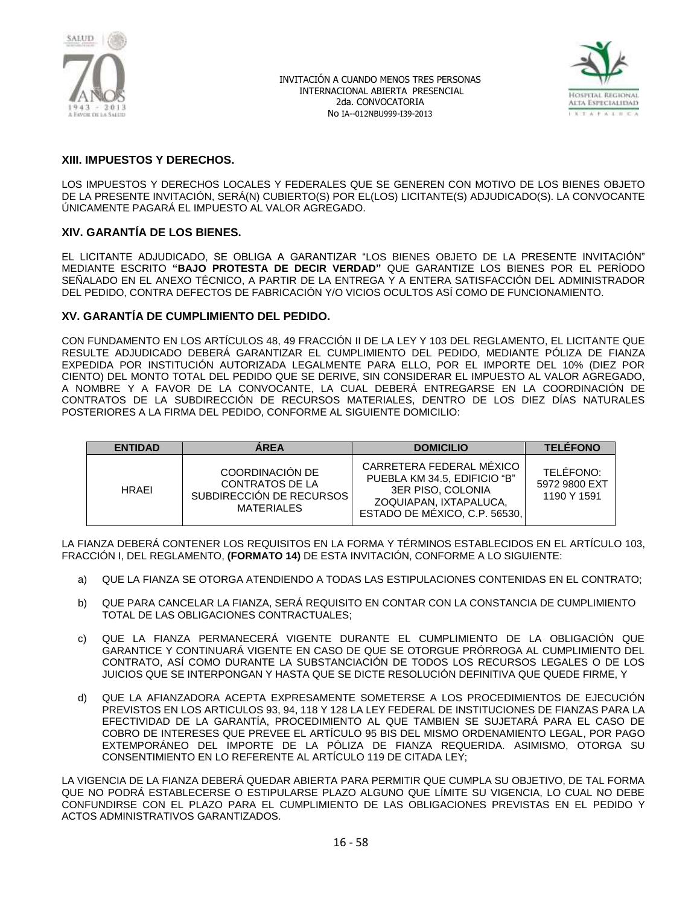### XIII. IMPUESTOS Y DERECHOS.

LOS IMPUESTOS Y DERECHOS LOCALES Y FEDERALES QUE SE GENEREN CON MOTIVO DE LOS BIENES OBJETO DE LA PRESENTE INVITACIÓN, SERÁ(N) CUBIERTO(S) POR EL(LOS) LICITANTE(S) ADJUDICADO(S). LA CONVOCANTE ÚNICAMENTE PAGARÁ EL IMPUESTO AL VALOR AGREGADO.

### XIV. GARANTÍA DE LOS BIENES.

EL LICITANTE ADJUDICADO, SE OBLIGA A GARANTIZAR "LOS BIENES OBJETO DE LA PRESENTE INVITACIÓN" MEDIANTE ESCRITO **"BAJO PROTESTA DE DECIR VERDAD"** QUE GARANTIZE LOS BIENES POR EL PERÍODO SEÑALADO EN EL ANEXO TÉCNICO, A PARTIR DE LA ENTREGA Y A ENTERA SATISFACCIÓN DEL ADMINISTRADOR DEL PEDIDO, CONTRA DEFECTOS DE FABRICACIÓN Y/O VICIOS OCULTOS ASÍ COMO DE FUNCIONAMIENTO.

### XV. GARANTÍA DE CUMPLIMIENTO DEL PEDIDO.

CON FUNDAMENTO EN LOS ARTÍCULOS 48, 49 FRACCIÓN II DE LA LEY Y 103 DEL REGLAMENTO, EL LICITANTE QUE RESULTE ADJUDICADO DEBERÁ GARANTIZAR EL CUMPLIMIENTO DEL PEDIDO, MEDIANTE PÓLIZA DE FIANZA EXPEDIDA POR INSTITUCIÓN AUTORIZADA LEGALMENTE PARA ELLO, POR EL IMPORTE DEL 10% (DIEZ POR CIENTO) DEL MONTO TOTAL DEL PEDIDO QUE SE DERIVE, SIN CONSIDERAR EL IMPUESTO AL VALOR AGREGADO, A NOMBRE Y A FAVOR DE LA CONVOCANTE, LA CUAL DEBERÁ ENTREGARSE EN LA COORDINACIÓN DE CONTRATOS DE LA SUBDIRECCIÓN DE RECURSOS MATERIALES, DENTRO DE LOS DIEZ DÍAS NATURALES POSTERIORES A LA FIRMA DEL PEDIDO, CONFORME AL SIGUIENTE DOMICILIO:

| ENTIDAD | ÁREA | DOMICILIO | TELÉFONO |
|---|---|---|---|
| HRAEI | COORDINACIÓN DE CONTRATOS DE LA SUBDIRECCIÓN DE RECURSOS MATERIALES | CARRETERA FEDERAL MÉXICO PUEBLA KM 34.5, EDIFICIO "B" 3ER PISO, COLONIA ZOQUIAPAN, IXTAPALUCA, ESTADO DE MÉXICO, C.P. 56530, | TELÉFONO: 5972 9800 EXT 1190 Y 1591 |

LA FIANZA DEBERÁ CONTENER LOS REQUISITOS EN LA FORMA Y TÉRMINOS ESTABLECIDOS EN EL ARTÍCULO 103, FRACCIÓN I, DEL REGLAMENTO, **(FORMATO 14)** DE ESTA INVITACIÓN, CONFORME A LO SIGUIENTE:

a) QUE LA FIANZA SE OTORGA ATENDIENDO A TODAS LAS ESTIPULACIONES CONTENIDAS EN EL CONTRATO;

b) QUE PARA CANCELAR LA FIANZA, SERÁ REQUISITO EN CONTAR CON LA CONSTANCIA DE CUMPLIMIENTO TOTAL DE LAS OBLIGACIONES CONTRACTUALES;

c) QUE LA FIANZA PERMANECERÁ VIGENTE DURANTE EL CUMPLIMIENTO DE LA OBLIGACIÓN QUE GARANTICE Y CONTINUARÁ VIGENTE EN CASO DE QUE SE OTORGUE PRÓRROGA AL CUMPLIMIENTO DEL CONTRATO, ASÍ COMO DURANTE LA SUBSTANCIACIÓN DE TODOS LOS RECURSOS LEGALES O DE LOS JUICIOS QUE SE INTERPONGAN Y HASTA QUE SE DICTE RESOLUCIÓN DEFINITIVA QUE QUEDE FIRME, Y

d) QUE LA AFIANZADORA ACEPTA EXPRESAMENTE SOMETERSE A LOS PROCEDIMIENTOS DE EJECUCIÓN PREVISTOS EN LOS ARTICULOS 93, 94, 118 Y 128 LA LEY FEDERAL DE INSTITUCIONES DE FIANZAS PARA LA EFECTIVIDAD DE LA GARANTÍA, PROCEDIMIENTO AL QUE TAMBIEN SE SUJETARÁ PARA EL CASO DE COBRO DE INTERESES QUE PREVEE EL ARTÍCULO 95 BIS DEL MISMO ORDENAMIENTO LEGAL, POR PAGO EXTEMPORÁNEO DEL IMPORTE DE LA PÓLIZA DE FIANZA REQUERIDA. ASIMISMO, OTORGA SU CONSENTIMIENTO EN LO REFERENTE AL ARTÍCULO 119 DE CITADA LEY;

LA VIGENCIA DE LA FIANZA DEBERÁ QUEDAR ABIERTA PARA PERMITIR QUE CUMPLA SU OBJETIVO, DE TAL FORMA QUE NO PODRÁ ESTABLECERSE O ESTIPULARSE PLAZO ALGUNO QUE LÍMITE SU VIGENCIA, LO CUAL NO DEBE CONFUNDIRSE CON EL PLAZO PARA EL CUMPLIMIENTO DE LAS OBLIGACIONES PREVISTAS EN EL PEDIDO Y ACTOS ADMINISTRATIVOS GARANTIZADOS.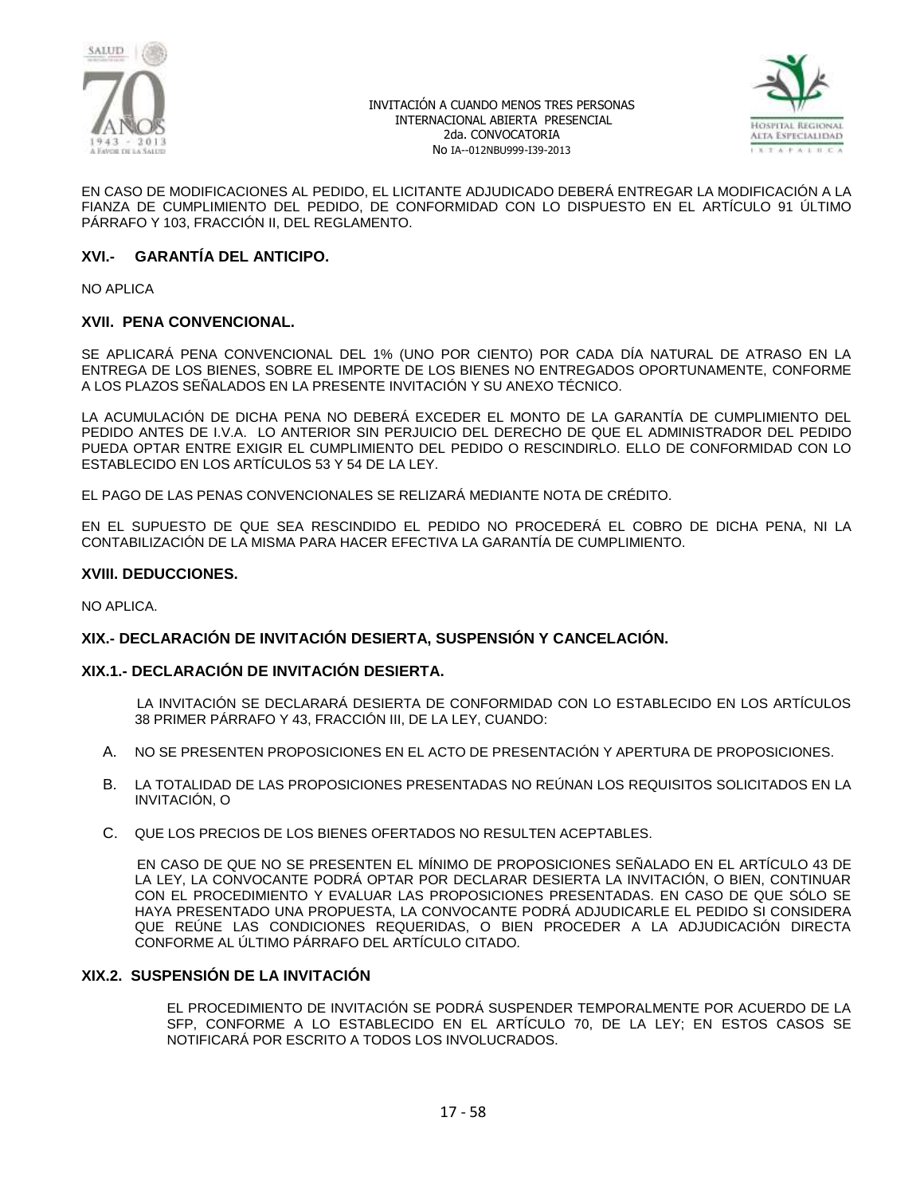EN CASO DE MODIFICACIONES AL PEDIDO, EL LICITANTE ADJUDICADO DEBERÁ ENTREGAR LA MODIFICACIÓN A LA FIANZA DE CUMPLIMIENTO DEL PEDIDO, DE CONFORMIDAD CON LO DISPUESTO EN EL ARTÍCULO 91 ÚLTIMO PÁRRAFO Y 103, FRACCIÓN II, DEL REGLAMENTO.

## XVI.- GARANTÍA DEL ANTICIPO.

NO APLICA

## XVII. PENA CONVENCIONAL.

SE APLICARÁ PENA CONVENCIONAL DEL 1% (UNO POR CIENTO) POR CADA DÍA NATURAL DE ATRASO EN LA ENTREGA DE LOS BIENES, SOBRE EL IMPORTE DE LOS BIENES NO ENTREGADOS OPORTUNAMENTE, CONFORME A LOS PLAZOS SEÑALADOS EN LA PRESENTE INVITACIÓN Y SU ANEXO TÉCNICO.

LA ACUMULACIÓN DE DICHA PENA NO DEBERÁ EXCEDER EL MONTO DE LA GARANTÍA DE CUMPLIMIENTO DEL PEDIDO ANTES DE I.V.A. LO ANTERIOR SIN PERJUICIO DEL DERECHO DE QUE EL ADMINISTRADOR DEL PEDIDO PUEDA OPTAR ENTRE EXIGIR EL CUMPLIMIENTO DEL PEDIDO O RESCINDIRLO. ELLO DE CONFORMIDAD CON LO ESTABLECIDO EN LOS ARTÍCULOS 53 Y 54 DE LA LEY.

EL PAGO DE LAS PENAS CONVENCIONALES SE RELIZARÁ MEDIANTE NOTA DE CRÉDITO.

EN EL SUPUESTO DE QUE SEA RESCINDIDO EL PEDIDO NO PROCEDERÁ EL COBRO DE DICHA PENA, NI LA CONTABILIZACIÓN DE LA MISMA PARA HACER EFECTIVA LA GARANTÍA DE CUMPLIMIENTO.

## XVIII. DEDUCCIONES.

NO APLICA.

## XIX.- DECLARACIÓN DE INVITACIÓN DESIERTA, SUSPENSIÓN Y CANCELACIÓN.

### XIX.1.- DECLARACIÓN DE INVITACIÓN DESIERTA.

LA INVITACIÓN SE DECLARARÁ DESIERTA DE CONFORMIDAD CON LO ESTABLECIDO EN LOS ARTÍCULOS 38 PRIMER PÁRRAFO Y 43, FRACCIÓN III, DE LA LEY, CUANDO:

A. NO SE PRESENTEN PROPOSICIONES EN EL ACTO DE PRESENTACIÓN Y APERTURA DE PROPOSICIONES.

B. LA TOTALIDAD DE LAS PROPOSICIONES PRESENTADAS NO REÚNAN LOS REQUISITOS SOLICITADOS EN LA INVITACIÓN, O

C. QUE LOS PRECIOS DE LOS BIENES OFERTADOS NO RESULTEN ACEPTABLES.

EN CASO DE QUE NO SE PRESENTEN EL MÍNIMO DE PROPOSICIONES SEÑALADO EN EL ARTÍCULO 43 DE LA LEY, LA CONVOCANTE PODRÁ OPTAR POR DECLARAR DESIERTA LA INVITACIÓN, O BIEN, CONTINUAR CON EL PROCEDIMIENTO Y EVALUAR LAS PROPOSICIONES PRESENTADAS. EN CASO DE QUE SÓLO SE HAYA PRESENTADO UNA PROPUESTA, LA CONVOCANTE PODRÁ ADJUDICARLE EL PEDIDO SI CONSIDERA QUE REÚNE LAS CONDICIONES REQUERIDAS, O BIEN PROCEDER A LA ADJUDICACIÓN DIRECTA CONFORME AL ÚLTIMO PÁRRAFO DEL ARTÍCULO CITADO.

### XIX.2. SUSPENSIÓN DE LA INVITACIÓN

EL PROCEDIMIENTO DE INVITACIÓN SE PODRÁ SUSPENDER TEMPORALMENTE POR ACUERDO DE LA SFP, CONFORME A LO ESTABLECIDO EN EL ARTÍCULO 70, DE LA LEY; EN ESTOS CASOS SE NOTIFICARÁ POR ESCRITO A TODOS LOS INVOLUCRADOS.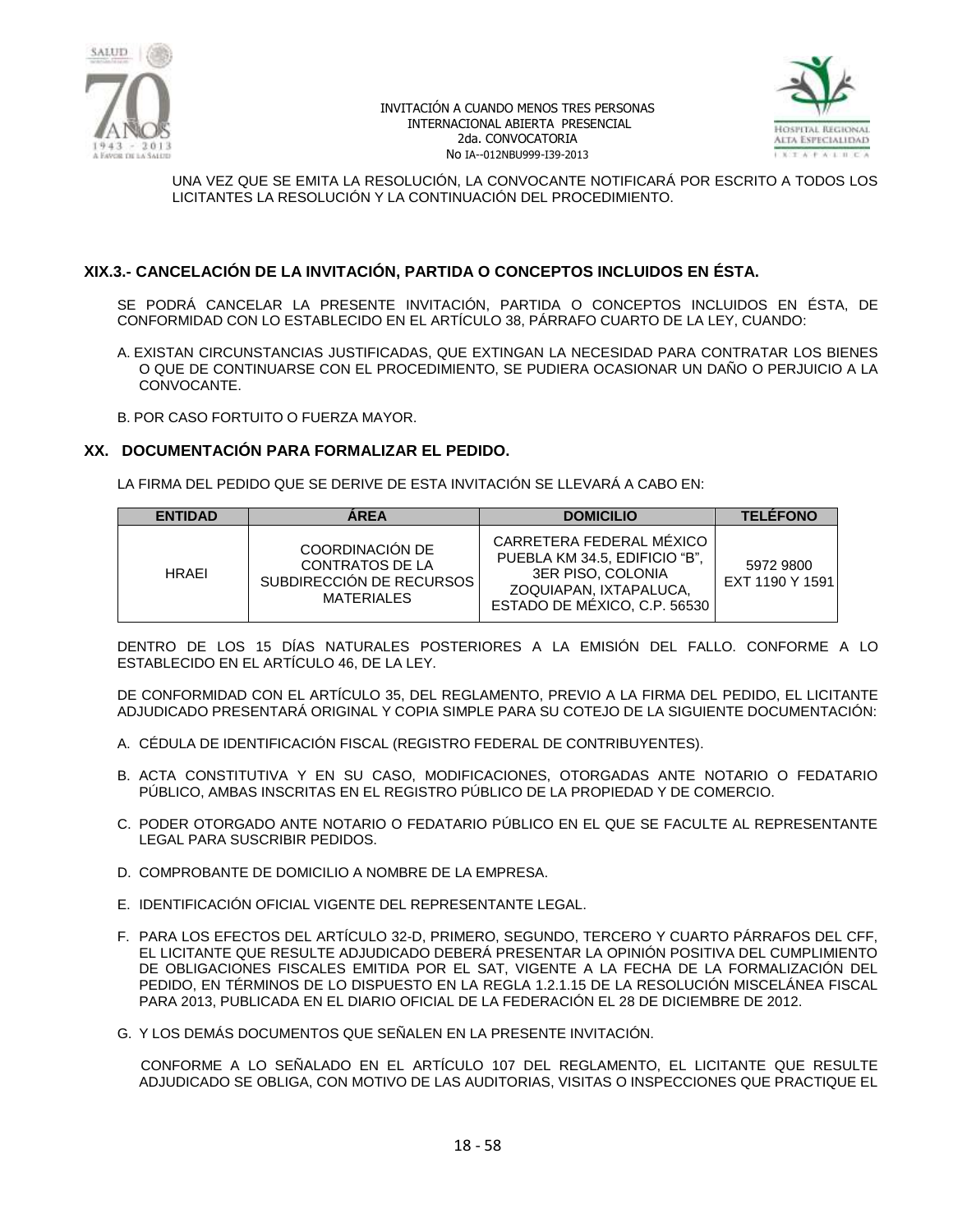UNA VEZ QUE SE EMITA LA RESOLUCIÓN, LA CONVOCANTE NOTIFICARÁ POR ESCRITO A TODOS LOS LICITANTES LA RESOLUCIÓN Y LA CONTINUACIÓN DEL PROCEDIMIENTO.

### XIX.3.- CANCELACIÓN DE LA INVITACIÓN, PARTIDA O CONCEPTOS INCLUIDOS EN ÉSTA.

SE PODRÁ CANCELAR LA PRESENTE INVITACIÓN, PARTIDA O CONCEPTOS INCLUIDOS EN ÉSTA, DE CONFORMIDAD CON LO ESTABLECIDO EN EL ARTÍCULO 38, PÁRRAFO CUARTO DE LA LEY, CUANDO:

A. EXISTAN CIRCUNSTANCIAS JUSTIFICADAS, QUE EXTINGAN LA NECESIDAD PARA CONTRATAR LOS BIENES O QUE DE CONTINUARSE CON EL PROCEDIMIENTO, SE PUDIERA OCASIONAR UN DAÑO O PERJUICIO A LA CONVOCANTE.

B. POR CASO FORTUITO O FUERZA MAYOR.

## XX. DOCUMENTACIÓN PARA FORMALIZAR EL PEDIDO.

LA FIRMA DEL PEDIDO QUE SE DERIVE DE ESTA INVITACIÓN SE LLEVARÁ A CABO EN:

| ENTIDAD | ÁREA | DOMICILIO | TELÉFONO |
|---|---|---|---|
| HRAEI | COORDINACIÓN DE CONTRATOS DE LA SUBDIRECCIÓN DE RECURSOS MATERIALES | CARRETERA FEDERAL MÉXICO PUEBLA KM 34.5, EDIFICIO "B", 3ER PISO, COLONIA ZOQUIAPAN, IXTAPALUCA, ESTADO DE MÉXICO, C.P. 56530 | 5972 9800 EXT 1190 Y 1591 |

DENTRO DE LOS 15 DÍAS NATURALES POSTERIORES A LA EMISIÓN DEL FALLO. CONFORME A LO ESTABLECIDO EN EL ARTÍCULO 46, DE LA LEY.

DE CONFORMIDAD CON EL ARTÍCULO 35, DEL REGLAMENTO, PREVIO A LA FIRMA DEL PEDIDO, EL LICITANTE ADJUDICADO PRESENTARÁ ORIGINAL Y COPIA SIMPLE PARA SU COTEJO DE LA SIGUIENTE DOCUMENTACIÓN:

A. CÉDULA DE IDENTIFICACIÓN FISCAL (REGISTRO FEDERAL DE CONTRIBUYENTES).

B. ACTA CONSTITUTIVA Y EN SU CASO, MODIFICACIONES, OTORGADAS ANTE NOTARIO O FEDATARIO PÚBLICO, AMBAS INSCRITAS EN EL REGISTRO PÚBLICO DE LA PROPIEDAD Y DE COMERCIO.

C. PODER OTORGADO ANTE NOTARIO O FEDATARIO PÚBLICO EN EL QUE SE FACULTE AL REPRESENTANTE LEGAL PARA SUSCRIBIR PEDIDOS.

D. COMPROBANTE DE DOMICILIO A NOMBRE DE LA EMPRESA.

E. IDENTIFICACIÓN OFICIAL VIGENTE DEL REPRESENTANTE LEGAL.

F. PARA LOS EFECTOS DEL ARTÍCULO 32-D, PRIMERO, SEGUNDO, TERCERO Y CUARTO PÁRRAFOS DEL CFF, EL LICITANTE QUE RESULTE ADJUDICADO DEBERÁ PRESENTAR LA OPINIÓN POSITIVA DEL CUMPLIMIENTO DE OBLIGACIONES FISCALES EMITIDA POR EL SAT, VIGENTE A LA FECHA DE LA FORMALIZACIÓN DEL PEDIDO, EN TÉRMINOS DE LO DISPUESTO EN LA REGLA 1.2.1.15 DE LA RESOLUCIÓN MISCELÁNEA FISCAL PARA 2013, PUBLICADA EN EL DIARIO OFICIAL DE LA FEDERACIÓN EL 28 DE DICIEMBRE DE 2012.

G. Y LOS DEMÁS DOCUMENTOS QUE SEÑALEN EN LA PRESENTE INVITACIÓN.

CONFORME A LO SEÑALADO EN EL ARTÍCULO 107 DEL REGLAMENTO, EL LICITANTE QUE RESULTE ADJUDICADO SE OBLIGA, CON MOTIVO DE LAS AUDITORIAS, VISITAS O INSPECCIONES QUE PRACTIQUE EL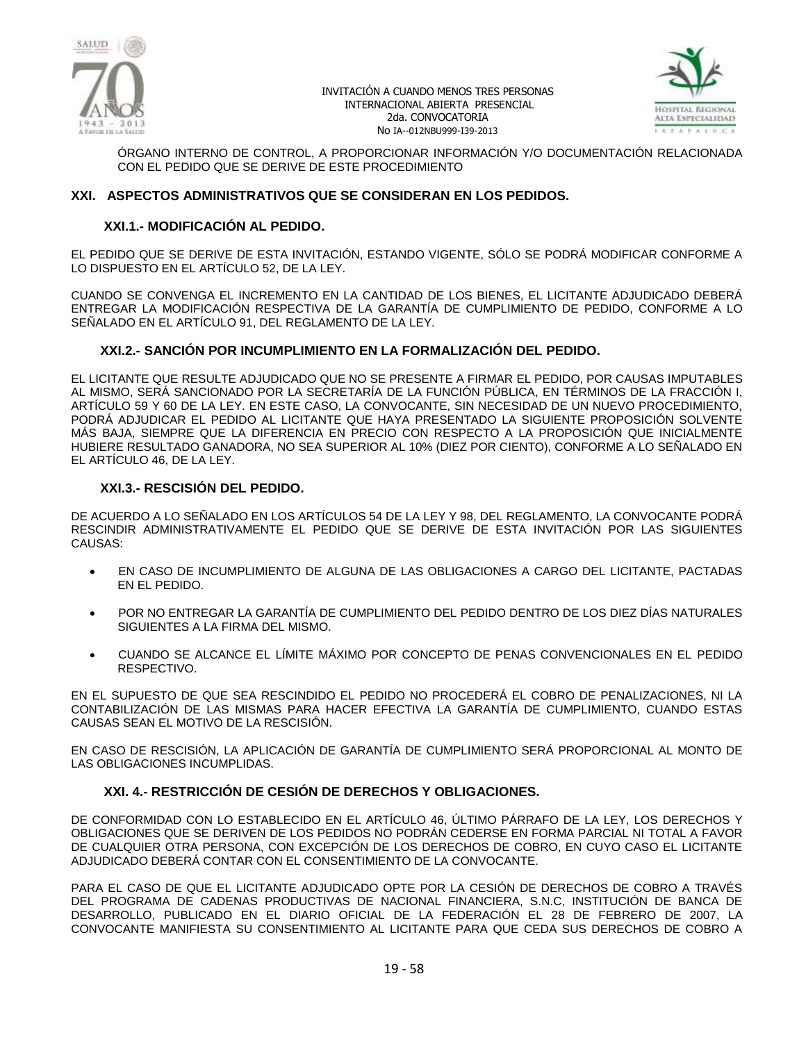ÓRGANO INTERNO DE CONTROL, A PROPORCIONAR INFORMACIÓN Y/O DOCUMENTACIÓN RELACIONADA CON EL PEDIDO QUE SE DERIVE DE ESTE PROCEDIMIENTO

## XXI. ASPECTOS ADMINISTRATIVOS QUE SE CONSIDERAN EN LOS PEDIDOS.

### XXI.1.- MODIFICACIÓN AL PEDIDO.

EL PEDIDO QUE SE DERIVE DE ESTA INVITACIÓN, ESTANDO VIGENTE, SÓLO SE PODRÁ MODIFICAR CONFORME A LO DISPUESTO EN EL ARTÍCULO 52, DE LA LEY.

CUANDO SE CONVENGA EL INCREMENTO EN LA CANTIDAD DE LOS BIENES, EL LICITANTE ADJUDICADO DEBERÁ ENTREGAR LA MODIFICACIÓN RESPECTIVA DE LA GARANTÍA DE CUMPLIMIENTO DE PEDIDO, CONFORME A LO SEÑALADO EN EL ARTÍCULO 91, DEL REGLAMENTO DE LA LEY.

### XXI.2.- SANCIÓN POR INCUMPLIMIENTO EN LA FORMALIZACIÓN DEL PEDIDO.

EL LICITANTE QUE RESULTE ADJUDICADO QUE NO SE PRESENTE A FIRMAR EL PEDIDO, POR CAUSAS IMPUTABLES AL MISMO, SERÁ SANCIONADO POR LA SECRETARÍA DE LA FUNCIÓN PÚBLICA, EN TÉRMINOS DE LA FRACCIÓN I, ARTÍCULO 59 Y 60 DE LA LEY. EN ESTE CASO, LA CONVOCANTE, SIN NECESIDAD DE UN NUEVO PROCEDIMIENTO, PODRÁ ADJUDICAR EL PEDIDO AL LICITANTE QUE HAYA PRESENTADO LA SIGUIENTE PROPOSICIÓN SOLVENTE MÁS BAJA, SIEMPRE QUE LA DIFERENCIA EN PRECIO CON RESPECTO A LA PROPOSICIÓN QUE INICIALMENTE HUBIERE RESULTADO GANADORA, NO SEA SUPERIOR AL 10% (DIEZ POR CIENTO), CONFORME A LO SEÑALADO EN EL ARTÍCULO 46, DE LA LEY.

### XXI.3.- RESCISIÓN DEL PEDIDO.

DE ACUERDO A LO SEÑALADO EN LOS ARTÍCULOS 54 DE LA LEY Y 98, DEL REGLAMENTO, LA CONVOCANTE PODRÁ RESCINDIR ADMINISTRATIVAMENTE EL PEDIDO QUE SE DERIVE DE ESTA INVITACIÓN POR LAS SIGUIENTES CAUSAS:

- EN CASO DE INCUMPLIMIENTO DE ALGUNA DE LAS OBLIGACIONES A CARGO DEL LICITANTE, PACTADAS EN EL PEDIDO.
- POR NO ENTREGAR LA GARANTÍA DE CUMPLIMIENTO DEL PEDIDO DENTRO DE LOS DIEZ DÍAS NATURALES SIGUIENTES A LA FIRMA DEL MISMO.
- CUANDO SE ALCANCE EL LÍMITE MÁXIMO POR CONCEPTO DE PENAS CONVENCIONALES EN EL PEDIDO RESPECTIVO.

EN EL SUPUESTO DE QUE SEA RESCINDIDO EL PEDIDO NO PROCEDERÁ EL COBRO DE PENALIZACIONES, NI LA CONTABILIZACIÓN DE LAS MISMAS PARA HACER EFECTIVA LA GARANTÍA DE CUMPLIMIENTO, CUANDO ESTAS CAUSAS SEAN EL MOTIVO DE LA RESCISIÓN.

EN CASO DE RESCISIÓN, LA APLICACIÓN DE GARANTÍA DE CUMPLIMIENTO SERÁ PROPORCIONAL AL MONTO DE LAS OBLIGACIONES INCUMPLIDAS.

### XXI. 4.- RESTRICCIÓN DE CESIÓN DE DERECHOS Y OBLIGACIONES.

DE CONFORMIDAD CON LO ESTABLECIDO EN EL ARTÍCULO 46, ÚLTIMO PÁRRAFO DE LA LEY, LOS DERECHOS Y OBLIGACIONES QUE SE DERIVEN DE LOS PEDIDOS NO PODRÁN CEDERSE EN FORMA PARCIAL NI TOTAL A FAVOR DE CUALQUIER OTRA PERSONA, CON EXCEPCIÓN DE LOS DERECHOS DE COBRO, EN CUYO CASO EL LICITANTE ADJUDICADO DEBERÁ CONTAR CON EL CONSENTIMIENTO DE LA CONVOCANTE.

PARA EL CASO DE QUE EL LICITANTE ADJUDICADO OPTE POR LA CESIÓN DE DERECHOS DE COBRO A TRAVÉS DEL PROGRAMA DE CADENAS PRODUCTIVAS DE NACIONAL FINANCIERA, S.N.C, INSTITUCIÓN DE BANCA DE DESARROLLO, PUBLICADO EN EL DIARIO OFICIAL DE LA FEDERACIÓN EL 28 DE FEBRERO DE 2007, LA CONVOCANTE MANIFIESTA SU CONSENTIMIENTO AL LICITANTE PARA QUE CEDA SUS DERECHOS DE COBRO A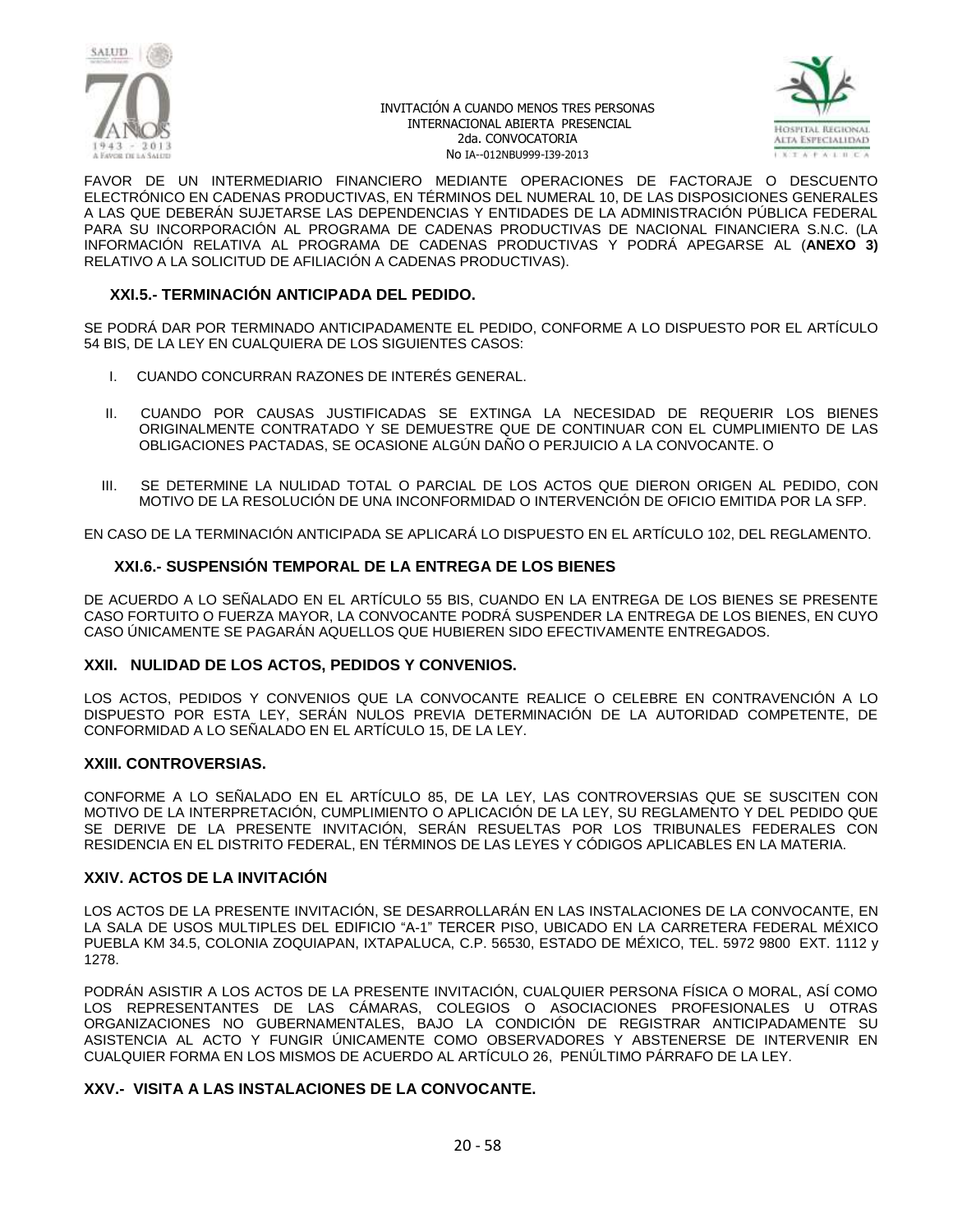FAVOR DE UN INTERMEDIARIO FINANCIERO MEDIANTE OPERACIONES DE FACTORAJE O DESCUENTO ELECTRÓNICO EN CADENAS PRODUCTIVAS, EN TÉRMINOS DEL NUMERAL 10, DE LAS DISPOSICIONES GENERALES A LAS QUE DEBERÁN SUJETARSE LAS DEPENDENCIAS Y ENTIDADES DE LA ADMINISTRACIÓN PÚBLICA FEDERAL PARA SU INCORPORACIÓN AL PROGRAMA DE CADENAS PRODUCTIVAS DE NACIONAL FINANCIERA S.N.C. (LA INFORMACIÓN RELATIVA AL PROGRAMA DE CADENAS PRODUCTIVAS Y PODRÁ APEGARSE AL (**ANEXO 3)** RELATIVO A LA SOLICITUD DE AFILIACIÓN A CADENAS PRODUCTIVAS).

### XXI.5.- TERMINACIÓN ANTICIPADA DEL PEDIDO.

SE PODRÁ DAR POR TERMINADO ANTICIPADAMENTE EL PEDIDO, CONFORME A LO DISPUESTO POR EL ARTÍCULO 54 BIS, DE LA LEY EN CUALQUIERA DE LOS SIGUIENTES CASOS:

I. CUANDO CONCURRAN RAZONES DE INTERÉS GENERAL.

II. CUANDO POR CAUSAS JUSTIFICADAS SE EXTINGA LA NECESIDAD DE REQUERIR LOS BIENES ORIGINALMENTE CONTRATADO Y SE DEMUESTRE QUE DE CONTINUAR CON EL CUMPLIMIENTO DE LAS OBLIGACIONES PACTADAS, SE OCASIONE ALGÚN DAÑO O PERJUICIO A LA CONVOCANTE. O

III. SE DETERMINE LA NULIDAD TOTAL O PARCIAL DE LOS ACTOS QUE DIERON ORIGEN AL PEDIDO, CON MOTIVO DE LA RESOLUCIÓN DE UNA INCONFORMIDAD O INTERVENCIÓN DE OFICIO EMITIDA POR LA SFP.

EN CASO DE LA TERMINACIÓN ANTICIPADA SE APLICARÁ LO DISPUESTO EN EL ARTÍCULO 102, DEL REGLAMENTO.

### XXI.6.- SUSPENSIÓN TEMPORAL DE LA ENTREGA DE LOS BIENES

DE ACUERDO A LO SEÑALADO EN EL ARTÍCULO 55 BIS, CUANDO EN LA ENTREGA DE LOS BIENES SE PRESENTE CASO FORTUITO O FUERZA MAYOR, LA CONVOCANTE PODRÁ SUSPENDER LA ENTREGA DE LOS BIENES, EN CUYO CASO ÚNICAMENTE SE PAGARÁN AQUELLOS QUE HUBIEREN SIDO EFECTIVAMENTE ENTREGADOS.

## XXII. NULIDAD DE LOS ACTOS, PEDIDOS Y CONVENIOS.

LOS ACTOS, PEDIDOS Y CONVENIOS QUE LA CONVOCANTE REALICE O CELEBRE EN CONTRAVENCIÓN A LO DISPUESTO POR ESTA LEY, SERÁN NULOS PREVIA DETERMINACIÓN DE LA AUTORIDAD COMPETENTE, DE CONFORMIDAD A LO SEÑALADO EN EL ARTÍCULO 15, DE LA LEY.

## XXIII. CONTROVERSIAS.

CONFORME A LO SEÑALADO EN EL ARTÍCULO 85, DE LA LEY, LAS CONTROVERSIAS QUE SE SUSCITEN CON MOTIVO DE LA INTERPRETACIÓN, CUMPLIMIENTO O APLICACIÓN DE LA LEY, SU REGLAMENTO Y DEL PEDIDO QUE SE DERIVE DE LA PRESENTE INVITACIÓN, SERÁN RESUELTAS POR LOS TRIBUNALES FEDERALES CON RESIDENCIA EN EL DISTRITO FEDERAL, EN TÉRMINOS DE LAS LEYES Y CÓDIGOS APLICABLES EN LA MATERIA.

## XXIV. ACTOS DE LA INVITACIÓN

LOS ACTOS DE LA PRESENTE INVITACIÓN, SE DESARROLLARÁN EN LAS INSTALACIONES DE LA CONVOCANTE, EN LA SALA DE USOS MULTIPLES DEL EDIFICIO "A-1" TERCER PISO, UBICADO EN LA CARRETERA FEDERAL MÉXICO PUEBLA KM 34.5, COLONIA ZOQUIAPAN, IXTAPALUCA, C.P. 56530, ESTADO DE MÉXICO, TEL. 5972 9800 EXT. 1112 y 1278.

PODRÁN ASISTIR A LOS ACTOS DE LA PRESENTE INVITACIÓN, CUALQUIER PERSONA FÍSICA O MORAL, ASÍ COMO LOS REPRESENTANTES DE LAS CÁMARAS, COLEGIOS O ASOCIACIONES PROFESIONALES U OTRAS ORGANIZACIONES NO GUBERNAMENTALES, BAJO LA CONDICIÓN DE REGISTRAR ANTICIPADAMENTE SU ASISTENCIA AL ACTO Y FUNGIR ÚNICAMENTE COMO OBSERVADORES Y ABSTENERSE DE INTERVENIR EN CUALQUIER FORMA EN LOS MISMOS DE ACUERDO AL ARTÍCULO 26, PENÚLTIMO PÁRRAFO DE LA LEY.

## XXV.- VISITA A LAS INSTALACIONES DE LA CONVOCANTE.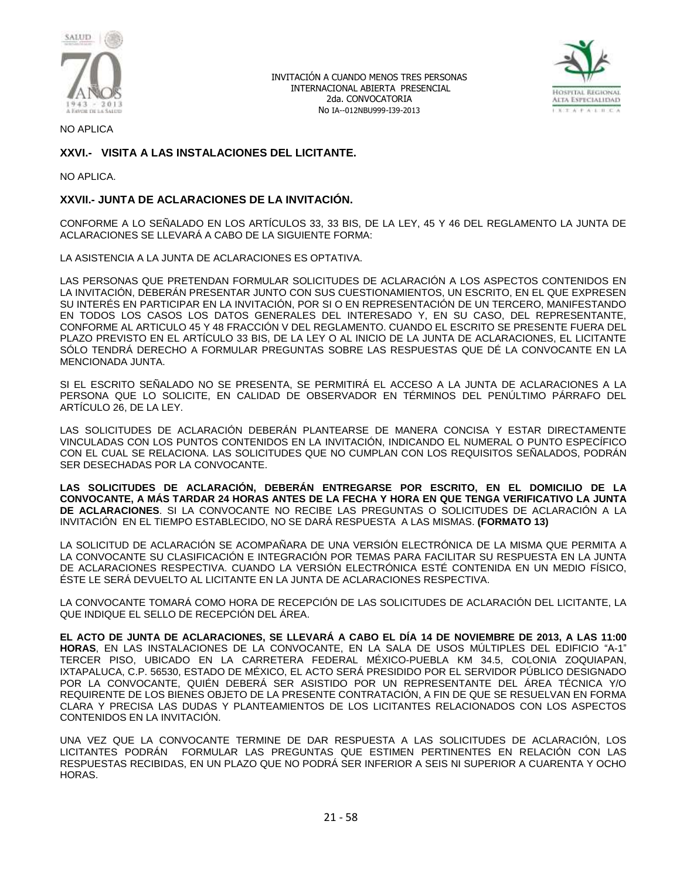NO APLICA

### XXVI.- VISITA A LAS INSTALACIONES DEL LICITANTE.

NO APLICA.

### XXVII.- JUNTA DE ACLARACIONES DE LA INVITACIÓN.

CONFORME A LO SEÑALADO EN LOS ARTÍCULOS 33, 33 BIS, DE LA LEY, 45 Y 46 DEL REGLAMENTO LA JUNTA DE ACLARACIONES SE LLEVARÁ A CABO DE LA SIGUIENTE FORMA:

LA ASISTENCIA A LA JUNTA DE ACLARACIONES ES OPTATIVA.

LAS PERSONAS QUE PRETENDAN FORMULAR SOLICITUDES DE ACLARACIÓN A LOS ASPECTOS CONTENIDOS EN LA INVITACIÓN, DEBERÁN PRESENTAR JUNTO CON SUS CUESTIONAMIENTOS, UN ESCRITO, EN EL QUE EXPRESEN SU INTERÉS EN PARTICIPAR EN LA INVITACIÓN, POR SI O EN REPRESENTACIÓN DE UN TERCERO, MANIFESTANDO EN TODOS LOS CASOS LOS DATOS GENERALES DEL INTERESADO Y, EN SU CASO, DEL REPRESENTANTE, CONFORME AL ARTICULO 45 Y 48 FRACCIÓN V DEL REGLAMENTO. CUANDO EL ESCRITO SE PRESENTE FUERA DEL PLAZO PREVISTO EN EL ARTÍCULO 33 BIS, DE LA LEY O AL INICIO DE LA JUNTA DE ACLARACIONES, EL LICITANTE SÓLO TENDRÁ DERECHO A FORMULAR PREGUNTAS SOBRE LAS RESPUESTAS QUE DÉ LA CONVOCANTE EN LA MENCIONADA JUNTA.

SI EL ESCRITO SEÑALADO NO SE PRESENTA, SE PERMITIRÁ EL ACCESO A LA JUNTA DE ACLARACIONES A LA PERSONA QUE LO SOLICITE, EN CALIDAD DE OBSERVADOR EN TÉRMINOS DEL PENÚLTIMO PÁRRAFO DEL ARTÍCULO 26, DE LA LEY.

LAS SOLICITUDES DE ACLARACIÓN DEBERÁN PLANTEARSE DE MANERA CONCISA Y ESTAR DIRECTAMENTE VINCULADAS CON LOS PUNTOS CONTENIDOS EN LA INVITACIÓN, INDICANDO EL NUMERAL O PUNTO ESPECÍFICO CON EL CUAL SE RELACIONA. LAS SOLICITUDES QUE NO CUMPLAN CON LOS REQUISITOS SEÑALADOS, PODRÁN SER DESECHADAS POR LA CONVOCANTE.

**LAS SOLICITUDES DE ACLARACIÓN, DEBERÁN ENTREGARSE POR ESCRITO, EN EL DOMICILIO DE LA CONVOCANTE, A MÁS TARDAR 24 HORAS ANTES DE LA FECHA Y HORA EN QUE TENGA VERIFICATIVO LA JUNTA DE ACLARACIONES**. SI LA CONVOCANTE NO RECIBE LAS PREGUNTAS O SOLICITUDES DE ACLARACIÓN A LA INVITACIÓN EN EL TIEMPO ESTABLECIDO, NO SE DARÁ RESPUESTA A LAS MISMAS. **(FORMATO 13)**

LA SOLICITUD DE ACLARACIÓN SE ACOMPAÑARA DE UNA VERSIÓN ELECTRÓNICA DE LA MISMA QUE PERMITA A LA CONVOCANTE SU CLASIFICACIÓN E INTEGRACIÓN POR TEMAS PARA FACILITAR SU RESPUESTA EN LA JUNTA DE ACLARACIONES RESPECTIVA. CUANDO LA VERSIÓN ELECTRÓNICA ESTÉ CONTENIDA EN UN MEDIO FÍSICO, ÉSTE LE SERÁ DEVUELTO AL LICITANTE EN LA JUNTA DE ACLARACIONES RESPECTIVA.

LA CONVOCANTE TOMARÁ COMO HORA DE RECEPCIÓN DE LAS SOLICITUDES DE ACLARACIÓN DEL LICITANTE, LA QUE INDIQUE EL SELLO DE RECEPCIÓN DEL ÁREA.

**EL ACTO DE JUNTA DE ACLARACIONES, SE LLEVARÁ A CABO EL DÍA 14 DE NOVIEMBRE DE 2013, A LAS 11:00 HORAS**, EN LAS INSTALACIONES DE LA CONVOCANTE, EN LA SALA DE USOS MÚLTIPLES DEL EDIFICIO "A-1" TERCER PISO, UBICADO EN LA CARRETERA FEDERAL MÉXICO-PUEBLA KM 34.5, COLONIA ZOQUIAPAN, IXTAPALUCA, C.P. 56530, ESTADO DE MÉXICO, EL ACTO SERÁ PRESIDIDO POR EL SERVIDOR PÚBLICO DESIGNADO POR LA CONVOCANTE, QUIÉN DEBERÁ SER ASISTIDO POR UN REPRESENTANTE DEL ÁREA TÉCNICA Y/O REQUIRENTE DE LOS BIENES OBJETO DE LA PRESENTE CONTRATACIÓN, A FIN DE QUE SE RESUELVAN EN FORMA CLARA Y PRECISA LAS DUDAS Y PLANTEAMIENTOS DE LOS LICITANTES RELACIONADOS CON LOS ASPECTOS CONTENIDOS EN LA INVITACIÓN.

UNA VEZ QUE LA CONVOCANTE TERMINE DE DAR RESPUESTA A LAS SOLICITUDES DE ACLARACIÓN, LOS LICITANTES PODRÁN FORMULAR LAS PREGUNTAS QUE ESTIMEN PERTINENTES EN RELACIÓN CON LAS RESPUESTAS RECIBIDAS, EN UN PLAZO QUE NO PODRÁ SER INFERIOR A SEIS NI SUPERIOR A CUARENTA Y OCHO HORAS.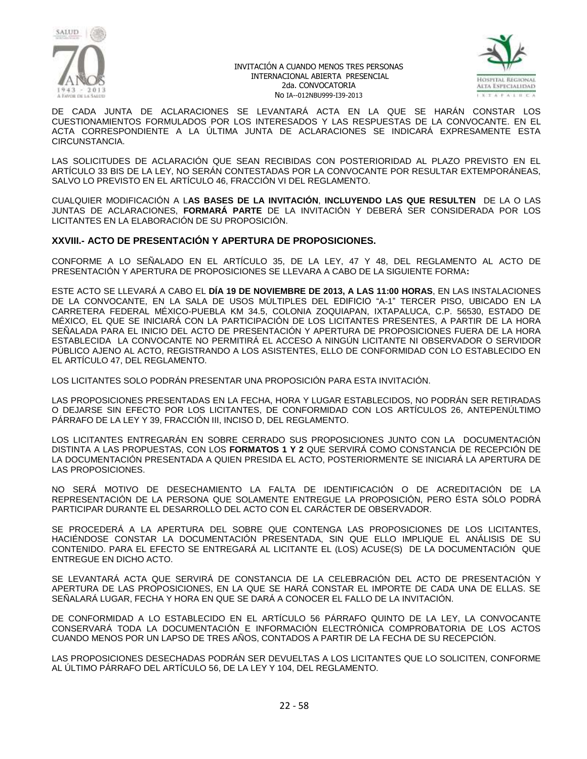DE CADA JUNTA DE ACLARACIONES SE LEVANTARÁ ACTA EN LA QUE SE HARÁN CONSTAR LOS CUESTIONAMIENTOS FORMULADOS POR LOS INTERESADOS Y LAS RESPUESTAS DE LA CONVOCANTE. EN EL ACTA CORRESPONDIENTE A LA ÚLTIMA JUNTA DE ACLARACIONES SE INDICARÁ EXPRESAMENTE ESTA CIRCUNSTANCIA.

LAS SOLICITUDES DE ACLARACIÓN QUE SEAN RECIBIDAS CON POSTERIORIDAD AL PLAZO PREVISTO EN EL ARTÍCULO 33 BIS DE LA LEY, NO SERÁN CONTESTADAS POR LA CONVOCANTE POR RESULTAR EXTEMPORÁNEAS, SALVO LO PREVISTO EN EL ARTÍCULO 46, FRACCIÓN VI DEL REGLAMENTO.

CUALQUIER MODIFICACIÓN A L**AS BASES DE LA INVITACIÓN**, **INCLUYENDO LAS QUE RESULTEN** DE LA O LAS JUNTAS DE ACLARACIONES, **FORMARÁ PARTE** DE LA INVITACIÓN Y DEBERÁ SER CONSIDERADA POR LOS LICITANTES EN LA ELABORACIÓN DE SU PROPOSICIÓN.

### XXVIII.- ACTO DE PRESENTACIÓN Y APERTURA DE PROPOSICIONES.

CONFORME A LO SEÑALADO EN EL ARTÍCULO 35, DE LA LEY, 47 Y 48, DEL REGLAMENTO AL ACTO DE PRESENTACIÓN Y APERTURA DE PROPOSICIONES SE LLEVARA A CABO DE LA SIGUIENTE FORMA**:**

ESTE ACTO SE LLEVARÁ A CABO EL **DÍA 19 DE NOVIEMBRE DE 2013, A LAS 11:00 HORAS**, EN LAS INSTALACIONES DE LA CONVOCANTE, EN LA SALA DE USOS MÚLTIPLES DEL EDIFICIO "A-1" TERCER PISO, UBICADO EN LA CARRETERA FEDERAL MÉXICO-PUEBLA KM 34.5, COLONIA ZOQUIAPAN, IXTAPALUCA, C.P. 56530, ESTADO DE MÉXICO, EL QUE SE INICIARÁ CON LA PARTICIPACIÓN DE LOS LICITANTES PRESENTES, A PARTIR DE LA HORA SEÑALADA PARA EL INICIO DEL ACTO DE PRESENTACIÓN Y APERTURA DE PROPOSICIONES FUERA DE LA HORA ESTABLECIDA LA CONVOCANTE NO PERMITIRÁ EL ACCESO A NINGÚN LICITANTE NI OBSERVADOR O SERVIDOR PÚBLICO AJENO AL ACTO, REGISTRANDO A LOS ASISTENTES, ELLO DE CONFORMIDAD CON LO ESTABLECIDO EN EL ARTÍCULO 47, DEL REGLAMENTO.

LOS LICITANTES SOLO PODRÁN PRESENTAR UNA PROPOSICIÓN PARA ESTA INVITACIÓN.

LAS PROPOSICIONES PRESENTADAS EN LA FECHA, HORA Y LUGAR ESTABLECIDOS, NO PODRÁN SER RETIRADAS O DEJARSE SIN EFECTO POR LOS LICITANTES, DE CONFORMIDAD CON LOS ARTÍCULOS 26, ANTEPENÚLTIMO PÁRRAFO DE LA LEY Y 39, FRACCIÓN III, INCISO D, DEL REGLAMENTO.

LOS LICITANTES ENTREGARÁN EN SOBRE CERRADO SUS PROPOSICIONES JUNTO CON LA DOCUMENTACIÓN DISTINTA A LAS PROPUESTAS, CON LOS **FORMATOS 1 Y 2** QUE SERVIRÁ COMO CONSTANCIA DE RECEPCIÓN DE LA DOCUMENTACIÓN PRESENTADA A QUIEN PRESIDA EL ACTO, POSTERIORMENTE SE INICIARÁ LA APERTURA DE LAS PROPOSICIONES.

NO SERÁ MOTIVO DE DESECHAMIENTO LA FALTA DE IDENTIFICACIÓN O DE ACREDITACIÓN DE LA REPRESENTACIÓN DE LA PERSONA QUE SOLAMENTE ENTREGUE LA PROPOSICIÓN, PERO ÉSTA SÓLO PODRÁ PARTICIPAR DURANTE EL DESARROLLO DEL ACTO CON EL CARÁCTER DE OBSERVADOR.

SE PROCEDERÁ A LA APERTURA DEL SOBRE QUE CONTENGA LAS PROPOSICIONES DE LOS LICITANTES, HACIÉNDOSE CONSTAR LA DOCUMENTACIÓN PRESENTADA, SIN QUE ELLO IMPLIQUE EL ANÁLISIS DE SU CONTENIDO. PARA EL EFECTO SE ENTREGARÁ AL LICITANTE EL (LOS) ACUSE(S) DE LA DOCUMENTACIÓN QUE ENTREGUE EN DICHO ACTO.

SE LEVANTARÁ ACTA QUE SERVIRÁ DE CONSTANCIA DE LA CELEBRACIÓN DEL ACTO DE PRESENTACIÓN Y APERTURA DE LAS PROPOSICIONES, EN LA QUE SE HARÁ CONSTAR EL IMPORTE DE CADA UNA DE ELLAS. SE SEÑALARÁ LUGAR, FECHA Y HORA EN QUE SE DARÁ A CONOCER EL FALLO DE LA INVITACIÓN.

DE CONFORMIDAD A LO ESTABLECIDO EN EL ARTÍCULO 56 PÁRRAFO QUINTO DE LA LEY, LA CONVOCANTE CONSERVARÁ TODA LA DOCUMENTACIÓN E INFORMACIÓN ELECTRÓNICA COMPROBATORIA DE LOS ACTOS CUANDO MENOS POR UN LAPSO DE TRES AÑOS, CONTADOS A PARTIR DE LA FECHA DE SU RECEPCIÓN.

LAS PROPOSICIONES DESECHADAS PODRÁN SER DEVUELTAS A LOS LICITANTES QUE LO SOLICITEN, CONFORME AL ÚLTIMO PÁRRAFO DEL ARTÍCULO 56, DE LA LEY Y 104, DEL REGLAMENTO.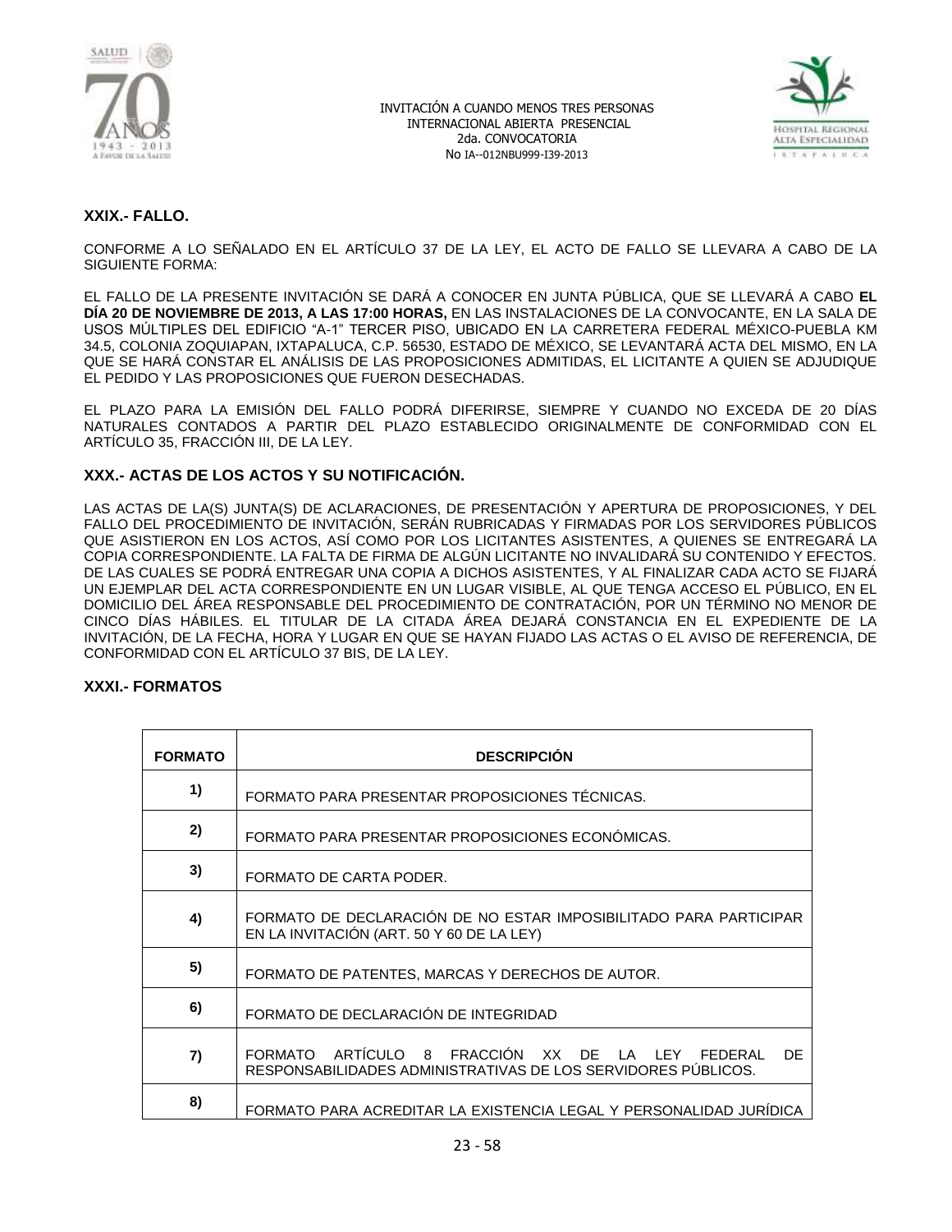## XXIX.- FALLO.

CONFORME A LO SEÑALADO EN EL ARTÍCULO 37 DE LA LEY, EL ACTO DE FALLO SE LLEVARA A CABO DE LA SIGUIENTE FORMA:

EL FALLO DE LA PRESENTE INVITACIÓN SE DARÁ A CONOCER EN JUNTA PÚBLICA, QUE SE LLEVARÁ A CABO **EL DÍA 20 DE NOVIEMBRE DE 2013, A LAS 17:00 HORAS,** EN LAS INSTALACIONES DE LA CONVOCANTE, EN LA SALA DE USOS MÚLTIPLES DEL EDIFICIO "A-1" TERCER PISO, UBICADO EN LA CARRETERA FEDERAL MÉXICO-PUEBLA KM 34.5, COLONIA ZOQUIAPAN, IXTAPALUCA, C.P. 56530, ESTADO DE MÉXICO, SE LEVANTARÁ ACTA DEL MISMO, EN LA QUE SE HARÁ CONSTAR EL ANÁLISIS DE LAS PROPOSICIONES ADMITIDAS, EL LICITANTE A QUIEN SE ADJUDIQUE EL PEDIDO Y LAS PROPOSICIONES QUE FUERON DESECHADAS.

EL PLAZO PARA LA EMISIÓN DEL FALLO PODRÁ DIFERIRSE, SIEMPRE Y CUANDO NO EXCEDA DE 20 DÍAS NATURALES CONTADOS A PARTIR DEL PLAZO ESTABLECIDO ORIGINALMENTE DE CONFORMIDAD CON EL ARTÍCULO 35, FRACCIÓN III, DE LA LEY.

## XXX.- ACTAS DE LOS ACTOS Y SU NOTIFICACIÓN.

LAS ACTAS DE LA(S) JUNTA(S) DE ACLARACIONES, DE PRESENTACIÓN Y APERTURA DE PROPOSICIONES, Y DEL FALLO DEL PROCEDIMIENTO DE INVITACIÓN, SERÁN RUBRICADAS Y FIRMADAS POR LOS SERVIDORES PÚBLICOS QUE ASISTIERON EN LOS ACTOS, ASÍ COMO POR LOS LICITANTES ASISTENTES, A QUIENES SE ENTREGARÁ LA COPIA CORRESPONDIENTE. LA FALTA DE FIRMA DE ALGÚN LICITANTE NO INVALIDARÁ SU CONTENIDO Y EFECTOS. DE LAS CUALES SE PODRÁ ENTREGAR UNA COPIA A DICHOS ASISTENTES, Y AL FINALIZAR CADA ACTO SE FIJARÁ UN EJEMPLAR DEL ACTA CORRESPONDIENTE EN UN LUGAR VISIBLE, AL QUE TENGA ACCESO EL PÚBLICO, EN EL DOMICILIO DEL ÁREA RESPONSABLE DEL PROCEDIMIENTO DE CONTRATACIÓN, POR UN TÉRMINO NO MENOR DE CINCO DÍAS HÁBILES. EL TITULAR DE LA CITADA ÁREA DEJARÁ CONSTANCIA EN EL EXPEDIENTE DE LA INVITACIÓN, DE LA FECHA, HORA Y LUGAR EN QUE SE HAYAN FIJADO LAS ACTAS O EL AVISO DE REFERENCIA, DE CONFORMIDAD CON EL ARTÍCULO 37 BIS, DE LA LEY.

## XXXI.- FORMATOS

| FORMATO | DESCRIPCIÓN |
|---|---|
| 1) | FORMATO PARA PRESENTAR PROPOSICIONES TÉCNICAS. |
| 2) | FORMATO PARA PRESENTAR PROPOSICIONES ECONÓMICAS. |
| 3) | FORMATO DE CARTA PODER. |
| 4) | FORMATO DE DECLARACIÓN DE NO ESTAR IMPOSIBILITADO PARA PARTICIPAR EN LA INVITACIÓN (ART. 50 Y 60 DE LA LEY) |
| 5) | FORMATO DE PATENTES, MARCAS Y DERECHOS DE AUTOR. |
| 6) | FORMATO DE DECLARACIÓN DE INTEGRIDAD |
| 7) | FORMATO ARTÍCULO 8 FRACCIÓN XX DE LA LEY FEDERAL DE RESPONSABILIDADES ADMINISTRATIVAS DE LOS SERVIDORES PÚBLICOS. |
| 8) | FORMATO PARA ACREDITAR LA EXISTENCIA LEGAL Y PERSONALIDAD JURÍDICA |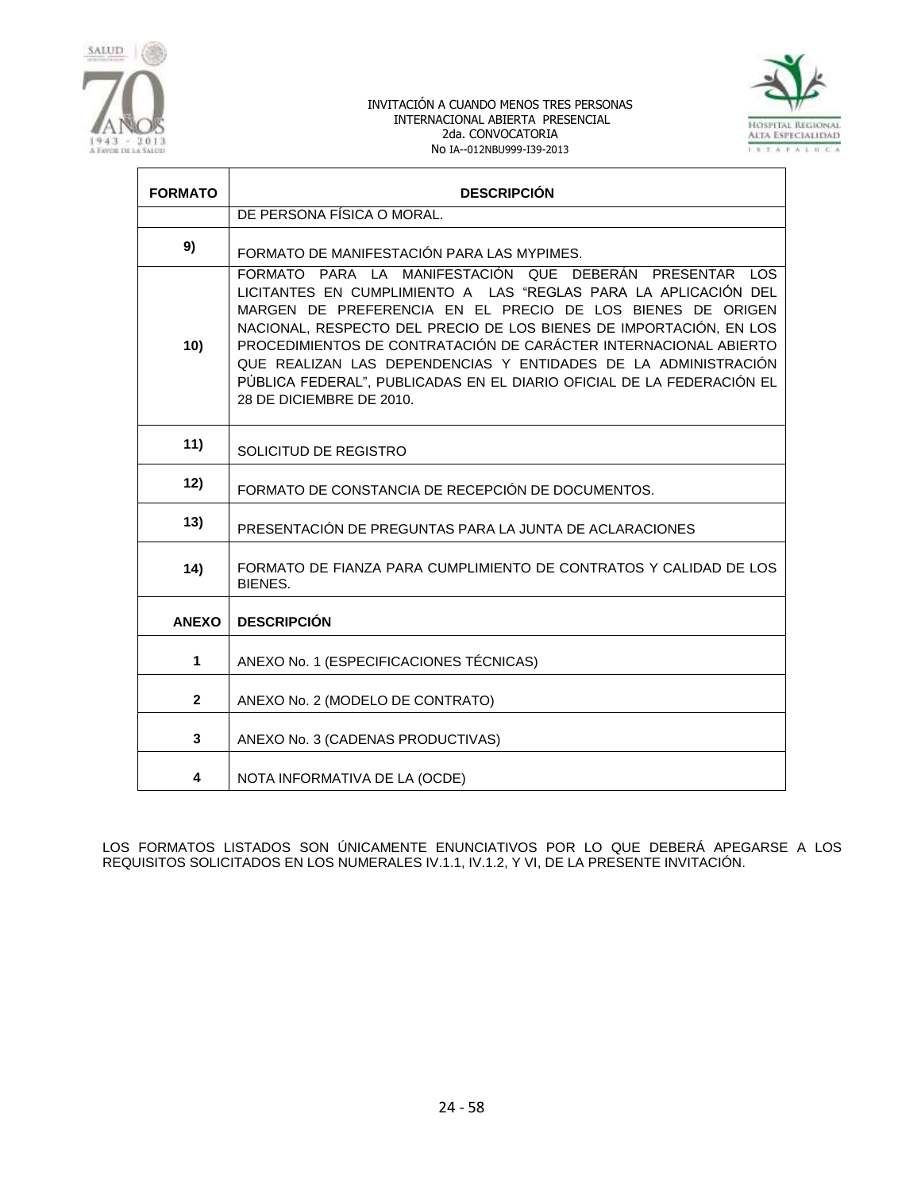| FORMATO | DESCRIPCIÓN |
|---|---|
| | DE PERSONA FÍSICA O MORAL. |
| 9) | FORMATO DE MANIFESTACIÓN PARA LAS MYPIMES. |
| 10) | FORMATO PARA LA MANIFESTACIÓN QUE DEBERÁN PRESENTAR LOS LICITANTES EN CUMPLIMIENTO A LAS "REGLAS PARA LA APLICACIÓN DEL MARGEN DE PREFERENCIA EN EL PRECIO DE LOS BIENES DE ORIGEN NACIONAL, RESPECTO DEL PRECIO DE LOS BIENES DE IMPORTACIÓN, EN LOS PROCEDIMIENTOS DE CONTRATACIÓN DE CARÁCTER INTERNACIONAL ABIERTO QUE REALIZAN LAS DEPENDENCIAS Y ENTIDADES DE LA ADMINISTRACIÓN PÚBLICA FEDERAL", PUBLICADAS EN EL DIARIO OFICIAL DE LA FEDERACIÓN EL 28 DE DICIEMBRE DE 2010. |
| 11) | SOLICITUD DE REGISTRO |
| 12) | FORMATO DE CONSTANCIA DE RECEPCIÓN DE DOCUMENTOS. |
| 13) | PRESENTACIÓN DE PREGUNTAS PARA LA JUNTA DE ACLARACIONES |
| 14) | FORMATO DE FIANZA PARA CUMPLIMIENTO DE CONTRATOS Y CALIDAD DE LOS BIENES. |
| **ANEXO** | **DESCRIPCIÓN** |
| 1 | ANEXO No. 1 (ESPECIFICACIONES TÉCNICAS) |
| 2 | ANEXO No. 2 (MODELO DE CONTRATO) |
| 3 | ANEXO No. 3 (CADENAS PRODUCTIVAS) |
| 4 | NOTA INFORMATIVA DE LA (OCDE) |

LOS FORMATOS LISTADOS SON ÚNICAMENTE ENUNCIATIVOS POR LO QUE DEBERÁ APEGARSE A LOS REQUISITOS SOLICITADOS EN LOS NUMERALES IV.1.1, IV.1.2, Y VI, DE LA PRESENTE INVITACIÓN.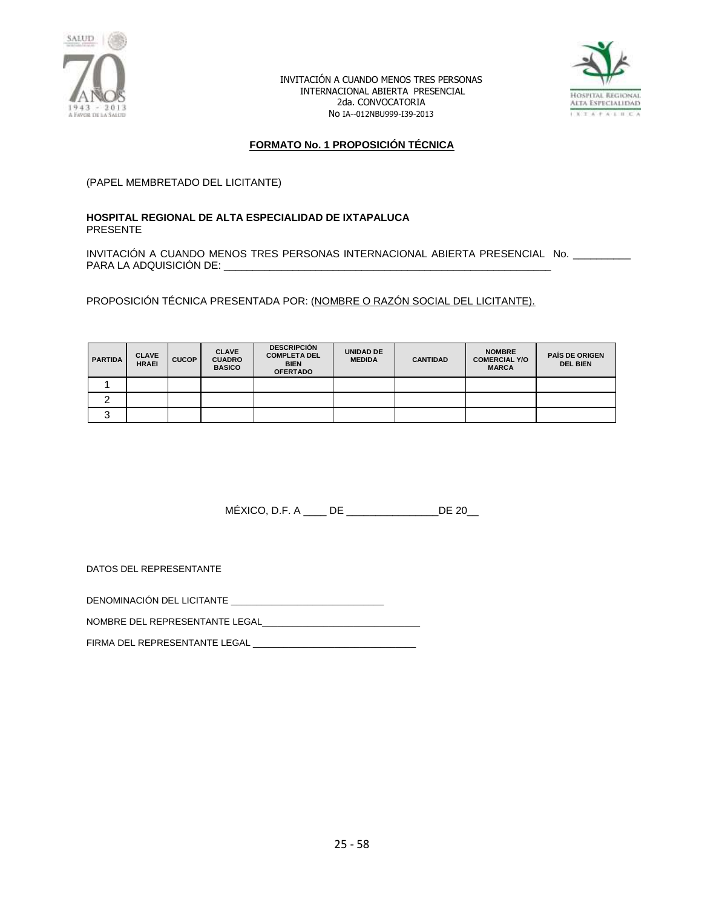INVITACIÓN A CUANDO MENOS TRES PERSONAS
INTERNACIONAL ABIERTA PRESENCIAL
2da. CONVOCATORIA
No IA--012NBU999-I39-2013

## FORMATO No. 1 PROPOSICIÓN TÉCNICA

(PAPEL MEMBRETADO DEL LICITANTE)

**HOSPITAL REGIONAL DE ALTA ESPECIALIDAD DE IXTAPALUCA**
PRESENTE

INVITACIÓN A CUANDO MENOS TRES PERSONAS INTERNACIONAL ABIERTA PRESENCIAL No. __________
PARA LA ADQUISICIÓN DE: ___________________________________________________________

PROPOSICIÓN TÉCNICA PRESENTADA POR: (NOMBRE O RAZÓN SOCIAL DEL LICITANTE).

| PARTIDA | CLAVE HRAEI | CUCOP | CLAVE CUADRO BASICO | DESCRIPCIÓN COMPLETA DEL BIEN OFERTADO | UNIDAD DE MEDIDA | CANTIDAD | NOMBRE COMERCIAL Y/O MARCA | PAÍS DE ORIGEN DEL BIEN |
|---|---|---|---|---|---|---|---|---|
| 1 | | | | | | | | |
| 2 | | | | | | | | |
| 3 | | | | | | | | |

MÉXICO, D.F. A ____ DE ________________DE 20__

DATOS DEL REPRESENTANTE

DENOMINACIÓN DEL LICITANTE ______________________________

NOMBRE DEL REPRESENTANTE LEGAL_______________________________

FIRMA DEL REPRESENTANTE LEGAL ________________________________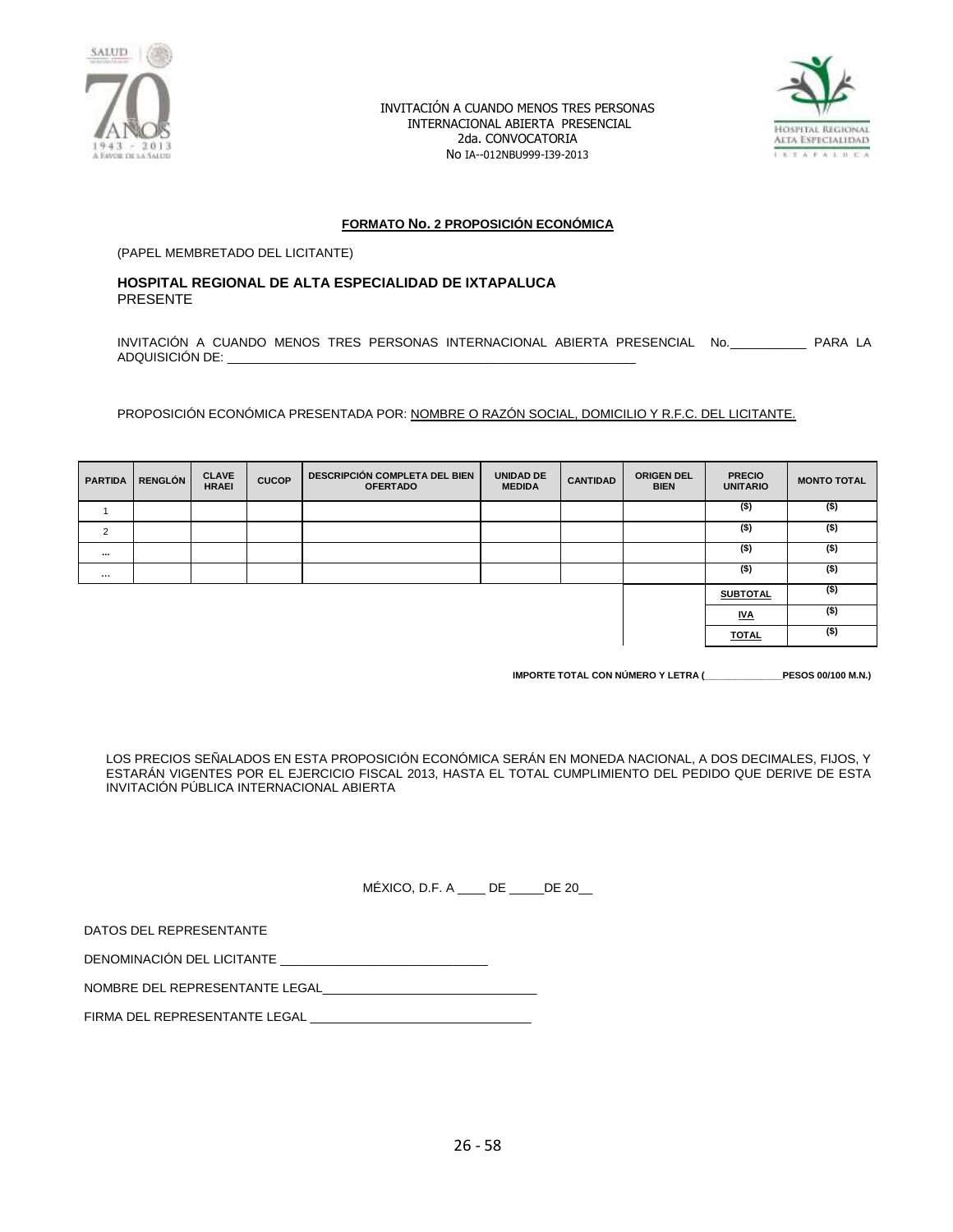INVITACIÓN A CUANDO MENOS TRES PERSONAS
INTERNACIONAL ABIERTA PRESENCIAL
2da. CONVOCATORIA
No IA--012NBU999-I39-2013

## FORMATO No. 2 PROPOSICIÓN ECONÓMICA

(PAPEL MEMBRETADO DEL LICITANTE)

**HOSPITAL REGIONAL DE ALTA ESPECIALIDAD DE IXTAPALUCA**
PRESENTE

INVITACIÓN A CUANDO MENOS TRES PERSONAS INTERNACIONAL ABIERTA PRESENCIAL No.___________ PARA LA ADQUISICIÓN DE: ____________________________________________________________

PROPOSICIÓN ECONÓMICA PRESENTADA POR: NOMBRE O RAZÓN SOCIAL, DOMICILIO Y R.F.C. DEL LICITANTE.

| PARTIDA | RENGLÓN | CLAVE HRAEI | CUCOP | DESCRIPCIÓN COMPLETA DEL BIEN OFERTADO | UNIDAD DE MEDIDA | CANTIDAD | ORIGEN DEL BIEN | PRECIO UNITARIO | MONTO TOTAL |
|---|---|---|---|---|---|---|---|---|---|
| 1 | | | | | | | | ($) | ($) |
| 2 | | | | | | | | ($) | ($) |
| ... | | | | | | | | ($) | ($) |
| ... | | | | | | | | ($) | ($) |
| | | | | | | | | SUBTOTAL | ($) |
| | | | | | | | | IVA | ($) |
| | | | | | | | | TOTAL | ($) |

**IMPORTE TOTAL CON NÚMERO Y LETRA (_______________PESOS 00/100 M.N.)**

LOS PRECIOS SEÑALADOS EN ESTA PROPOSICIÓN ECONÓMICA SERÁN EN MONEDA NACIONAL, A DOS DECIMALES, FIJOS, Y ESTARÁN VIGENTES POR EL EJERCICIO FISCAL 2013, HASTA EL TOTAL CUMPLIMIENTO DEL PEDIDO QUE DERIVE DE ESTA INVITACIÓN PÚBLICA INTERNACIONAL ABIERTA

MÉXICO, D.F. A ____ DE _____DE 20__

DATOS DEL REPRESENTANTE

DENOMINACIÓN DEL LICITANTE ______________________________

NOMBRE DEL REPRESENTANTE LEGAL_______________________________

FIRMA DEL REPRESENTANTE LEGAL _______________________________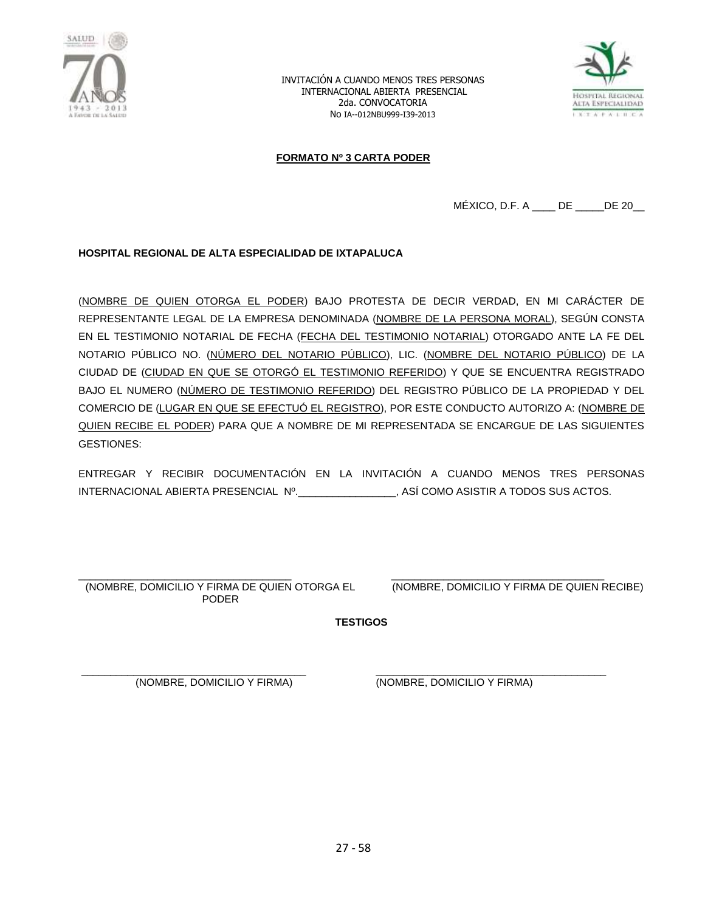INVITACIÓN A CUANDO MENOS TRES PERSONAS
INTERNACIONAL ABIERTA PRESENCIAL
2da. CONVOCATORIA
No IA--012NBU999-I39-2013

## FORMATO Nº 3 CARTA PODER

MÉXICO, D.F. A ____ DE _____DE 20__

**HOSPITAL REGIONAL DE ALTA ESPECIALIDAD DE IXTAPALUCA**

(NOMBRE DE QUIEN OTORGA EL PODER) BAJO PROTESTA DE DECIR VERDAD, EN MI CARÁCTER DE REPRESENTANTE LEGAL DE LA EMPRESA DENOMINADA (NOMBRE DE LA PERSONA MORAL), SEGÚN CONSTA EN EL TESTIMONIO NOTARIAL DE FECHA (FECHA DEL TESTIMONIO NOTARIAL) OTORGADO ANTE LA FE DEL NOTARIO PÚBLICO NO. (NÚMERO DEL NOTARIO PÚBLICO), LIC. (NOMBRE DEL NOTARIO PÚBLICO) DE LA CIUDAD DE (CIUDAD EN QUE SE OTORGÓ EL TESTIMONIO REFERIDO) Y QUE SE ENCUENTRA REGISTRADO BAJO EL NUMERO (NÚMERO DE TESTIMONIO REFERIDO) DEL REGISTRO PÚBLICO DE LA PROPIEDAD Y DEL COMERCIO DE (LUGAR EN QUE SE EFECTUÓ EL REGISTRO), POR ESTE CONDUCTO AUTORIZO A: (NOMBRE DE QUIEN RECIBE EL PODER) PARA QUE A NOMBRE DE MI REPRESENTADA SE ENCARGUE DE LAS SIGUIENTES GESTIONES:

ENTREGAR Y RECIBIR DOCUMENTACIÓN EN LA INVITACIÓN A CUANDO MENOS TRES PERSONAS INTERNACIONAL ABIERTA PRESENCIAL Nº.________________, ASÍ COMO ASISTIR A TODOS SUS ACTOS.

____________________________________
(NOMBRE, DOMICILIO Y FIRMA DE QUIEN OTORGA EL PODER)

____________________________________
(NOMBRE, DOMICILIO Y FIRMA DE QUIEN RECIBE)

**TESTIGOS**

____________________________________
(NOMBRE, DOMICILIO Y FIRMA)

____________________________________
(NOMBRE, DOMICILIO Y FIRMA)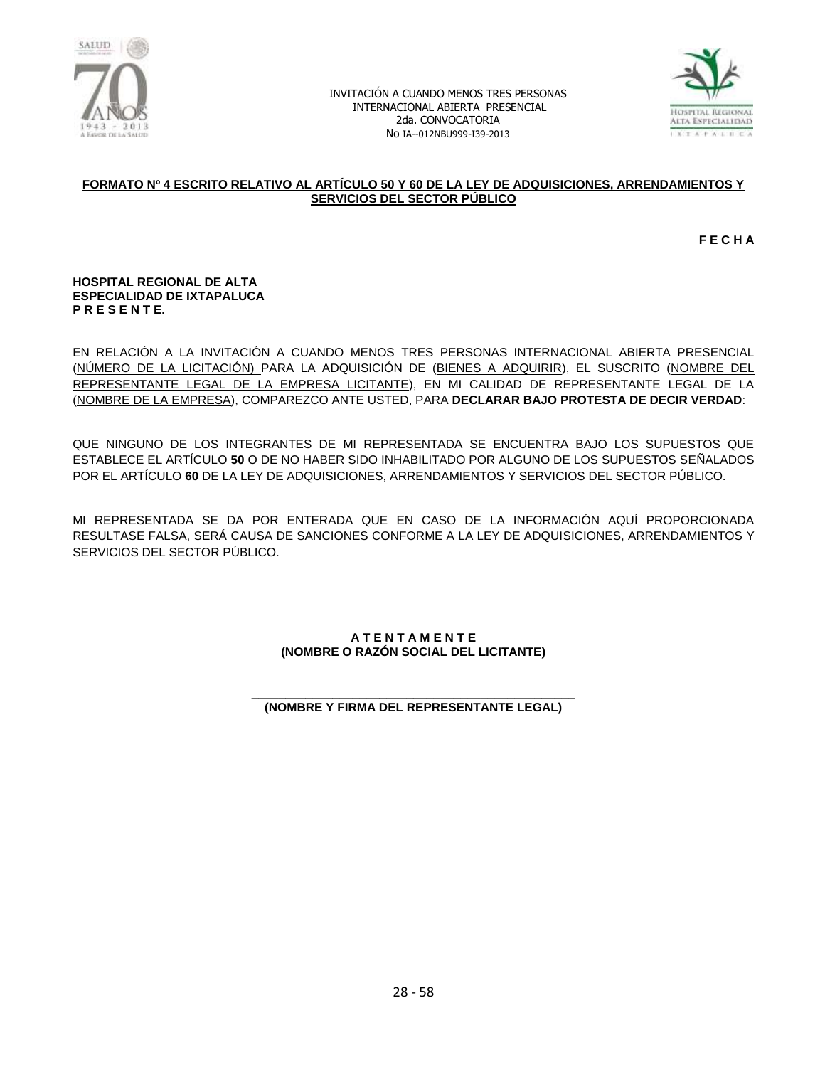INVITACIÓN A CUANDO MENOS TRES PERSONAS
INTERNACIONAL ABIERTA PRESENCIAL
2da. CONVOCATORIA
No IA--012NBU999-I39-2013

**FORMATO Nº 4 ESCRITO RELATIVO AL ARTÍCULO 50 Y 60 DE LA LEY DE ADQUISICIONES, ARRENDAMIENTOS Y SERVICIOS DEL SECTOR PÚBLICO**

**F E C H A**

**HOSPITAL REGIONAL DE ALTA ESPECIALIDAD DE IXTAPALUCA**
**P R E S E N T E.**

EN RELACIÓN A LA INVITACIÓN A CUANDO MENOS TRES PERSONAS INTERNACIONAL ABIERTA PRESENCIAL (NÚMERO DE LA LICITACIÓN) PARA LA ADQUISICIÓN DE (BIENES A ADQUIRIR), EL SUSCRITO (NOMBRE DEL REPRESENTANTE LEGAL DE LA EMPRESA LICITANTE), EN MI CALIDAD DE REPRESENTANTE LEGAL DE LA (NOMBRE DE LA EMPRESA), COMPAREZCO ANTE USTED, PARA **DECLARAR BAJO PROTESTA DE DECIR VERDAD**:

QUE NINGUNO DE LOS INTEGRANTES DE MI REPRESENTADA SE ENCUENTRA BAJO LOS SUPUESTOS QUE ESTABLECE EL ARTÍCULO **50** O DE NO HABER SIDO INHABILITADO POR ALGUNO DE LOS SUPUESTOS SEÑALADOS POR EL ARTÍCULO **60** DE LA LEY DE ADQUISICIONES, ARRENDAMIENTOS Y SERVICIOS DEL SECTOR PÚBLICO.

MI REPRESENTADA SE DA POR ENTERADA QUE EN CASO DE LA INFORMACIÓN AQUÍ PROPORCIONADA RESULTASE FALSA, SERÁ CAUSA DE SANCIONES CONFORME A LA LEY DE ADQUISICIONES, ARRENDAMIENTOS Y SERVICIOS DEL SECTOR PÚBLICO.

**A T E N T A M E N T E**
**(NOMBRE O RAZÓN SOCIAL DEL LICITANTE)**

\_\_\_\_\_\_\_\_\_\_\_\_\_\_\_\_\_\_\_\_\_\_\_\_\_\_\_\_\_\_\_\_\_\_\_\_\_\_\_\_\_\_\_\_
**(NOMBRE Y FIRMA DEL REPRESENTANTE LEGAL)**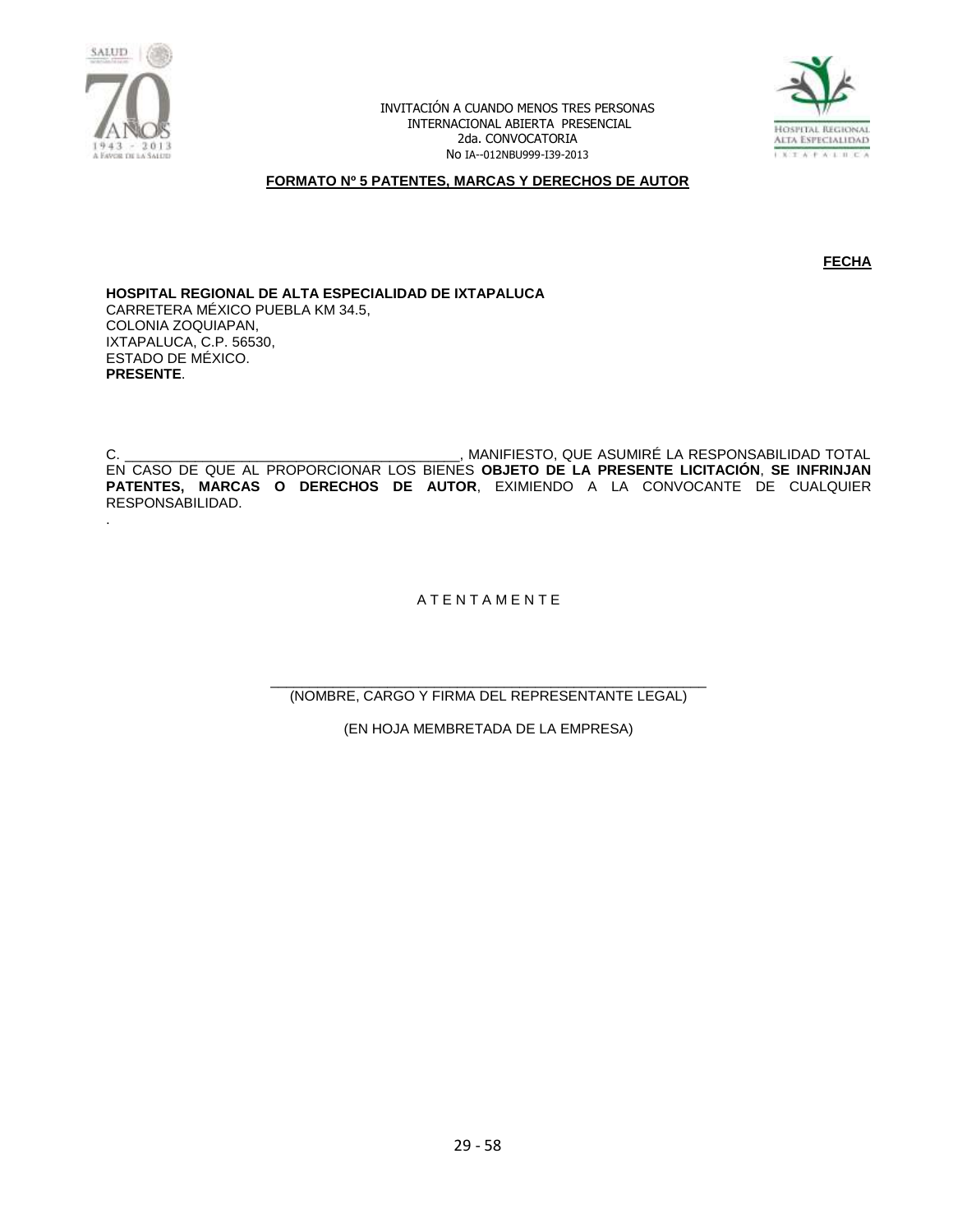INVITACIÓN A CUANDO MENOS TRES PERSONAS
INTERNACIONAL ABIERTA PRESENCIAL
2da. CONVOCATORIA
No IA--012NBU999-I39-2013

**FORMATO Nº 5 PATENTES, MARCAS Y DERECHOS DE AUTOR**

**FECHA**

**HOSPITAL REGIONAL DE ALTA ESPECIALIDAD DE IXTAPALUCA**
CARRETERA MÉXICO PUEBLA KM 34.5,
COLONIA ZOQUIAPAN,
IXTAPALUCA, C.P. 56530,
ESTADO DE MÉXICO.
**PRESENTE**.

C. __________________________________________, MANIFIESTO, QUE ASUMIRÉ LA RESPONSABILIDAD TOTAL EN CASO DE QUE AL PROPORCIONAR LOS BIENES **OBJETO DE LA PRESENTE LICITACIÓN**, **SE INFRINJAN PATENTES, MARCAS O DERECHOS DE AUTOR**, EXIMIENDO A LA CONVOCANTE DE CUALQUIER RESPONSABILIDAD.
.

A T E N T A M E N T E

_______________________________________________________
(NOMBRE, CARGO Y FIRMA DEL REPRESENTANTE LEGAL)

(EN HOJA MEMBRETADA DE LA EMPRESA)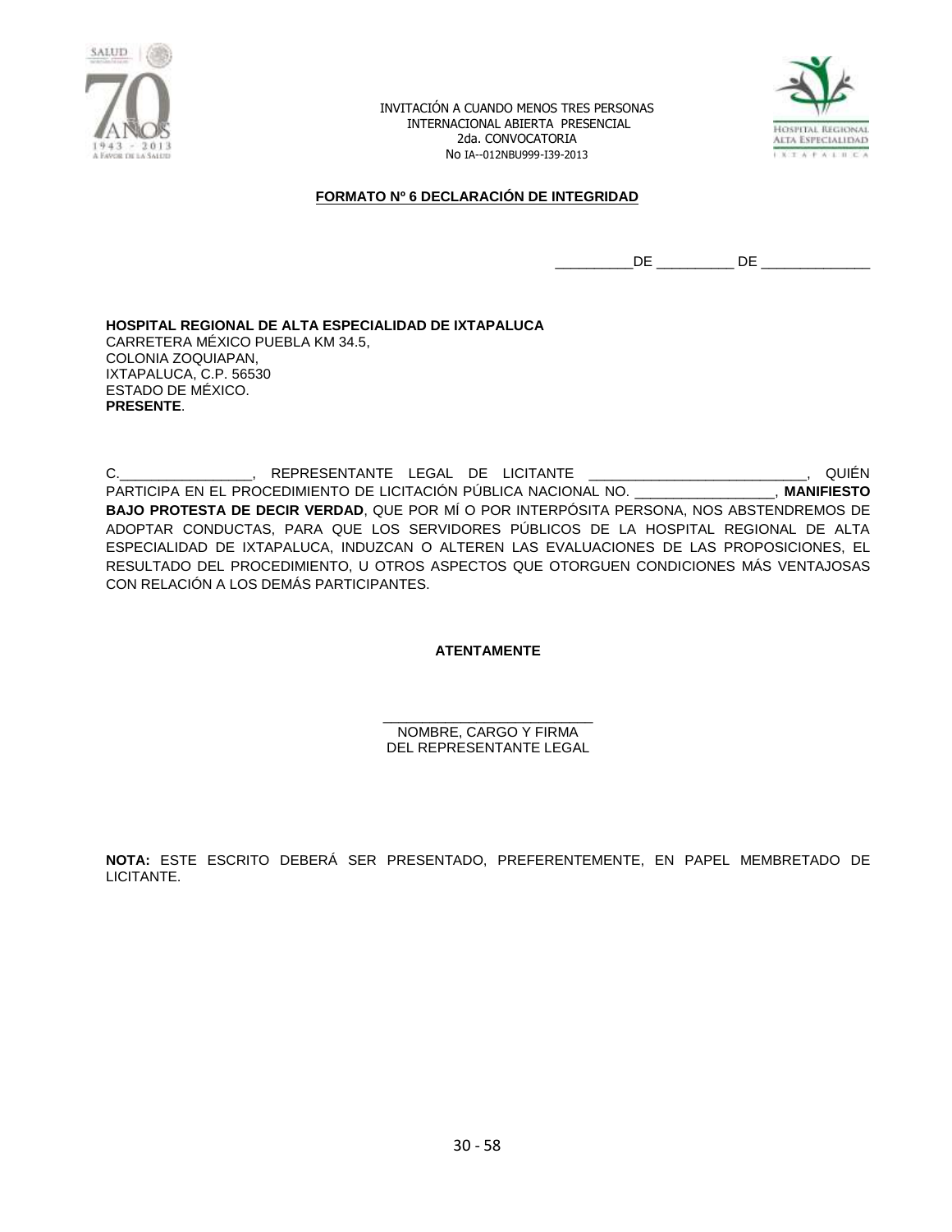INVITACIÓN A CUANDO MENOS TRES PERSONAS
INTERNACIONAL ABIERTA PRESENCIAL
2da. CONVOCATORIA
No IA--012NBU999-I39-2013

**FORMATO Nº 6 DECLARACIÓN DE INTEGRIDAD**

__________DE __________ DE ______________

**HOSPITAL REGIONAL DE ALTA ESPECIALIDAD DE IXTAPALUCA**
CARRETERA MÉXICO PUEBLA KM 34.5,
COLONIA ZOQUIAPAN,
IXTAPALUCA, C.P. 56530
ESTADO DE MÉXICO.
**PRESENTE**.

C.________________, REPRESENTANTE LEGAL DE LICITANTE ___________________________, QUIÉN PARTICIPA EN EL PROCEDIMIENTO DE LICITACIÓN PÚBLICA NACIONAL NO. __________________, **MANIFIESTO BAJO PROTESTA DE DECIR VERDAD**, QUE POR MÍ O POR INTERPÓSITA PERSONA, NOS ABSTENDREMOS DE ADOPTAR CONDUCTAS, PARA QUE LOS SERVIDORES PÚBLICOS DE LA HOSPITAL REGIONAL DE ALTA ESPECIALIDAD DE IXTAPALUCA, INDUZCAN O ALTEREN LAS EVALUACIONES DE LAS PROPOSICIONES, EL RESULTADO DEL PROCEDIMIENTO, U OTROS ASPECTOS QUE OTORGUEN CONDICIONES MÁS VENTAJOSAS CON RELACIÓN A LOS DEMÁS PARTICIPANTES.

**ATENTAMENTE**

___________________________
NOMBRE, CARGO Y FIRMA
DEL REPRESENTANTE LEGAL

**NOTA:** ESTE ESCRITO DEBERÁ SER PRESENTADO, PREFERENTEMENTE, EN PAPEL MEMBRETADO DE LICITANTE.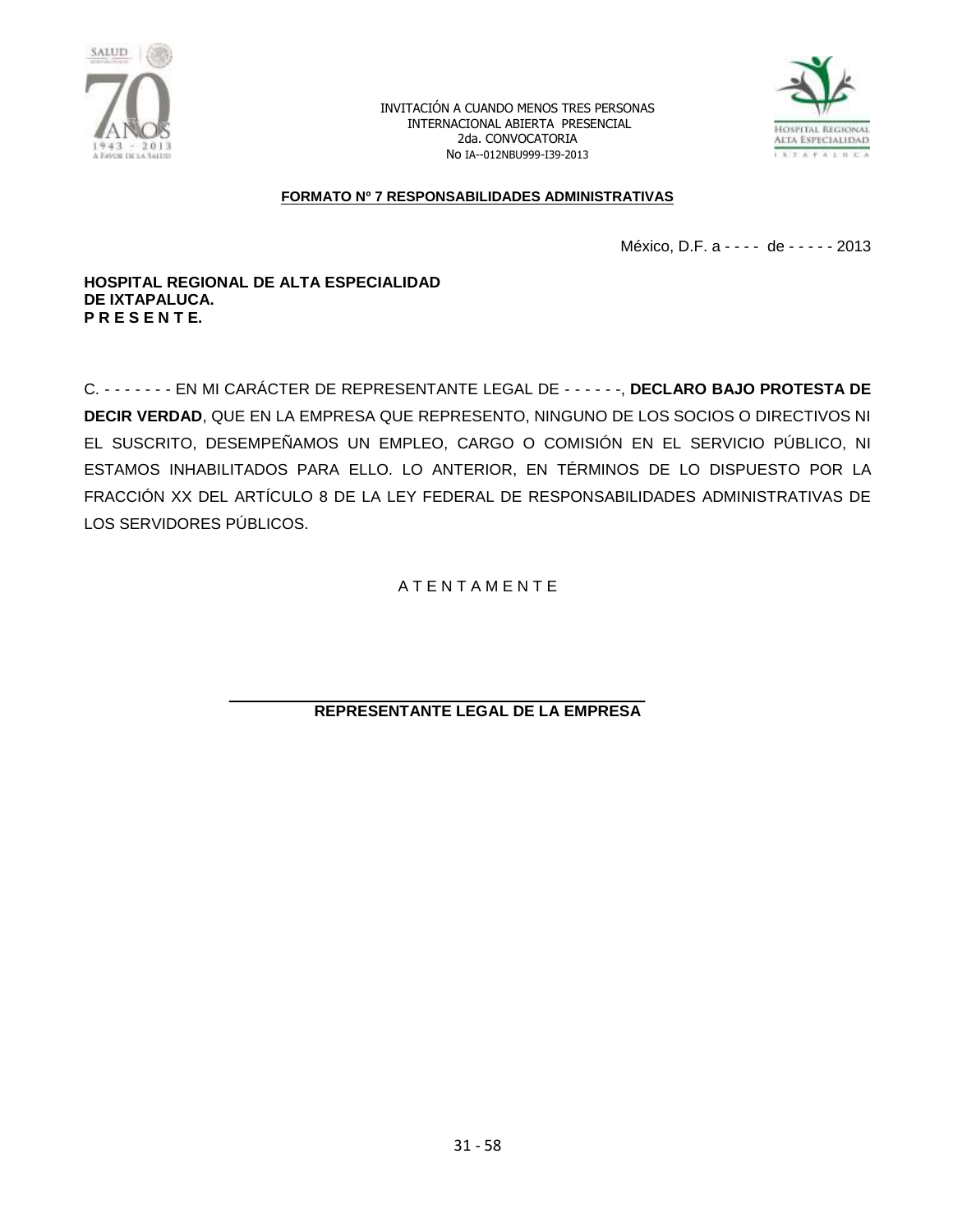INVITACIÓN A CUANDO MENOS TRES PERSONAS
INTERNACIONAL ABIERTA PRESENCIAL
2da. CONVOCATORIA
No IA--012NBU999-I39-2013

**FORMATO Nº 7 RESPONSABILIDADES ADMINISTRATIVAS**

México, D.F. a - - - - de - - - - - 2013

**HOSPITAL REGIONAL DE ALTA ESPECIALIDAD**
**DE IXTAPALUCA.**
**P R E S E N T E.**

C. - - - - - - - EN MI CARÁCTER DE REPRESENTANTE LEGAL DE - - - - - -, **DECLARO BAJO PROTESTA DE DECIR VERDAD**, QUE EN LA EMPRESA QUE REPRESENTO, NINGUNO DE LOS SOCIOS O DIRECTIVOS NI EL SUSCRITO, DESEMPEÑAMOS UN EMPLEO, CARGO O COMISIÓN EN EL SERVICIO PÚBLICO, NI ESTAMOS INHABILITADOS PARA ELLO. LO ANTERIOR, EN TÉRMINOS DE LO DISPUESTO POR LA FRACCIÓN XX DEL ARTÍCULO 8 DE LA LEY FEDERAL DE RESPONSABILIDADES ADMINISTRATIVAS DE LOS SERVIDORES PÚBLICOS.

A T E N T A M E N T E

\_\_\_\_\_\_\_\_\_\_\_\_\_\_\_\_\_\_\_\_\_\_\_\_\_\_\_\_\_\_\_\_\_\_\_\_\_\_\_\_

**REPRESENTANTE LEGAL DE LA EMPRESA**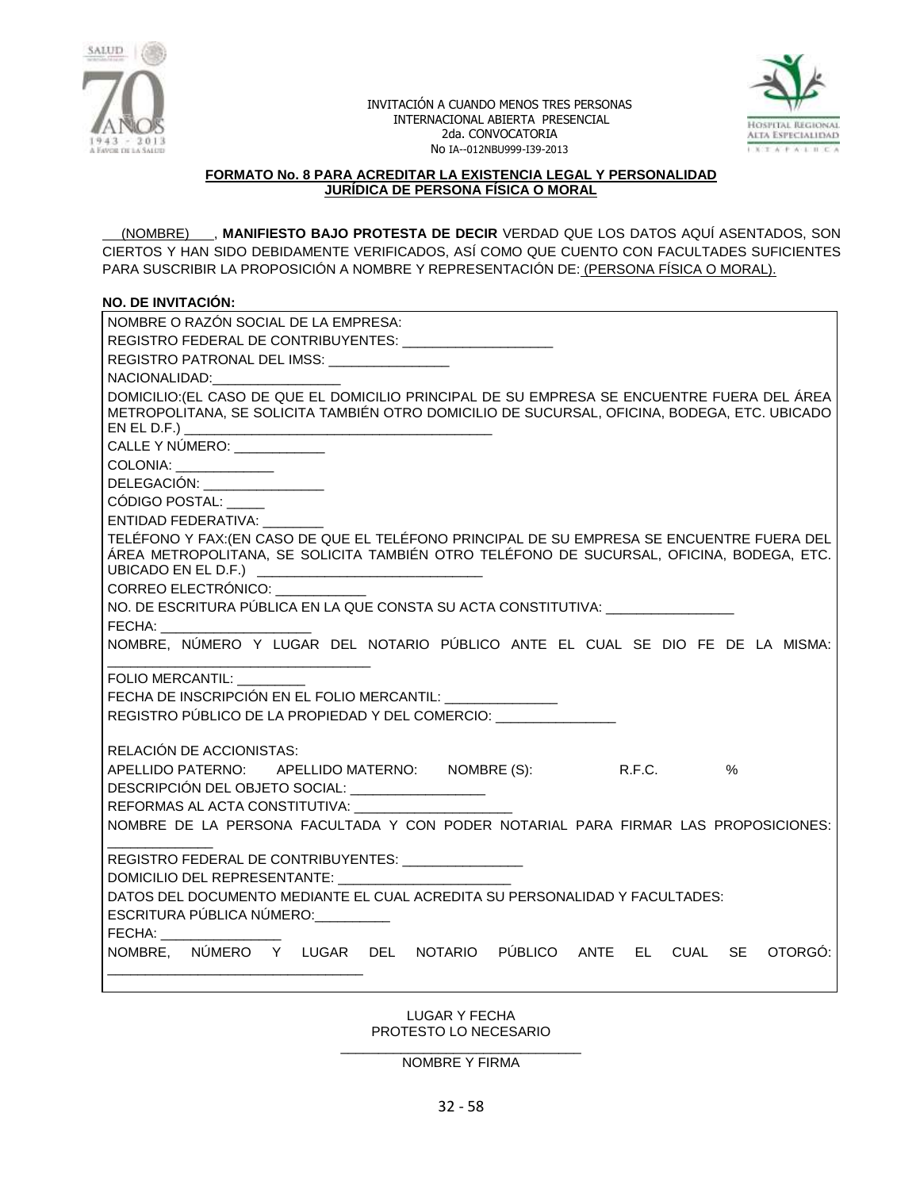INVITACIÓN A CUANDO MENOS TRES PERSONAS
INTERNACIONAL ABIERTA PRESENCIAL
2da. CONVOCATORIA
No IA--012NBU999-I39-2013

## FORMATO No. 8 PARA ACREDITAR LA EXISTENCIA LEGAL Y PERSONALIDAD JURÍDICA DE PERSONA FÍSICA O MORAL

(NOMBRE), **MANIFIESTO BAJO PROTESTA DE DECIR** VERDAD QUE LOS DATOS AQUÍ ASENTADOS, SON CIERTOS Y HAN SIDO DEBIDAMENTE VERIFICADOS, ASÍ COMO QUE CUENTO CON FACULTADES SUFICIENTES PARA SUSCRIBIR LA PROPOSICIÓN A NOMBRE Y REPRESENTACIÓN DE: (PERSONA FÍSICA O MORAL).

**NO. DE INVITACIÓN:**

NOMBRE O RAZÓN SOCIAL DE LA EMPRESA:

REGISTRO FEDERAL DE CONTRIBUYENTES: ____________________

REGISTRO PATRONAL DEL IMSS: ________________

NACIONALIDAD:_________________

DOMICILIO:(EL CASO DE QUE EL DOMICILIO PRINCIPAL DE SU EMPRESA SE ENCUENTRE FUERA DEL ÁREA METROPOLITANA, SE SOLICITA TAMBIÉN OTRO DOMICILIO DE SUCURSAL, OFICINA, BODEGA, ETC. UBICADO EN EL D.F.) ________________________________________

CALLE Y NÚMERO: ____________

COLONIA: _____________

DELEGACIÓN: ________________

CÓDIGO POSTAL: _____

ENTIDAD FEDERATIVA: ________

TELÉFONO Y FAX:(EN CASO DE QUE EL TELÉFONO PRINCIPAL DE SU EMPRESA SE ENCUENTRE FUERA DEL ÁREA METROPOLITANA, SE SOLICITA TAMBIÉN OTRO TELÉFONO DE SUCURSAL, OFICINA, BODEGA, ETC. UBICADO EN EL D.F.) ______________________________

CORREO ELECTRÓNICO: ____________

NO. DE ESCRITURA PÚBLICA EN LA QUE CONSTA SU ACTA CONSTITUTIVA: _________________

FECHA: ____________________

NOMBRE, NÚMERO Y LUGAR DEL NOTARIO PÚBLICO ANTE EL CUAL SE DIO FE DE LA MISMA: __________________________________

FOLIO MERCANTIL: _________

FECHA DE INSCRIPCIÓN EN EL FOLIO MERCANTIL: _______________

REGISTRO PÚBLICO DE LA PROPIEDAD Y DEL COMERCIO: ________________

RELACIÓN DE ACCIONISTAS:

APELLIDO PATERNO: APELLIDO MATERNO: NOMBRE (S): R.F.C. %

DESCRIPCIÓN DEL OBJETO SOCIAL: __________________

REFORMAS AL ACTA CONSTITUTIVA: _____________________

NOMBRE DE LA PERSONA FACULTADA Y CON PODER NOTARIAL PARA FIRMAR LAS PROPOSICIONES: ______________

REGISTRO FEDERAL DE CONTRIBUYENTES: ________________

DOMICILIO DEL REPRESENTANTE: _______________________

DATOS DEL DOCUMENTO MEDIANTE EL CUAL ACREDITA SU PERSONALIDAD Y FACULTADES:

ESCRITURA PÚBLICA NÚMERO:__________

FECHA: ________________

NOMBRE, NÚMERO Y LUGAR DEL NOTARIO PÚBLICO ANTE EL CUAL SE OTORGÓ: _________________________________

LUGAR Y FECHA
PROTESTO LO NECESARIO

________________________________
NOMBRE Y FIRMA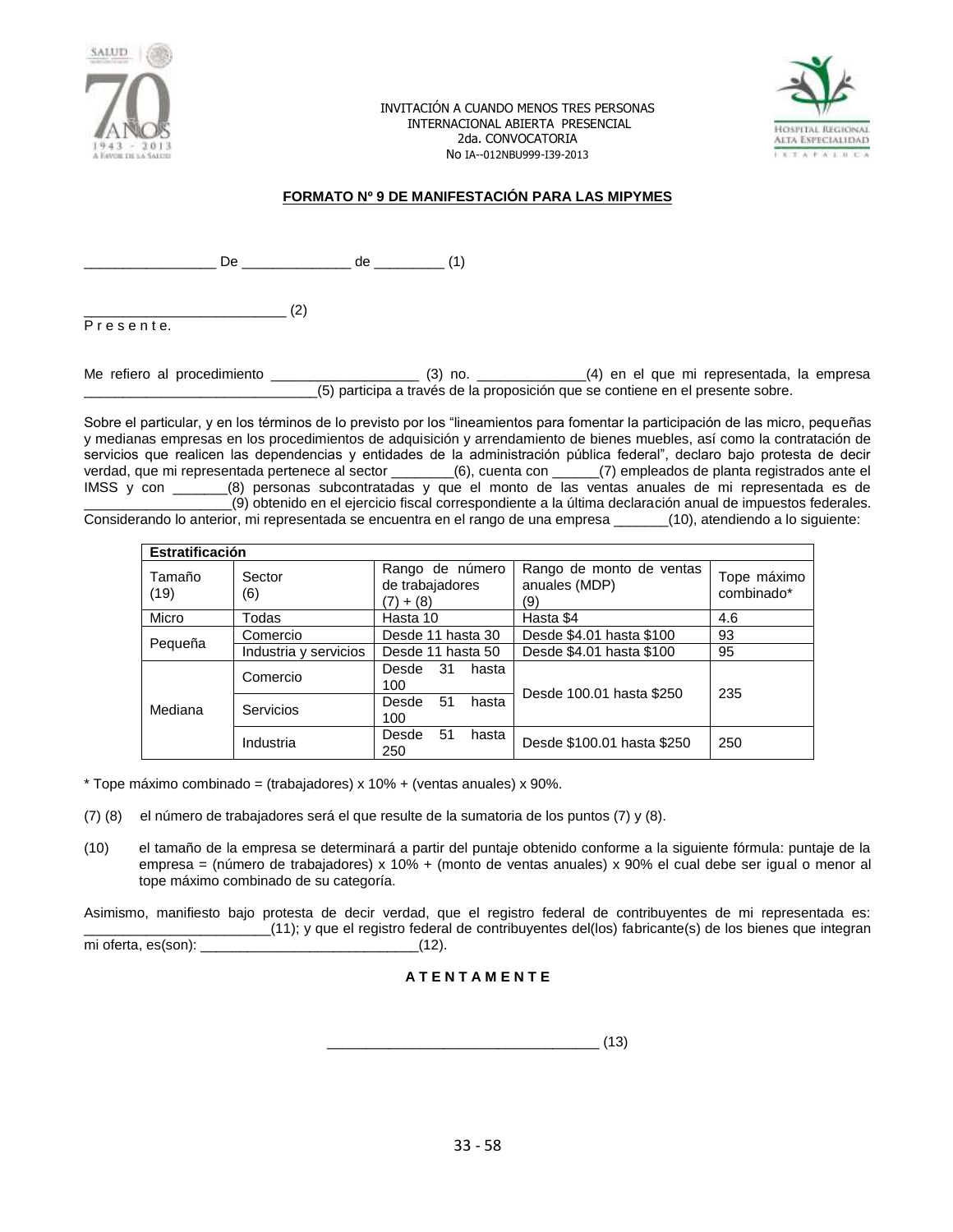INVITACIÓN A CUANDO MENOS TRES PERSONAS
INTERNACIONAL ABIERTA PRESENCIAL
2da. CONVOCATORIA
No IA--012NBU999-I39-2013

**FORMATO Nº 9 DE MANIFESTACIÓN PARA LAS MIPYMES**

_________________ De ______________ de _________ (1)

__________________________ (2)
P r e s e n t e.

Me refiero al procedimiento ___________________ (3) no. ______________(4) en el que mi representada, la empresa ______________________________(5) participa a través de la proposición que se contiene en el presente sobre.

Sobre el particular, y en los términos de lo previsto por los "lineamientos para fomentar la participación de las micro, pequeñas y medianas empresas en los procedimientos de adquisición y arrendamiento de bienes muebles, así como la contratación de servicios que realicen las dependencias y entidades de la administración pública federal", declaro bajo protesta de decir verdad, que mi representada pertenece al sector ________(6), cuenta con ______(7) empleados de planta registrados ante el IMSS y con _______(8) personas subcontratadas y que el monto de las ventas anuales de mi representada es de ___________________(9) obtenido en el ejercicio fiscal correspondiente a la última declaración anual de impuestos federales. Considerando lo anterior, mi representada se encuentra en el rango de una empresa _______(10), atendiendo a lo siguiente:

| Estratificación | | | | |
|---|---|---|---|---|
| Tamaño (19) | Sector (6) | Rango de número de trabajadores (7) + (8) | Rango de monto de ventas anuales (MDP) (9) | Tope máximo combinado* |
| Micro | Todas | Hasta 10 | Hasta $4 | 4.6 |
| Pequeña | Comercio | Desde 11 hasta 30 | Desde $4.01 hasta $100 | 93 |
| | Industria y servicios | Desde 11 hasta 50 | Desde $4.01 hasta $100 | 95 |
| Mediana | Comercio | Desde 31 hasta 100 | Desde 100.01 hasta $250 | 235 |
| | Servicios | Desde 51 hasta 100 | | |
| | Industria | Desde 51 hasta 250 | Desde $100.01 hasta $250 | 250 |

\* Tope máximo combinado = (trabajadores) x 10% + (ventas anuales) x 90%.

(7) (8) el número de trabajadores será el que resulte de la sumatoria de los puntos (7) y (8).

(10) el tamaño de la empresa se determinará a partir del puntaje obtenido conforme a la siguiente fórmula: puntaje de la empresa = (número de trabajadores) x 10% + (monto de ventas anuales) x 90% el cual debe ser igual o menor al tope máximo combinado de su categoría.

Asimismo, manifiesto bajo protesta de decir verdad, que el registro federal de contribuyentes de mi representada es: ________________________(11); y que el registro federal de contribuyentes del(los) fabricante(s) de los bienes que integran mi oferta, es(son): ____________________________(12).

**A T E N T A M E N T E**

___________________________________ (13)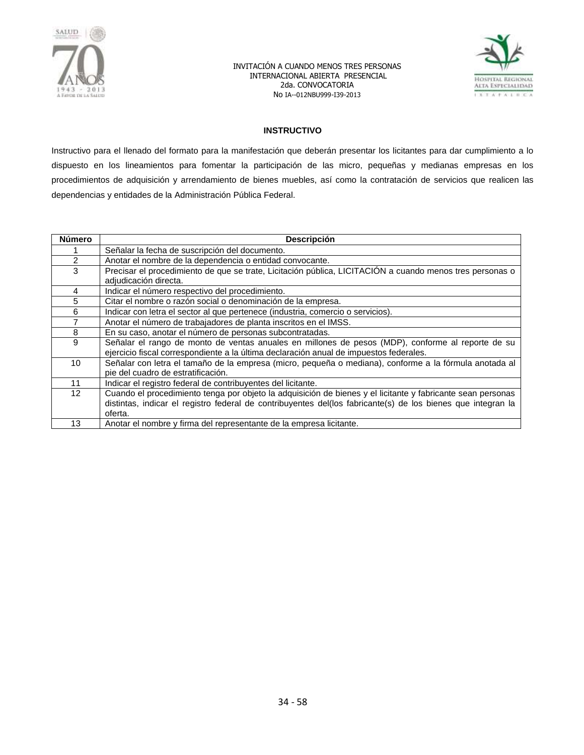**INSTRUCTIVO**

Instructivo para el llenado del formato para la manifestación que deberán presentar los licitantes para dar cumplimiento a lo dispuesto en los lineamientos para fomentar la participación de las micro, pequeñas y medianas empresas en los procedimientos de adquisición y arrendamiento de bienes muebles, así como la contratación de servicios que realicen las dependencias y entidades de la Administración Pública Federal.

| Número | Descripción |
|---|---|
| 1 | Señalar la fecha de suscripción del documento. |
| 2 | Anotar el nombre de la dependencia o entidad convocante. |
| 3 | Precisar el procedimiento de que se trate, Licitación pública, LICITACIÓN a cuando menos tres personas o adjudicación directa. |
| 4 | Indicar el número respectivo del procedimiento. |
| 5 | Citar el nombre o razón social o denominación de la empresa. |
| 6 | Indicar con letra el sector al que pertenece (industria, comercio o servicios). |
| 7 | Anotar el número de trabajadores de planta inscritos en el IMSS. |
| 8 | En su caso, anotar el número de personas subcontratadas. |
| 9 | Señalar el rango de monto de ventas anuales en millones de pesos (MDP), conforme al reporte de su ejercicio fiscal correspondiente a la última declaración anual de impuestos federales. |
| 10 | Señalar con letra el tamaño de la empresa (micro, pequeña o mediana), conforme a la fórmula anotada al pie del cuadro de estratificación. |
| 11 | Indicar el registro federal de contribuyentes del licitante. |
| 12 | Cuando el procedimiento tenga por objeto la adquisición de bienes y el licitante y fabricante sean personas distintas, indicar el registro federal de contribuyentes del(los fabricante(s) de los bienes que integran la oferta. |
| 13 | Anotar el nombre y firma del representante de la empresa licitante. |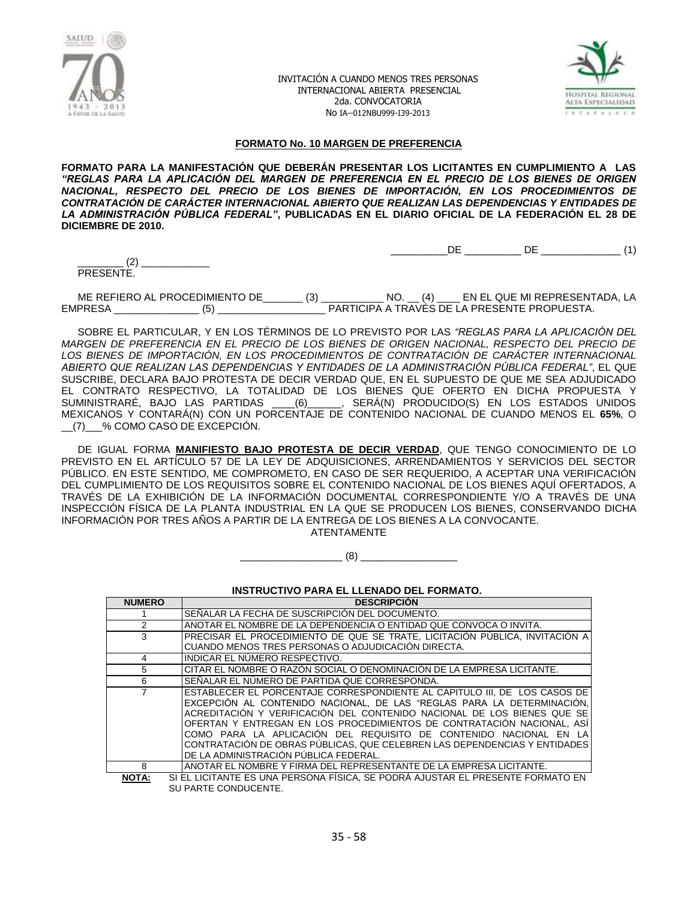INVITACIÓN A CUANDO MENOS TRES PERSONAS
INTERNACIONAL ABIERTA PRESENCIAL
2da. CONVOCATORIA
No IA--012NBU999-I39-2013

**FORMATO No. 10 MARGEN DE PREFERENCIA**

**FORMATO PARA LA MANIFESTACIÓN QUE DEBERÁN PRESENTAR LOS LICITANTES EN CUMPLIMIENTO A LAS *"REGLAS PARA LA APLICACIÓN DEL MARGEN DE PREFERENCIA EN EL PRECIO DE LOS BIENES DE ORIGEN NACIONAL, RESPECTO DEL PRECIO DE LOS BIENES DE IMPORTACIÓN, EN LOS PROCEDIMIENTOS DE CONTRATACIÓN DE CARÁCTER INTERNACIONAL ABIERTO QUE REALIZAN LAS DEPENDENCIAS Y ENTIDADES DE LA ADMINISTRACIÓN PÚBLICA FEDERAL"*, PUBLICADAS EN EL DIARIO OFICIAL DE LA FEDERACIÓN EL 28 DE DICIEMBRE DE 2010.**

__________DE __________ DE ______________ (1)

________ (2) ____________
PRESENTE.

ME REFIERO AL PROCEDIMIENTO DE_______ (3) ___________ NO. __ (4) ____ EN EL QUE MI REPRESENTADA, LA EMPRESA _______________ (5) ___________________ PARTICIPA A TRAVÉS DE LA PRESENTE PROPUESTA.

SOBRE EL PARTICULAR, Y EN LOS TÉRMINOS DE LO PREVISTO POR LAS *"REGLAS PARA LA APLICACIÓN DEL MARGEN DE PREFERENCIA EN EL PRECIO DE LOS BIENES DE ORIGEN NACIONAL, RESPECTO DEL PRECIO DE LOS BIENES DE IMPORTACIÓN, EN LOS PROCEDIMIENTOS DE CONTRATACIÓN DE CARÁCTER INTERNACIONAL ABIERTO QUE REALIZAN LAS DEPENDENCIAS Y ENTIDADES DE LA ADMINISTRACIÓN PÚBLICA FEDERAL"*, EL QUE SUSCRIBE, DECLARA BAJO PROTESTA DE DECIR VERDAD QUE, EN EL SUPUESTO DE QUE ME SEA ADJUDICADO EL CONTRATO RESPECTIVO, LA TOTALIDAD DE LOS BIENES QUE OFERTO EN DICHA PROPUESTA Y SUMINISTRARÉ, BAJO LAS PARTIDAS ____(6)______, SERÁ(N) PRODUCIDO(S) EN LOS ESTADOS UNIDOS MEXICANOS Y CONTARÁ(N) CON UN PORCENTAJE DE CONTENIDO NACIONAL DE CUANDO MENOS EL **65%**, O __(7)___% COMO CASO DE EXCEPCIÓN.

DE IGUAL FORMA **MANIFIESTO BAJO PROTESTA DE DECIR VERDAD**, QUE TENGO CONOCIMIENTO DE LO PREVISTO EN EL ARTÍCULO 57 DE LA LEY DE ADQUISICIONES, ARRENDAMIENTOS Y SERVICIOS DEL SECTOR PÚBLICO. EN ESTE SENTIDO, ME COMPROMETO, EN CASO DE SER REQUERIDO, A ACEPTAR UNA VERIFICACIÓN DEL CUMPLIMIENTO DE LOS REQUISITOS SOBRE EL CONTENIDO NACIONAL DE LOS BIENES AQUÍ OFERTADOS, A TRAVÉS DE LA EXHIBICIÓN DE LA INFORMACIÓN DOCUMENTAL CORRESPONDIENTE Y/O A TRAVÉS DE UNA INSPECCIÓN FÍSICA DE LA PLANTA INDUSTRIAL EN LA QUE SE PRODUCEN LOS BIENES, CONSERVANDO DICHA INFORMACIÓN POR TRES AÑOS A PARTIR DE LA ENTREGA DE LOS BIENES A LA CONVOCANTE.

ATENTAMENTE

__________________ (8) _________________

**INSTRUCTIVO PARA EL LLENADO DEL FORMATO.**

| NUMERO | DESCRIPCIÓN |
|---|---|
| 1 | SEÑALAR LA FECHA DE SUSCRIPCIÓN DEL DOCUMENTO. |
| 2 | ANOTAR EL NOMBRE DE LA DEPENDENCIA O ENTIDAD QUE CONVOCA O INVITA. |
| 3 | PRECISAR EL PROCEDIMIENTO DE QUE SE TRATE, LICITACIÓN PÚBLICA, INVITACIÓN A CUANDO MENOS TRES PERSONAS O ADJUDICACIÓN DIRECTA. |
| 4 | INDICAR EL NÚMERO RESPECTIVO. |
| 5 | CITAR EL NOMBRE O RAZÓN SOCIAL O DENOMINACIÓN DE LA EMPRESA LICITANTE. |
| 6 | SEÑALAR EL NÚMERO DE PARTIDA QUE CORRESPONDA. |
| 7 | ESTABLECER EL PORCENTAJE CORRESPONDIENTE AL CAPITULO III, DE LOS CASOS DE EXCEPCIÓN AL CONTENIDO NACIONAL, DE LAS "REGLAS PARA LA DETERMINACIÓN, ACREDITACIÓN Y VERIFICACIÓN DEL CONTENIDO NACIONAL DE LOS BIENES QUE SE OFERTAN Y ENTREGAN EN LOS PROCEDIMIENTOS DE CONTRATACIÓN NACIONAL, ASÍ COMO PARA LA APLICACIÓN DEL REQUISITO DE CONTENIDO NACIONAL EN LA CONTRATACIÓN DE OBRAS PÚBLICAS, QUE CELEBREN LAS DEPENDENCIAS Y ENTIDADES DE LA ADMINISTRACIÓN PÚBLICA FEDERAL. |
| 8 | ANOTAR EL NOMBRE Y FIRMA DEL REPRESENTANTE DE LA EMPRESA LICITANTE. |

**NOTA:** SI EL LICITANTE ES UNA PERSONA FÍSICA, SE PODRÁ AJUSTAR EL PRESENTE FORMATO EN SU PARTE CONDUCENTE.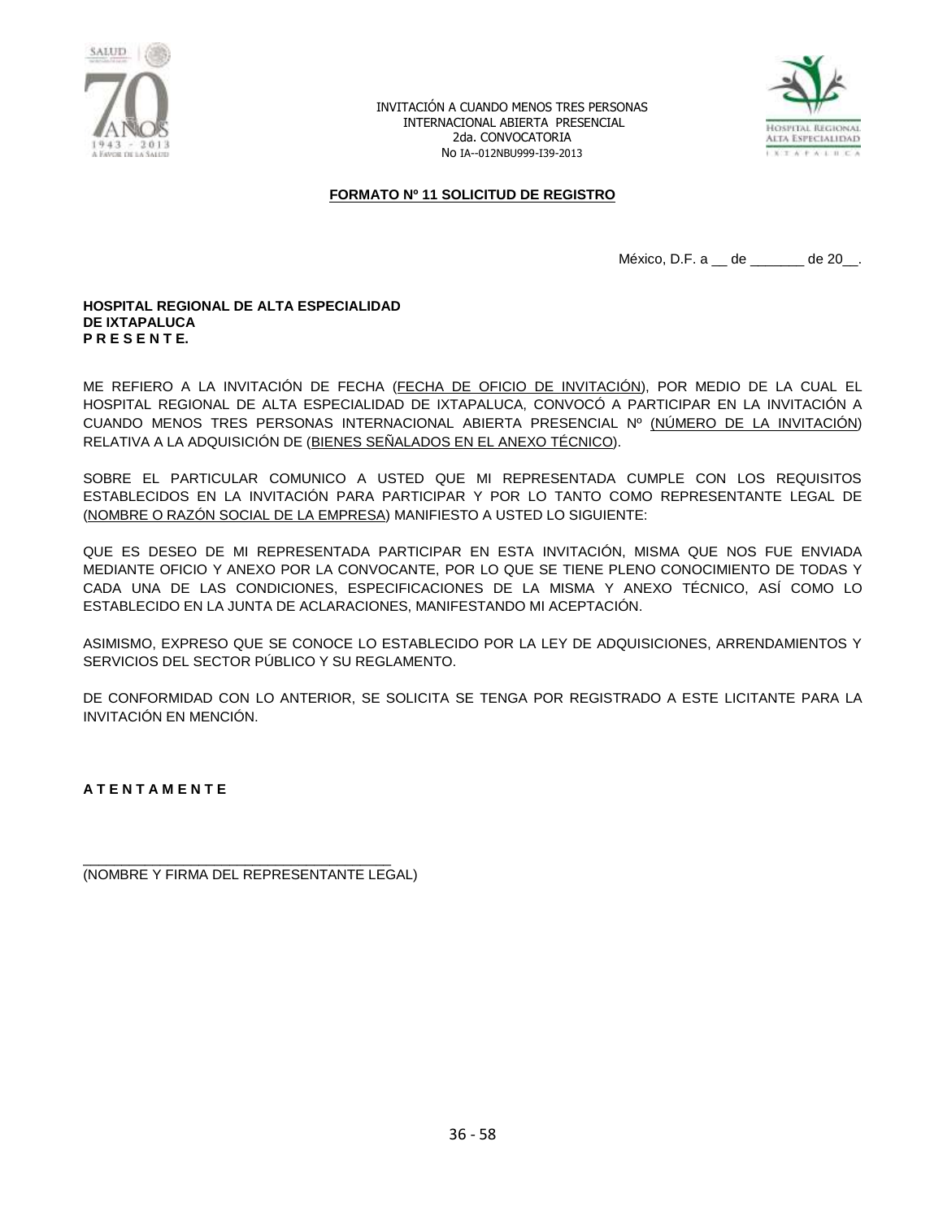INVITACIÓN A CUANDO MENOS TRES PERSONAS
INTERNACIONAL ABIERTA PRESENCIAL
2da. CONVOCATORIA
No IA--012NBU999-I39-2013

## FORMATO Nº 11 SOLICITUD DE REGISTRO

México, D.F. a __ de _______ de 20__.

**HOSPITAL REGIONAL DE ALTA ESPECIALIDAD**
**DE IXTAPALUCA**
**P R E S E N T E.**

ME REFIERO A LA INVITACIÓN DE FECHA (FECHA DE OFICIO DE INVITACIÓN), POR MEDIO DE LA CUAL EL HOSPITAL REGIONAL DE ALTA ESPECIALIDAD DE IXTAPALUCA, CONVOCÓ A PARTICIPAR EN LA INVITACIÓN A CUANDO MENOS TRES PERSONAS INTERNACIONAL ABIERTA PRESENCIAL Nº (NÚMERO DE LA INVITACIÓN) RELATIVA A LA ADQUISICIÓN DE (BIENES SEÑALADOS EN EL ANEXO TÉCNICO).

SOBRE EL PARTICULAR COMUNICO A USTED QUE MI REPRESENTADA CUMPLE CON LOS REQUISITOS ESTABLECIDOS EN LA INVITACIÓN PARA PARTICIPAR Y POR LO TANTO COMO REPRESENTANTE LEGAL DE (NOMBRE O RAZÓN SOCIAL DE LA EMPRESA) MANIFIESTO A USTED LO SIGUIENTE:

QUE ES DESEO DE MI REPRESENTADA PARTICIPAR EN ESTA INVITACIÓN, MISMA QUE NOS FUE ENVIADA MEDIANTE OFICIO Y ANEXO POR LA CONVOCANTE, POR LO QUE SE TIENE PLENO CONOCIMIENTO DE TODAS Y CADA UNA DE LAS CONDICIONES, ESPECIFICACIONES DE LA MISMA Y ANEXO TÉCNICO, ASÍ COMO LO ESTABLECIDO EN LA JUNTA DE ACLARACIONES, MANIFESTANDO MI ACEPTACIÓN.

ASIMISMO, EXPRESO QUE SE CONOCE LO ESTABLECIDO POR LA LEY DE ADQUISICIONES, ARRENDAMIENTOS Y SERVICIOS DEL SECTOR PÚBLICO Y SU REGLAMENTO.

DE CONFORMIDAD CON LO ANTERIOR, SE SOLICITA SE TENGA POR REGISTRADO A ESTE LICITANTE PARA LA INVITACIÓN EN MENCIÓN.

**A T E N T A M E N T E**

_______________________________________
(NOMBRE Y FIRMA DEL REPRESENTANTE LEGAL)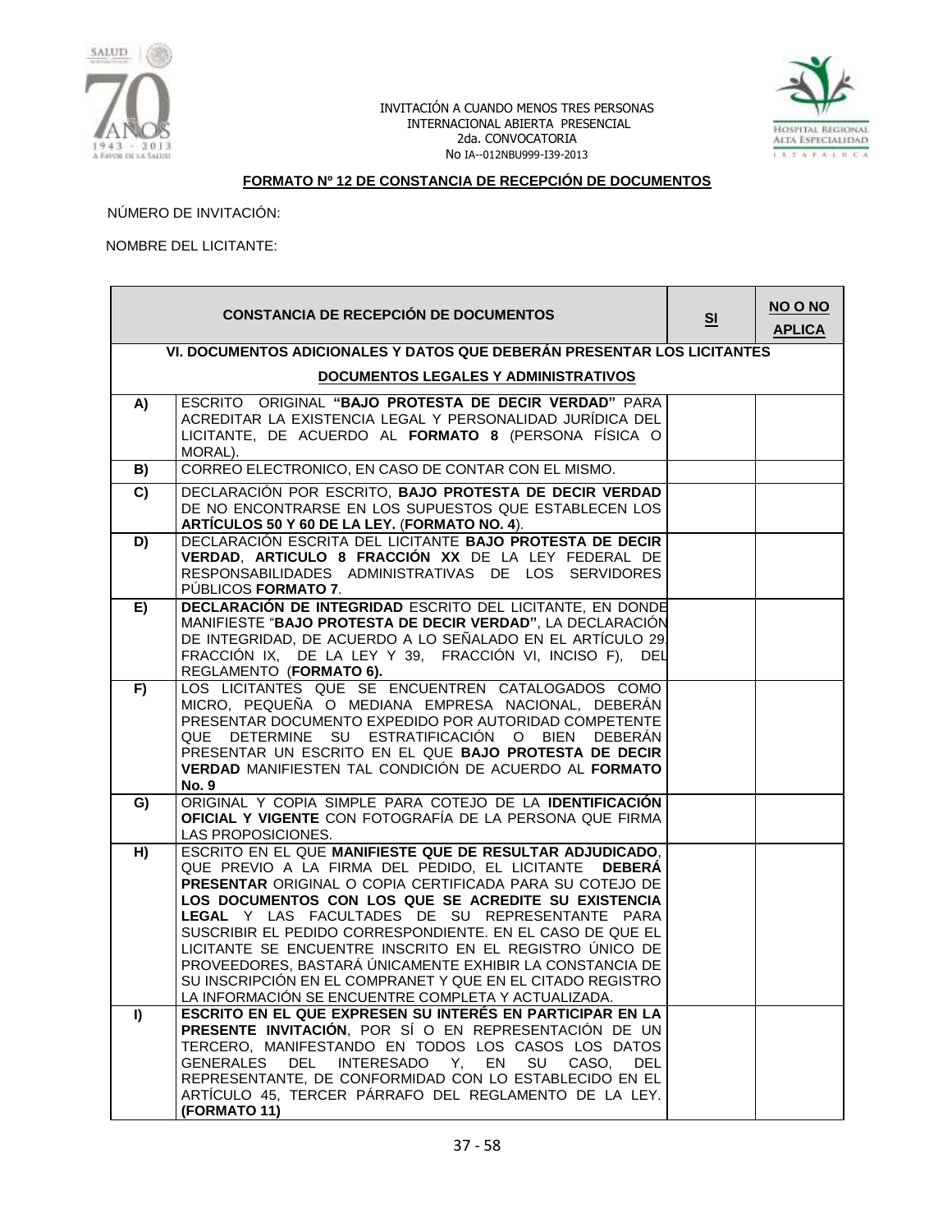INVITACIÓN A CUANDO MENOS TRES PERSONAS
INTERNACIONAL ABIERTA PRESENCIAL
2da. CONVOCATORIA
No IA--012NBU999-I39-2013

## FORMATO Nº 12 DE CONSTANCIA DE RECEPCIÓN DE DOCUMENTOS

NÚMERO DE INVITACIÓN:

NOMBRE DEL LICITANTE:

| CONSTANCIA DE RECEPCIÓN DE DOCUMENTOS | | SI | NO O NO APLICA |
|---|---|---|---|
| **VI. DOCUMENTOS ADICIONALES Y DATOS QUE DEBERÁN PRESENTAR LOS LICITANTES** **DOCUMENTOS LEGALES Y ADMINISTRATIVOS** | | | |
| **A)** | ESCRITO ORIGINAL **"BAJO PROTESTA DE DECIR VERDAD"** PARA ACREDITAR LA EXISTENCIA LEGAL Y PERSONALIDAD JURÍDICA DEL LICITANTE, DE ACUERDO AL **FORMATO 8** (PERSONA FÍSICA O MORAL). | | |
| **B)** | CORREO ELECTRONICO, EN CASO DE CONTAR CON EL MISMO. | | |
| **C)** | DECLARACIÓN POR ESCRITO, **BAJO PROTESTA DE DECIR VERDAD** DE NO ENCONTRARSE EN LOS SUPUESTOS QUE ESTABLECEN LOS **ARTÍCULOS 50 Y 60 DE LA LEY.** (**FORMATO NO. 4**). | | |
| **D)** | DECLARACIÓN ESCRITA DEL LICITANTE **BAJO PROTESTA DE DECIR VERDAD**, **ARTICULO 8 FRACCIÓN XX** DE LA LEY FEDERAL DE RESPONSABILIDADES ADMINISTRATIVAS DE LOS SERVIDORES PÚBLICOS **FORMATO 7**. | | |
| **E)** | **DECLARACIÓN DE INTEGRIDAD** ESCRITO DEL LICITANTE, EN DONDE MANIFIESTE "**BAJO PROTESTA DE DECIR VERDAD"**, LA DECLARACIÓN DE INTEGRIDAD, DE ACUERDO A LO SEÑALADO EN EL ARTÍCULO 29, FRACCIÓN IX, DE LA LEY Y 39, FRACCIÓN VI, INCISO F), DEL REGLAMENTO (**FORMATO 6).** | | |
| **F)** | LOS LICITANTES QUE SE ENCUENTREN CATALOGADOS COMO MICRO, PEQUEÑA O MEDIANA EMPRESA NACIONAL, DEBERÁN PRESENTAR DOCUMENTO EXPEDIDO POR AUTORIDAD COMPETENTE QUE DETERMINE SU ESTRATIFICACIÓN O BIEN DEBERÁN PRESENTAR UN ESCRITO EN EL QUE **BAJO PROTESTA DE DECIR VERDAD** MANIFIESTEN TAL CONDICIÓN DE ACUERDO AL **FORMATO No. 9** | | |
| **G)** | ORIGINAL Y COPIA SIMPLE PARA COTEJO DE LA **IDENTIFICACIÓN OFICIAL Y VIGENTE** CON FOTOGRAFÍA DE LA PERSONA QUE FIRMA LAS PROPOSICIONES. | | |
| **H)** | ESCRITO EN EL QUE **MANIFIESTE QUE DE RESULTAR ADJUDICADO**, QUE PREVIO A LA FIRMA DEL PEDIDO, EL LICITANTE **DEBERÁ PRESENTAR** ORIGINAL O COPIA CERTIFICADA PARA SU COTEJO DE **LOS DOCUMENTOS CON LOS QUE SE ACREDITE SU EXISTENCIA LEGAL** Y LAS FACULTADES DE SU REPRESENTANTE PARA SUSCRIBIR EL PEDIDO CORRESPONDIENTE. EN EL CASO DE QUE EL LICITANTE SE ENCUENTRE INSCRITO EN EL REGISTRO ÚNICO DE PROVEEDORES, BASTARÁ ÚNICAMENTE EXHIBIR LA CONSTANCIA DE SU INSCRIPCIÓN EN EL COMPRANET Y QUE EN EL CITADO REGISTRO LA INFORMACIÓN SE ENCUENTRE COMPLETA Y ACTUALIZADA. | | |
| **I)** | **ESCRITO EN EL QUE EXPRESEN SU INTERÉS EN PARTICIPAR EN LA PRESENTE INVITACIÓN**, POR SÍ O EN REPRESENTACIÓN DE UN TERCERO, MANIFESTANDO EN TODOS LOS CASOS LOS DATOS GENERALES DEL INTERESADO Y, EN SU CASO, DEL REPRESENTANTE, DE CONFORMIDAD CON LO ESTABLECIDO EN EL ARTÍCULO 45, TERCER PÁRRAFO DEL REGLAMENTO DE LA LEY. **(FORMATO 11)** | | |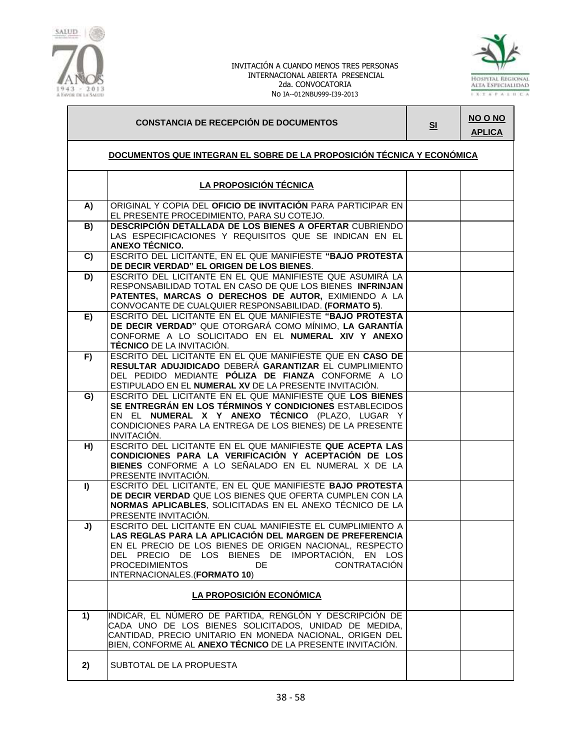INVITACIÓN A CUANDO MENOS TRES PERSONAS
INTERNACIONAL ABIERTA PRESENCIAL
2da. CONVOCATORIA
No IA--012NBU999-I39-2013

| CONSTANCIA DE RECEPCIÓN DE DOCUMENTOS | | SI | NO O NO APLICA |
|---|---|---|---|
| **DOCUMENTOS QUE INTEGRAN EL SOBRE DE LA PROPOSICIÓN TÉCNICA Y ECONÓMICA** | | | |
| | **LA PROPOSICIÓN TÉCNICA** | | |
| **A)** | ORIGINAL Y COPIA DEL **OFICIO DE INVITACIÓN** PARA PARTICIPAR EN EL PRESENTE PROCEDIMIENTO, PARA SU COTEJO. | | |
| **B)** | **DESCRIPCIÓN DETALLADA DE LOS BIENES A OFERTAR** CUBRIENDO LAS ESPECIFICACIONES Y REQUISITOS QUE SE INDICAN EN EL **ANEXO TÉCNICO.** | | |
| **C)** | ESCRITO DEL LICITANTE, EN EL QUE MANIFIESTE **"BAJO PROTESTA DE DECIR VERDAD" EL ORIGEN DE LOS BIENES**. | | |
| **D)** | ESCRITO DEL LICITANTE EN EL QUE MANIFIESTE QUE ASUMIRÁ LA RESPONSABILIDAD TOTAL EN CASO DE QUE LOS BIENES **INFRINJAN PATENTES, MARCAS O DERECHOS DE AUTOR,** EXIMIENDO A LA CONVOCANTE DE CUALQUIER RESPONSABILIDAD. **(FORMATO 5)**. | | |
| **E)** | ESCRITO DEL LICITANTE EN EL QUE MANIFIESTE **"BAJO PROTESTA DE DECIR VERDAD"** QUE OTORGARÁ COMO MÍNIMO, **LA GARANTÍA** CONFORME A LO SOLICITADO EN EL **NUMERAL XIV Y ANEXO TÉCNICO** DE LA INVITACIÓN. | | |
| **F)** | ESCRITO DEL LICITANTE EN EL QUE MANIFIESTE QUE EN **CASO DE RESULTAR ADUJIDICADO** DEBERÁ **GARANTIZAR** EL CUMPLIMIENTO DEL PEDIDO MEDIANTE **PÓLIZA DE FIANZA** CONFORME A LO ESTIPULADO EN EL **NUMERAL XV** DE LA PRESENTE INVITACIÓN. | | |
| **G)** | ESCRITO DEL LICITANTE EN EL QUE MANIFIESTE QUE **LOS BIENES SE ENTREGRÁN EN LOS TÉRMINOS Y CONDICIONES** ESTABLECIDOS EN EL **NUMERAL X Y ANEXO TÉCNICO** (PLAZO, LUGAR Y CONDICIONES PARA LA ENTREGA DE LOS BIENES) DE LA PRESENTE INVITACIÓN. | | |
| **H)** | ESCRITO DEL LICITANTE EN EL QUE MANIFIESTE **QUE ACEPTA LAS CONDICIONES PARA LA VERIFICACIÓN Y ACEPTACIÓN DE LOS BIENES** CONFORME A LO SEÑALADO EN EL NUMERAL X DE LA PRESENTE INVITACIÓN. | | |
| **I)** | ESCRITO DEL LICITANTE, EN EL QUE MANIFIESTE **BAJO PROTESTA DE DECIR VERDAD** QUE LOS BIENES QUE OFERTA CUMPLEN CON LA **NORMAS APLICABLES**, SOLICITADAS EN EL ANEXO TÉCNICO DE LA PRESENTE INVITACIÓN. | | |
| **J)** | ESCRITO DEL LICITANTE EN CUAL MANIFIESTE EL CUMPLIMIENTO A **LAS REGLAS PARA LA APLICACIÓN DEL MARGEN DE PREFERENCIA** EN EL PRECIO DE LOS BIENES DE ORIGEN NACIONAL, RESPECTO DEL PRECIO DE LOS BIENES DE IMPORTACIÓN, EN LOS PROCEDIMIENTOS DE CONTRATACIÓN INTERNACIONALES.(**FORMATO 10**) | | |
| | **LA PROPOSICIÓN ECONÓMICA** | | |
| **1)** | INDICAR, EL NÚMERO DE PARTIDA, RENGLÓN Y DESCRIPCIÓN DE CADA UNO DE LOS BIENES SOLICITADOS, UNIDAD DE MEDIDA, CANTIDAD, PRECIO UNITARIO EN MONEDA NACIONAL, ORIGEN DEL BIEN, CONFORME AL **ANEXO TÉCNICO** DE LA PRESENTE INVITACIÓN. | | |
| **2)** | SUBTOTAL DE LA PROPUESTA | | |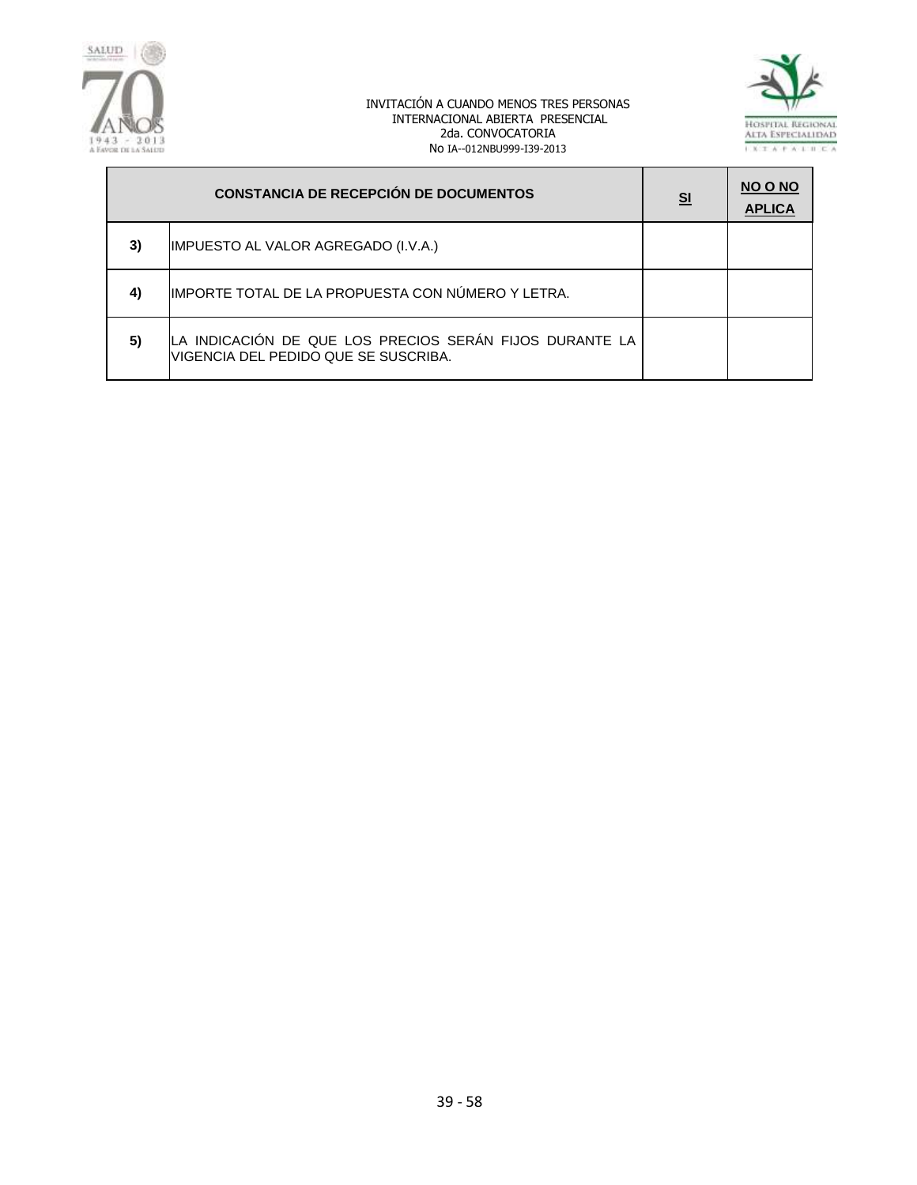| CONSTANCIA DE RECEPCIÓN DE DOCUMENTOS | | SI | NO O NO APLICA |
|---|---|---|---|
| **3)** | IMPUESTO AL VALOR AGREGADO (I.V.A.) | | |
| **4)** | IMPORTE TOTAL DE LA PROPUESTA CON NÚMERO Y LETRA. | | |
| **5)** | LA INDICACIÓN DE QUE LOS PRECIOS SERÁN FIJOS DURANTE LA VIGENCIA DEL PEDIDO QUE SE SUSCRIBA. | | |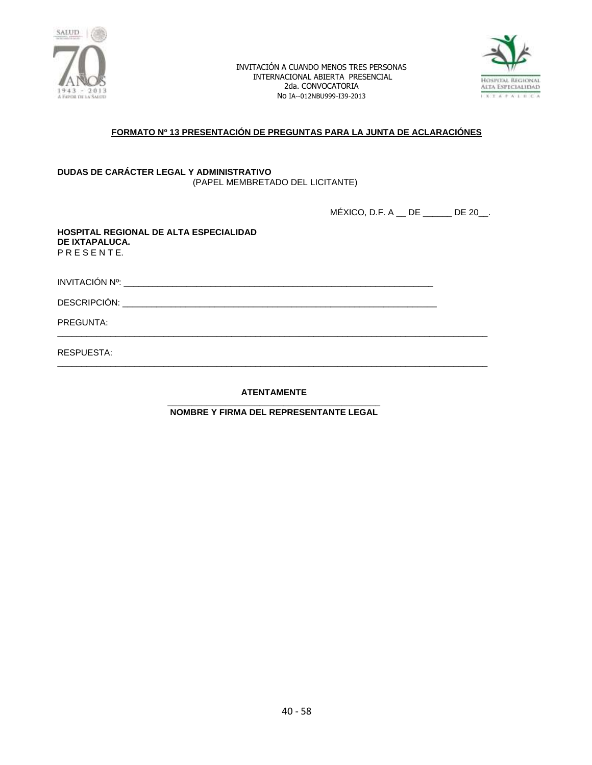INVITACIÓN A CUANDO MENOS TRES PERSONAS
INTERNACIONAL ABIERTA PRESENCIAL
2da. CONVOCATORIA
No IA--012NBU999-I39-2013

## FORMATO Nº 13 PRESENTACIÓN DE PREGUNTAS PARA LA JUNTA DE ACLARACIÓNES

**DUDAS DE CARÁCTER LEGAL Y ADMINISTRATIVO**

(PAPEL MEMBRETADO DEL LICITANTE)

MÉXICO, D.F. A __ DE ______ DE 20__.

**HOSPITAL REGIONAL DE ALTA ESPECIALIDAD DE IXTAPALUCA.**
P R E S E N T E.

INVITACIÓN Nº: ___________________________________________________________________

DESCRIPCIÓN: ___________________________________________________________________

PREGUNTA:
_____________________________________________________________________________________

RESPUESTA:
_____________________________________________________________________________________

**ATENTAMENTE**

_____________________________________________

**NOMBRE Y FIRMA DEL REPRESENTANTE LEGAL**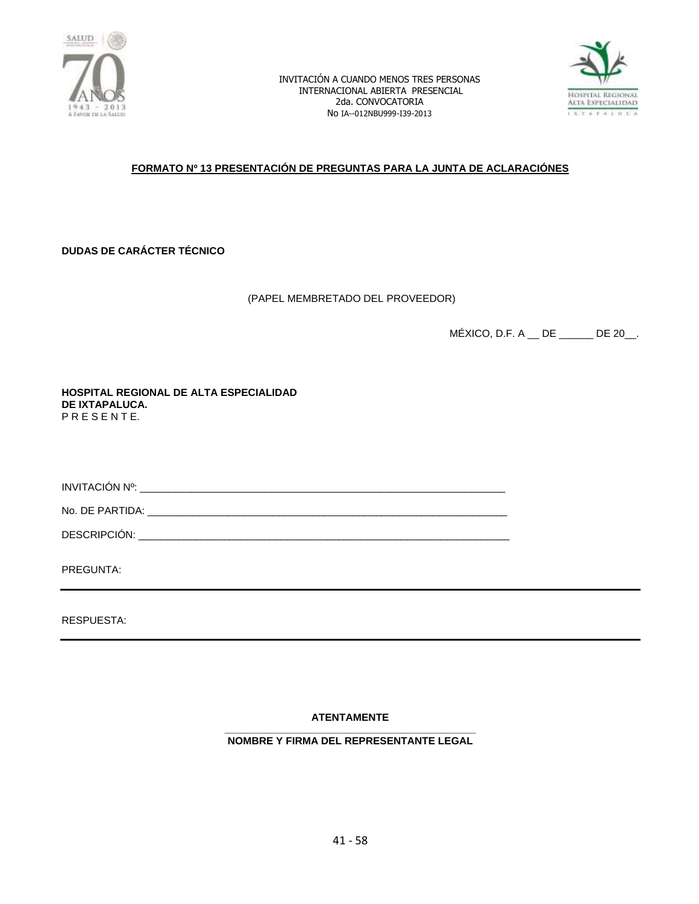INVITACIÓN A CUANDO MENOS TRES PERSONAS
INTERNACIONAL ABIERTA PRESENCIAL
2da. CONVOCATORIA
No IA--012NBU999-I39-2013

## FORMATO Nº 13 PRESENTACIÓN DE PREGUNTAS PARA LA JUNTA DE ACLARACIÓNES

**DUDAS DE CARÁCTER TÉCNICO**

(PAPEL MEMBRETADO DEL PROVEEDOR)

MÉXICO, D.F. A __ DE ______ DE 20__.

**HOSPITAL REGIONAL DE ALTA ESPECIALIDAD**
**DE IXTAPALUCA.**
P R E S E N T E.

INVITACIÓN Nº: ___________________________________________________________________

No. DE PARTIDA: ___________________________________________________________________

DESCRIPCIÓN: _____________________________________________________________________

PREGUNTA:

---

RESPUESTA:

---

**ATENTAMENTE**

______________________________________________

**NOMBRE Y FIRMA DEL REPRESENTANTE LEGAL**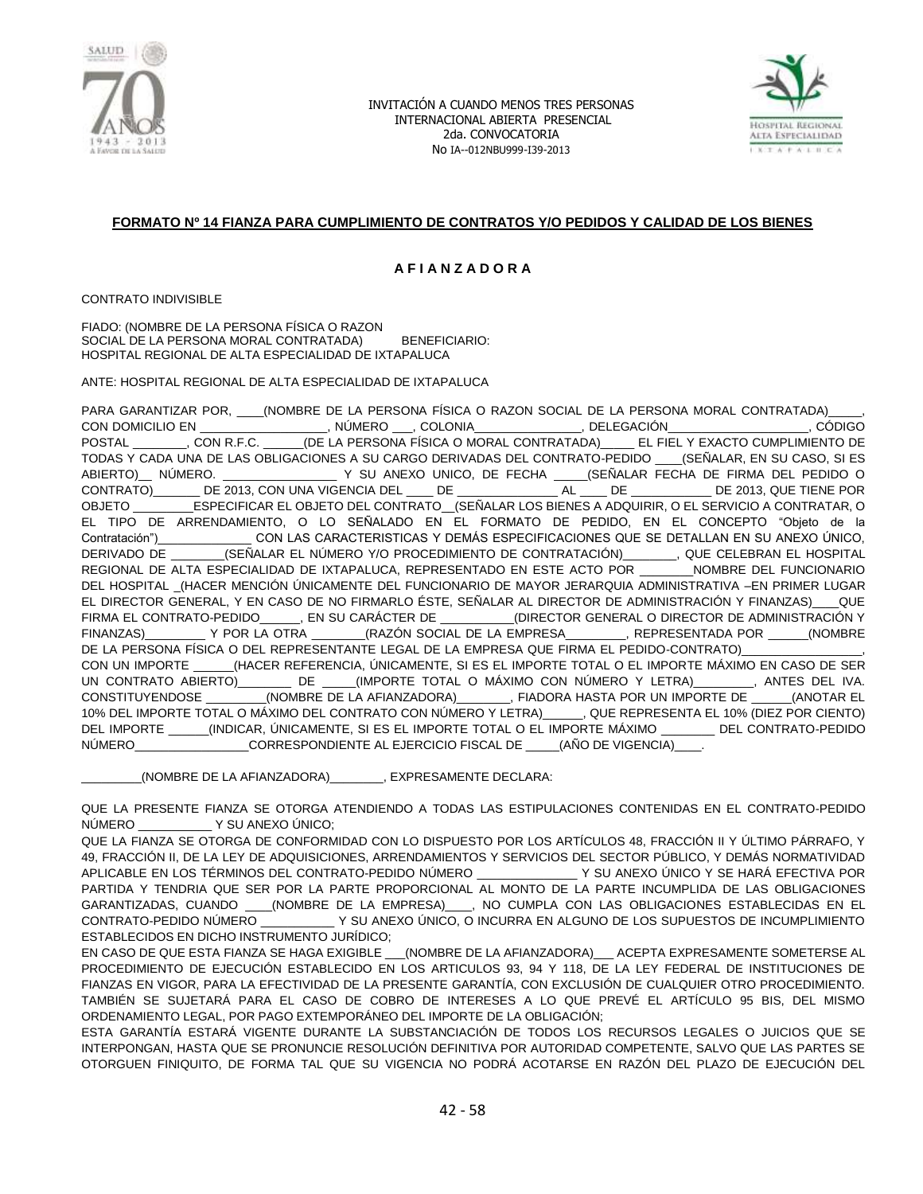**FORMATO Nº 14 FIANZA PARA CUMPLIMIENTO DE CONTRATOS Y/O PEDIDOS Y CALIDAD DE LOS BIENES**

**A F I A N Z A D O R A**

CONTRATO INDIVISIBLE

FIADO: (NOMBRE DE LA PERSONA FÍSICA O RAZON SOCIAL DE LA PERSONA MORAL CONTRATADA) BENEFICIARIO: HOSPITAL REGIONAL DE ALTA ESPECIALIDAD DE IXTAPALUCA

ANTE: HOSPITAL REGIONAL DE ALTA ESPECIALIDAD DE IXTAPALUCA

PARA GARANTIZAR POR, ____(NOMBRE DE LA PERSONA FÍSICA O RAZON SOCIAL DE LA PERSONA MORAL CONTRATADA)_____, CON DOMICILIO EN __________________, NÚMERO ___, COLONIA_______________, DELEGACIÓN____________________, CÓDIGO POSTAL ________, CON R.F.C. ______(DE LA PERSONA FÍSICA O MORAL CONTRATADA)_____ EL FIEL Y EXACTO CUMPLIMIENTO DE TODAS Y CADA UNA DE LAS OBLIGACIONES A SU CARGO DERIVADAS DEL CONTRATO-PEDIDO ____(SEÑALAR, EN SU CASO, SI ES ABIERTO)__ NÚMERO. ________________ Y SU ANEXO UNICO, DE FECHA _____(SEÑALAR FECHA DE FIRMA DEL PEDIDO O CONTRATO)_______ DE 2013, CON UNA VIGENCIA DEL ____ DE ______________ AL ____ DE ___________ DE 2013, QUE TIENE POR OBJETO _________ESPECIFICAR EL OBJETO DEL CONTRATO__(SEÑALAR LOS BIENES A ADQUIRIR, O EL SERVICIO A CONTRATAR, O EL TIPO DE ARRENDAMIENTO, O LO SEÑALADO EN EL FORMATO DE PEDIDO, EN EL CONCEPTO "Objeto de la Contratación")______________ CON LAS CARACTERISTICAS Y DEMÁS ESPECIFICACIONES QUE SE DETALLAN EN SU ANEXO ÚNICO, DERIVADO DE ________(SEÑALAR EL NÚMERO Y/O PROCEDIMIENTO DE CONTRATACIÓN)________, QUE CELEBRAN EL HOSPITAL REGIONAL DE ALTA ESPECIALIDAD DE IXTAPALUCA, REPRESENTADO EN ESTE ACTO POR ________NOMBRE DEL FUNCIONARIO DEL HOSPITAL _(HACER MENCIÓN ÚNICAMENTE DEL FUNCIONARIO DE MAYOR JERARQUIA ADMINISTRATIVA –EN PRIMER LUGAR EL DIRECTOR GENERAL, Y EN CASO DE NO FIRMARLO ÉSTE, SEÑALAR AL DIRECTOR DE ADMINISTRACIÓN Y FINANZAS)____QUE FIRMA EL CONTRATO-PEDIDO______, EN SU CARÁCTER DE __________(DIRECTOR GENERAL O DIRECTOR DE ADMINISTRACIÓN Y FINANZAS)_________ Y POR LA OTRA ________(RAZÓN SOCIAL DE LA EMPRESA_________, REPRESENTADA POR ______(NOMBRE DE LA PERSONA FÍSICA O DEL REPRESENTANTE LEGAL DE LA EMPRESA QUE FIRMA EL PEDIDO-CONTRATO)_________________, CON UN IMPORTE ______(HACER REFERENCIA, ÚNICAMENTE, SI ES EL IMPORTE TOTAL O EL IMPORTE MÁXIMO EN CASO DE SER UN CONTRATO ABIERTO)________ DE _____(IMPORTE TOTAL O MÁXIMO CON NÚMERO Y LETRA)_________, ANTES DEL IVA. CONSTITUYENDOSE _________(NOMBRE DE LA AFIANZADORA)________, FIADORA HASTA POR UN IMPORTE DE ______(ANOTAR EL 10% DEL IMPORTE TOTAL O MÁXIMO DEL CONTRATO CON NÚMERO Y LETRA)______, QUE REPRESENTA EL 10% (DIEZ POR CIENTO) DEL IMPORTE ______(INDICAR, ÚNICAMENTE, SI ES EL IMPORTE TOTAL O EL IMPORTE MÁXIMO ________ DEL CONTRATO-PEDIDO NÚMERO_________________CORRESPONDIENTE AL EJERCICIO FISCAL DE _____(AÑO DE VIGENCIA)____.

_________(NOMBRE DE LA AFIANZADORA)________, EXPRESAMENTE DECLARA:

QUE LA PRESENTE FIANZA SE OTORGA ATENDIENDO A TODAS LAS ESTIPULACIONES CONTENIDAS EN EL CONTRATO-PEDIDO NÚMERO ___________ Y SU ANEXO ÚNICO;

QUE LA FIANZA SE OTORGA DE CONFORMIDAD CON LO DISPUESTO POR LOS ARTÍCULOS 48, FRACCIÓN II Y ÚLTIMO PÁRRAFO, Y 49, FRACCIÓN II, DE LA LEY DE ADQUISICIONES, ARRENDAMIENTOS Y SERVICIOS DEL SECTOR PÚBLICO, Y DEMÁS NORMATIVIDAD APLICABLE EN LOS TÉRMINOS DEL CONTRATO-PEDIDO NÚMERO ______________ Y SU ANEXO ÚNICO Y SE HARÁ EFECTIVA POR PARTIDA Y TENDRIA QUE SER POR LA PARTE PROPORCIONAL AL MONTO DE LA PARTE INCUMPLIDA DE LAS OBLIGACIONES GARANTIZADAS, CUANDO ____(NOMBRE DE LA EMPRESA)____, NO CUMPLA CON LAS OBLIGACIONES ESTABLECIDAS EN EL CONTRATO-PEDIDO NÚMERO ___________ Y SU ANEXO ÚNICO, O INCURRA EN ALGUNO DE LOS SUPUESTOS DE INCUMPLIMIENTO ESTABLECIDOS EN DICHO INSTRUMENTO JURÍDICO;

EN CASO DE QUE ESTA FIANZA SE HAGA EXIGIBLE ___(NOMBRE DE LA AFIANZADORA)___ ACEPTA EXPRESAMENTE SOMETERSE AL PROCEDIMIENTO DE EJECUCIÓN ESTABLECIDO EN LOS ARTICULOS 93, 94 Y 118, DE LA LEY FEDERAL DE INSTITUCIONES DE FIANZAS EN VIGOR, PARA LA EFECTIVIDAD DE LA PRESENTE GARANTÍA, CON EXCLUSIÓN DE CUALQUIER OTRO PROCEDIMIENTO. TAMBIÉN SE SUJETARÁ PARA EL CASO DE COBRO DE INTERESES A LO QUE PREVÉ EL ARTÍCULO 95 BIS, DEL MISMO ORDENAMIENTO LEGAL, POR PAGO EXTEMPORÁNEO DEL IMPORTE DE LA OBLIGACIÓN;

ESTA GARANTÍA ESTARÁ VIGENTE DURANTE LA SUBSTANCIACIÓN DE TODOS LOS RECURSOS LEGALES O JUICIOS QUE SE INTERPONGAN, HASTA QUE SE PRONUNCIE RESOLUCIÓN DEFINITIVA POR AUTORIDAD COMPETENTE, SALVO QUE LAS PARTES SE OTORGUEN FINIQUITO, DE FORMA TAL QUE SU VIGENCIA NO PODRÁ ACOTARSE EN RAZÓN DEL PLAZO DE EJECUCIÓN DEL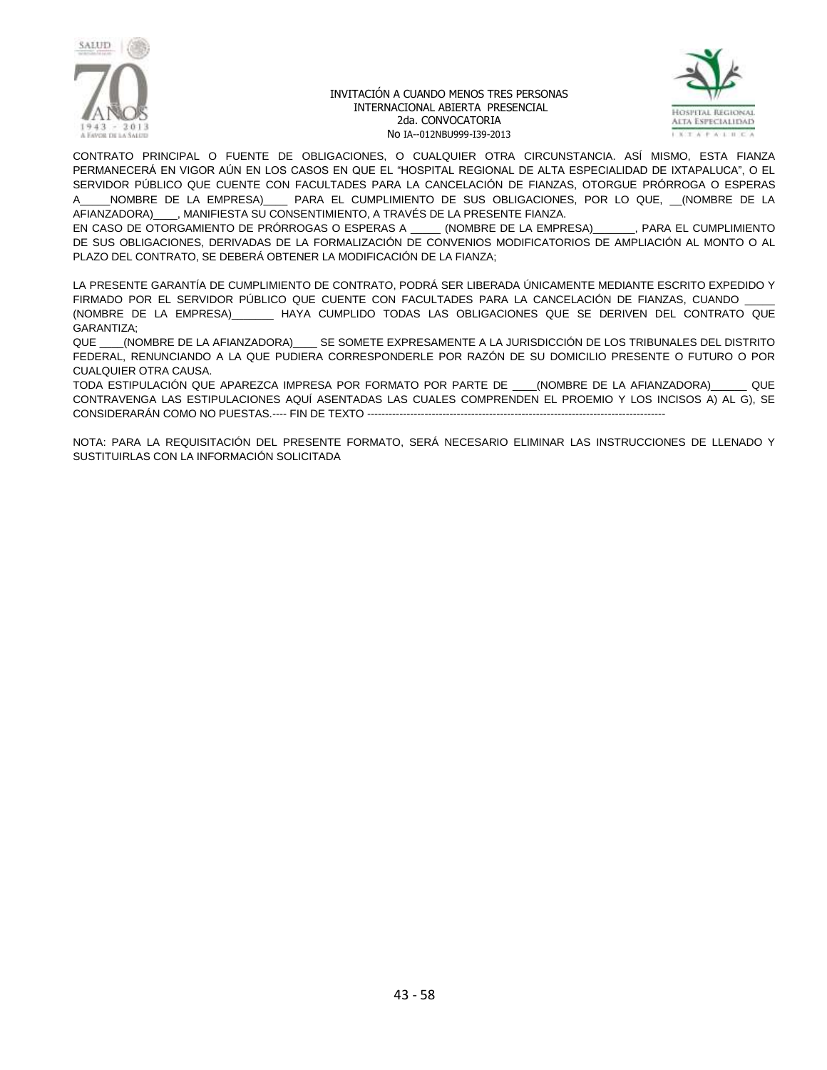CONTRATO PRINCIPAL O FUENTE DE OBLIGACIONES, O CUALQUIER OTRA CIRCUNSTANCIA. ASÍ MISMO, ESTA FIANZA PERMANECERÁ EN VIGOR AÚN EN LOS CASOS EN QUE EL "HOSPITAL REGIONAL DE ALTA ESPECIALIDAD DE IXTAPALUCA", O EL SERVIDOR PÚBLICO QUE CUENTE CON FACULTADES PARA LA CANCELACIÓN DE FIANZAS, OTORGUE PRÓRROGA O ESPERAS A_____NOMBRE DE LA EMPRESA)____ PARA EL CUMPLIMIENTO DE SUS OBLIGACIONES, POR LO QUE, __(NOMBRE DE LA AFIANZADORA)____, MANIFIESTA SU CONSENTIMIENTO, A TRAVÉS DE LA PRESENTE FIANZA.
EN CASO DE OTORGAMIENTO DE PRÓRROGAS O ESPERAS A _____ (NOMBRE DE LA EMPRESA)_______, PARA EL CUMPLIMIENTO DE SUS OBLIGACIONES, DERIVADAS DE LA FORMALIZACIÓN DE CONVENIOS MODIFICATORIOS DE AMPLIACIÓN AL MONTO O AL PLAZO DEL CONTRATO, SE DEBERÁ OBTENER LA MODIFICACIÓN DE LA FIANZA;

LA PRESENTE GARANTÍA DE CUMPLIMIENTO DE CONTRATO, PODRÁ SER LIBERADA ÚNICAMENTE MEDIANTE ESCRITO EXPEDIDO Y FIRMADO POR EL SERVIDOR PÚBLICO QUE CUENTE CON FACULTADES PARA LA CANCELACIÓN DE FIANZAS, CUANDO _____ (NOMBRE DE LA EMPRESA)_______ HAYA CUMPLIDO TODAS LAS OBLIGACIONES QUE SE DERIVEN DEL CONTRATO QUE GARANTIZA;
QUE ____(NOMBRE DE LA AFIANZADORA)____ SE SOMETE EXPRESAMENTE A LA JURISDICCIÓN DE LOS TRIBUNALES DEL DISTRITO FEDERAL, RENUNCIANDO A LA QUE PUDIERA CORRESPONDERLE POR RAZÓN DE SU DOMICILIO PRESENTE O FUTURO O POR CUALQUIER OTRA CAUSA.
TODA ESTIPULACIÓN QUE APAREZCA IMPRESA POR FORMATO POR PARTE DE ____(NOMBRE DE LA AFIANZADORA)______ QUE CONTRAVENGA LAS ESTIPULACIONES AQUÍ ASENTADAS LAS CUALES COMPRENDEN EL PROEMIO Y LOS INCISOS A) AL G), SE CONSIDERARÁN COMO NO PUESTAS.---- FIN DE TEXTO -----------------------------------------------------------------------------------

NOTA: PARA LA REQUISITACIÓN DEL PRESENTE FORMATO, SERÁ NECESARIO ELIMINAR LAS INSTRUCCIONES DE LLENADO Y SUSTITUIRLAS CON LA INFORMACIÓN SOLICITADA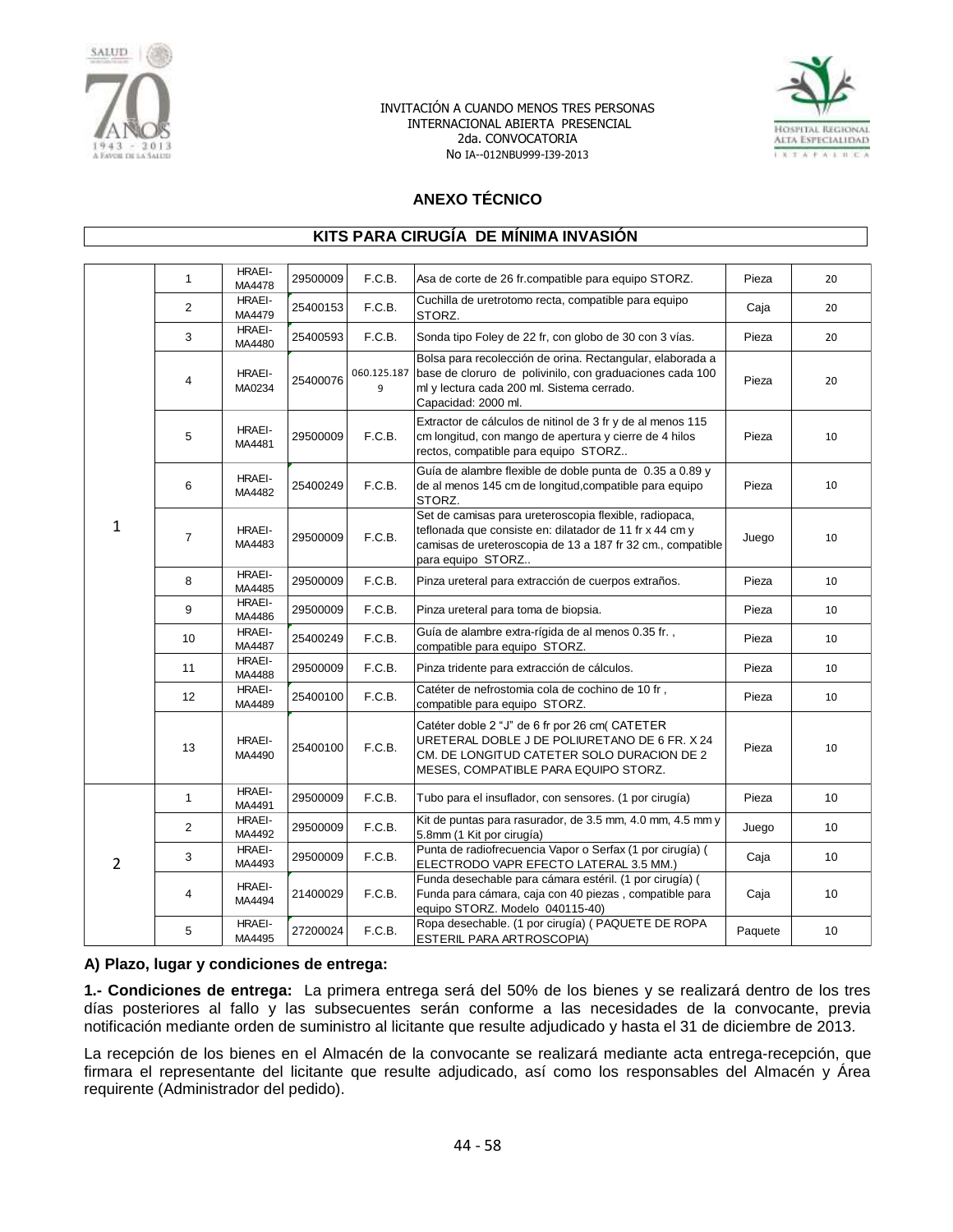INVITACIÓN A CUANDO MENOS TRES PERSONAS
INTERNACIONAL ABIERTA PRESENCIAL
2da. CONVOCATORIA
No IA--012NBU999-I39-2013

## ANEXO TÉCNICO

### KITS PARA CIRUGÍA DE MÍNIMA INVASIÓN

| | | | | | | | |
|---|---|---|---|---|---|---|---|
| 1 | 1 | HRAEI-MA4478 | 29500009 | F.C.B. | Asa de corte de 26 fr.compatible para equipo STORZ. | Pieza | 20 |
| | 2 | HRAEI-MA4479 | 25400153 | F.C.B. | Cuchilla de uretrotomo recta, compatible para equipo STORZ. | Caja | 20 |
| | 3 | HRAEI-MA4480 | 25400593 | F.C.B. | Sonda tipo Foley de 22 fr, con globo de 30 con 3 vías. | Pieza | 20 |
| | 4 | HRAEI-MA0234 | 25400076 | 060.125.1879 | Bolsa para recolección de orina. Rectangular, elaborada a base de cloruro de polivinilo, con graduaciones cada 100 ml y lectura cada 200 ml. Sistema cerrado. Capacidad: 2000 ml. | Pieza | 20 |
| | 5 | HRAEI-MA4481 | 29500009 | F.C.B. | Extractor de cálculos de nitinol de 3 fr y de al menos 115 cm longitud, con mango de apertura y cierre de 4 hilos rectos, compatible para equipo STORZ.. | Pieza | 10 |
| | 6 | HRAEI-MA4482 | 25400249 | F.C.B. | Guía de alambre flexible de doble punta de 0.35 a 0.89 y de al menos 145 cm de longitud,compatible para equipo STORZ. | Pieza | 10 |
| | 7 | HRAEI-MA4483 | 29500009 | F.C.B. | Set de camisas para ureteroscopia flexible, radiopaca, teflonada que consiste en: dilatador de 11 fr x 44 cm y camisas de ureteroscopia de 13 a 187 fr 32 cm., compatible para equipo STORZ.. | Juego | 10 |
| | 8 | HRAEI-MA4485 | 29500009 | F.C.B. | Pinza ureteral para extracción de cuerpos extraños. | Pieza | 10 |
| | 9 | HRAEI-MA4486 | 29500009 | F.C.B. | Pinza ureteral para toma de biopsia. | Pieza | 10 |
| | 10 | HRAEI-MA4487 | 25400249 | F.C.B. | Guía de alambre extra-rígida de al menos 0.35 fr. , compatible para equipo STORZ. | Pieza | 10 |
| | 11 | HRAEI-MA4488 | 29500009 | F.C.B. | Pinza tridente para extracción de cálculos. | Pieza | 10 |
| | 12 | HRAEI-MA4489 | 25400100 | F.C.B. | Catéter de nefrostomia cola de cochino de 10 fr , compatible para equipo STORZ. | Pieza | 10 |
| | 13 | HRAEI-MA4490 | 25400100 | F.C.B. | Catéter doble 2 "J" de 6 fr por 26 cm( CATETER URETERAL DOBLE J DE POLIURETANO DE 6 FR. X 24 CM. DE LONGITUD CATETER SOLO DURACION DE 2 MESES, COMPATIBLE PARA EQUIPO STORZ. | Pieza | 10 |
| 2 | 1 | HRAEI-MA4491 | 29500009 | F.C.B. | Tubo para el insuflador, con sensores. (1 por cirugía) | Pieza | 10 |
| | 2 | HRAEI-MA4492 | 29500009 | F.C.B. | Kit de puntas para rasurador, de 3.5 mm, 4.0 mm, 4.5 mm y 5.8mm (1 Kit por cirugía) | Juego | 10 |
| | 3 | HRAEI-MA4493 | 29500009 | F.C.B. | Punta de radiofrecuencia Vapor o Serfax (1 por cirugía) ( ELECTRODO VAPR EFECTO LATERAL 3.5 MM.) | Caja | 10 |
| | 4 | HRAEI-MA4494 | 21400029 | F.C.B. | Funda desechable para cámara estéril. (1 por cirugía) ( Funda para cámara, caja con 40 piezas , compatible para equipo STORZ. Modelo 040115-40) | Caja | 10 |
| | 5 | HRAEI-MA4495 | 27200024 | F.C.B. | Ropa desechable. (1 por cirugía) ( PAQUETE DE ROPA ESTERIL PARA ARTROSCOPIA) | Paquete | 10 |

**A) Plazo, lugar y condiciones de entrega:**

**1.- Condiciones de entrega:** La primera entrega será del 50% de los bienes y se realizará dentro de los tres días posteriores al fallo y las subsecuentes serán conforme a las necesidades de la convocante, previa notificación mediante orden de suministro al licitante que resulte adjudicado y hasta el 31 de diciembre de 2013.

La recepción de los bienes en el Almacén de la convocante se realizará mediante acta entrega-recepción, que firmara el representante del licitante que resulte adjudicado, así como los responsables del Almacén y Área requirente (Administrador del pedido).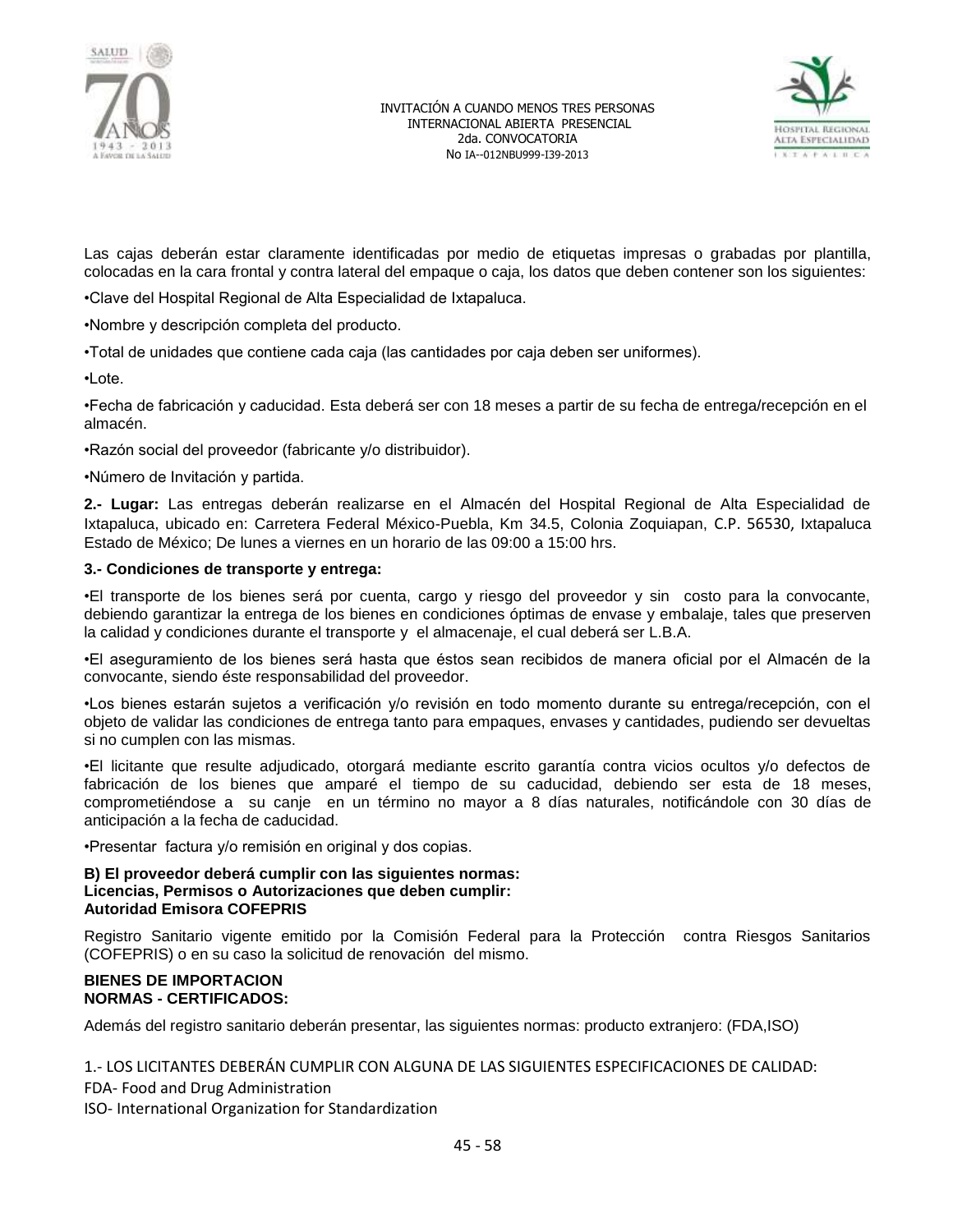Las cajas deberán estar claramente identificadas por medio de etiquetas impresas o grabadas por plantilla, colocadas en la cara frontal y contra lateral del empaque o caja, los datos que deben contener son los siguientes:

•Clave del Hospital Regional de Alta Especialidad de Ixtapaluca.

•Nombre y descripción completa del producto.

•Total de unidades que contiene cada caja (las cantidades por caja deben ser uniformes).

•Lote.

•Fecha de fabricación y caducidad. Esta deberá ser con 18 meses a partir de su fecha de entrega/recepción en el almacén.

•Razón social del proveedor (fabricante y/o distribuidor).

•Número de Invitación y partida.

**2.- Lugar:** Las entregas deberán realizarse en el Almacén del Hospital Regional de Alta Especialidad de Ixtapaluca, ubicado en: Carretera Federal México-Puebla, Km 34.5, Colonia Zoquiapan, C.P. 56530, Ixtapaluca Estado de México; De lunes a viernes en un horario de las 09:00 a 15:00 hrs.

**3.- Condiciones de transporte y entrega:**

•El transporte de los bienes será por cuenta, cargo y riesgo del proveedor y sin costo para la convocante, debiendo garantizar la entrega de los bienes en condiciones óptimas de envase y embalaje, tales que preserven la calidad y condiciones durante el transporte y el almacenaje, el cual deberá ser L.B.A.

•El aseguramiento de los bienes será hasta que éstos sean recibidos de manera oficial por el Almacén de la convocante, siendo éste responsabilidad del proveedor.

•Los bienes estarán sujetos a verificación y/o revisión en todo momento durante su entrega/recepción, con el objeto de validar las condiciones de entrega tanto para empaques, envases y cantidades, pudiendo ser devueltas si no cumplen con las mismas.

•El licitante que resulte adjudicado, otorgará mediante escrito garantía contra vicios ocultos y/o defectos de fabricación de los bienes que amparé el tiempo de su caducidad, debiendo ser esta de 18 meses, comprometiéndose a su canje en un término no mayor a 8 días naturales, notificándole con 30 días de anticipación a la fecha de caducidad.

•Presentar factura y/o remisión en original y dos copias.

**B) El proveedor deberá cumplir con las siguientes normas:**
**Licencias, Permisos o Autorizaciones que deben cumplir:**
**Autoridad Emisora COFEPRIS**

Registro Sanitario vigente emitido por la Comisión Federal para la Protección contra Riesgos Sanitarios (COFEPRIS) o en su caso la solicitud de renovación del mismo.

**BIENES DE IMPORTACION**
**NORMAS - CERTIFICADOS:**

Además del registro sanitario deberán presentar, las siguientes normas: producto extranjero: (FDA,ISO)

1.- LOS LICITANTES DEBERÁN CUMPLIR CON ALGUNA DE LAS SIGUIENTES ESPECIFICACIONES DE CALIDAD:

FDA- Food and Drug Administration

ISO- International Organization for Standardization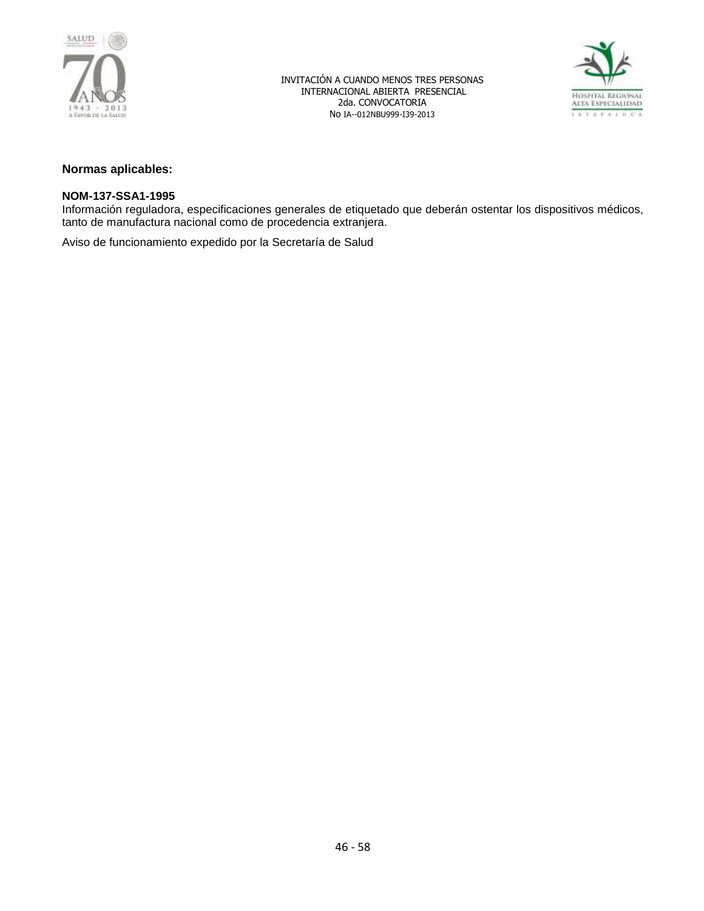**Normas aplicables:**

**NOM-137-SSA1-1995**
Información reguladora, especificaciones generales de etiquetado que deberán ostentar los dispositivos médicos, tanto de manufactura nacional como de procedencia extranjera.

Aviso de funcionamiento expedido por la Secretaría de Salud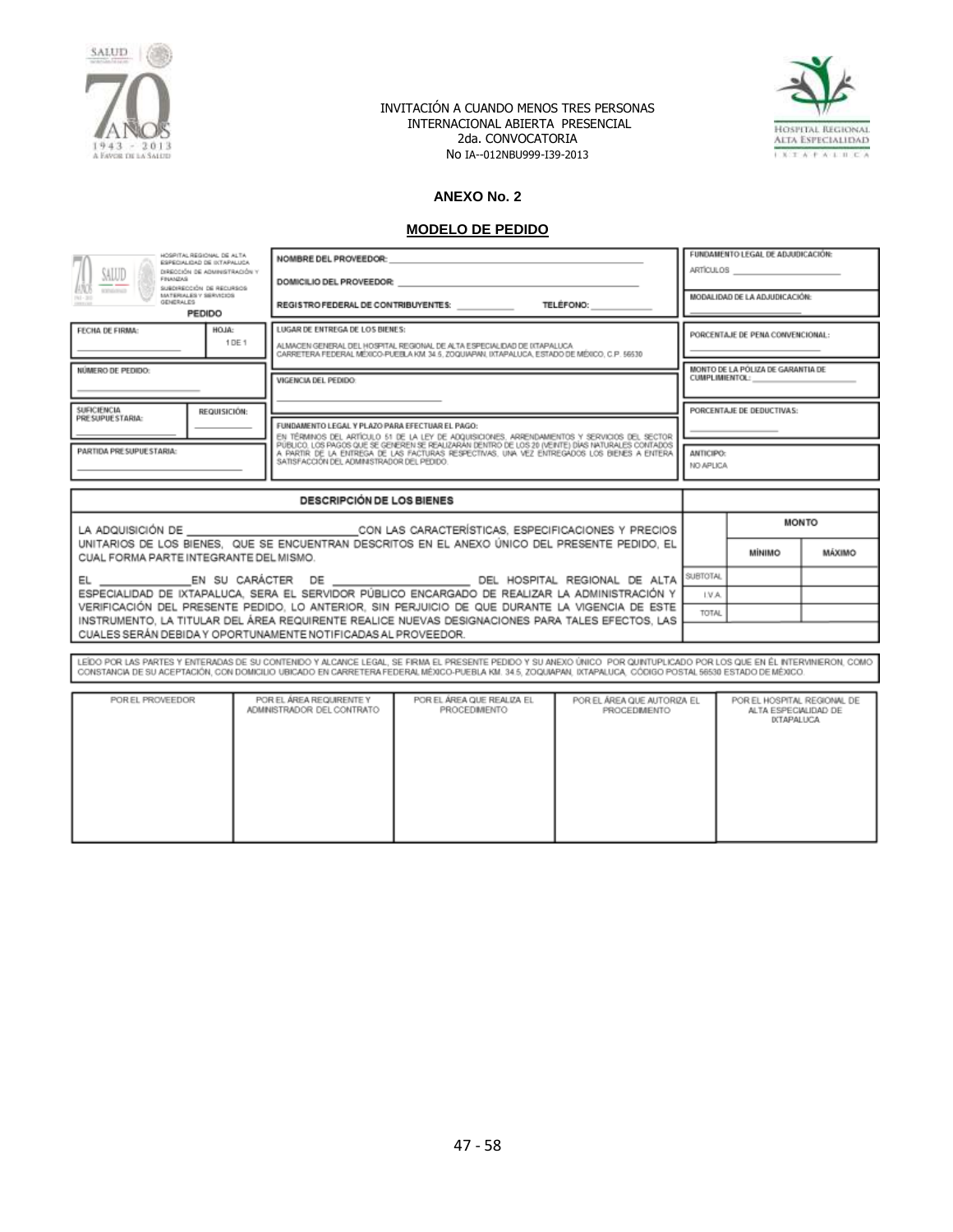INVITACIÓN A CUANDO MENOS TRES PERSONAS
INTERNACIONAL ABIERTA PRESENCIAL
2da. CONVOCATORIA
No IA--012NBU999-I39-2013

**ANEXO No. 2**

**MODELO DE PEDIDO**

HOSPITAL REGIONAL DE ALTA ESPECIALIDAD DE IXTAPALUCA
DIRECCIÓN DE ADMINISTRACIÓN Y FINANZAS
SUBDIRECCIÓN DE RECURSOS MATERIALES Y SERVICIOS GENERALES

**PEDIDO**

| | | |
|---|---|---|
| FECHA DE FIRMA: ______ HOJA: 1 DE 1 | NOMBRE DEL PROVEEDOR: ______ | FUNDAMENTO LEGAL DE ADJUDICACIÓN: ARTÍCULOS ______ |
| NÚMERO DE PEDIDO: ______ | DOMICILIO DEL PROVEEDOR: ______ | MODALIDAD DE LA ADJUDICACIÓN: ______ |
| SUFICIENCIA PRESUPUESTARIA: ______ REQUISICIÓN: ______ | REGISTRO FEDERAL DE CONTRIBUYENTES: ______ TELÉFONO: ______ | PORCENTAJE DE PENA CONVENCIONAL: ______ |
| PARTIDA PRESUPUESTARIA: ______ | LUGAR DE ENTREGA DE LOS BIENES: ALMACEN GENERAL DEL HOSPITAL REGIONAL DE ALTA ESPECIALIDAD DE IXTAPALUCA CARRETERA FEDERAL MÉXICO-PUEBLA KM 34.5, ZOQUIAPAN, IXTAPALUCA, ESTADO DE MÉXICO, C.P. 56530 | MONTO DE LA PÓLIZA DE GARANTÍA DE CUMPLIMIENTO: ______ |
| | VIGENCIA DEL PEDIDO: ______ | PORCENTAJE DE DEDUCTIVAS: ______ |
| | FUNDAMENTO LEGAL Y PLAZO PARA EFECTUAR EL PAGO: EN TÉRMINOS DEL ARTÍCULO 51 DE LA LEY DE ADQUISICIONES, ARRENDAMIENTOS Y SERVICIOS DEL SECTOR PÚBLICO, LOS PAGOS QUE SE GENEREN SE REALIZARÁN DENTRO DE LOS 20 (VEINTE) DÍAS NATURALES CONTADOS A PARTIR DE LA ENTREGA DE LAS FACTURAS RESPECTIVAS, UNA VEZ ENTREGADOS LOS BIENES A ENTERA SATISFACCIÓN DEL ADMINISTRADOR DEL PEDIDO. | ANTICIPO: NO APLICA |

| DESCRIPCIÓN DE LOS BIENES | | MONTO | |
|---|---|---|---|
| | | MÍNIMO | MÁXIMO |
| LA ADQUISICIÓN DE ______ CON LAS CARACTERÍSTICAS, ESPECIFICACIONES Y PRECIOS UNITARIOS DE LOS BIENES, QUE SE ENCUENTRAN DESCRITOS EN EL ANEXO ÚNICO DEL PRESENTE PEDIDO, EL CUAL FORMA PARTE INTEGRANTE DEL MISMO. | SUBTOTAL | | |
| EL ______ EN SU CARÁCTER DE ______ DEL HOSPITAL REGIONAL DE ALTA ESPECIALIDAD DE IXTAPALUCA, SERA EL SERVIDOR PÚBLICO ENCARGADO DE REALIZAR LA ADMINISTRACIÓN Y VERIFICACIÓN DEL PRESENTE PEDIDO, LO ANTERIOR, SIN PERJUICIO DE QUE DURANTE LA VIGENCIA DE ESTE INSTRUMENTO, LA TITULAR DEL ÁREA REQUIRENTE REALICE NUEVAS DESIGNACIONES PARA TALES EFECTOS, LAS CUALES SERÁN DEBIDA Y OPORTUNAMENTE NOTIFICADAS AL PROVEEDOR. | I.V.A. | | |
| | TOTAL | | |

LEÍDO POR LAS PARTES Y ENTERADAS DE SU CONTENIDO Y ALCANCE LEGAL, SE FIRMA EL PRESENTE PEDIDO Y SU ANEXO ÚNICO POR QUINTUPLICADO POR LOS QUE EN ÉL INTERVINIERON, COMO CONSTANCIA DE SU ACEPTACIÓN, CON DOMICILIO UBICADO EN CARRETERA FEDERAL MÉXICO-PUEBLA KM. 34.5, ZOQUIAPAN, IXTAPALUCA, CÓDIGO POSTAL 56530 ESTADO DE MÉXICO.

| POR EL PROVEEDOR | POR EL ÁREA REQUIRENTE Y ADMINISTRADOR DEL CONTRATO | POR EL ÁREA QUE REALIZA EL PROCEDIMIENTO | POR EL ÁREA QUE AUTORIZA EL PROCEDIMIENTO | POR EL HOSPITAL REGIONAL DE ALTA ESPECIALIDAD DE IXTAPALUCA |
|---|---|---|---|---|
| | | | | |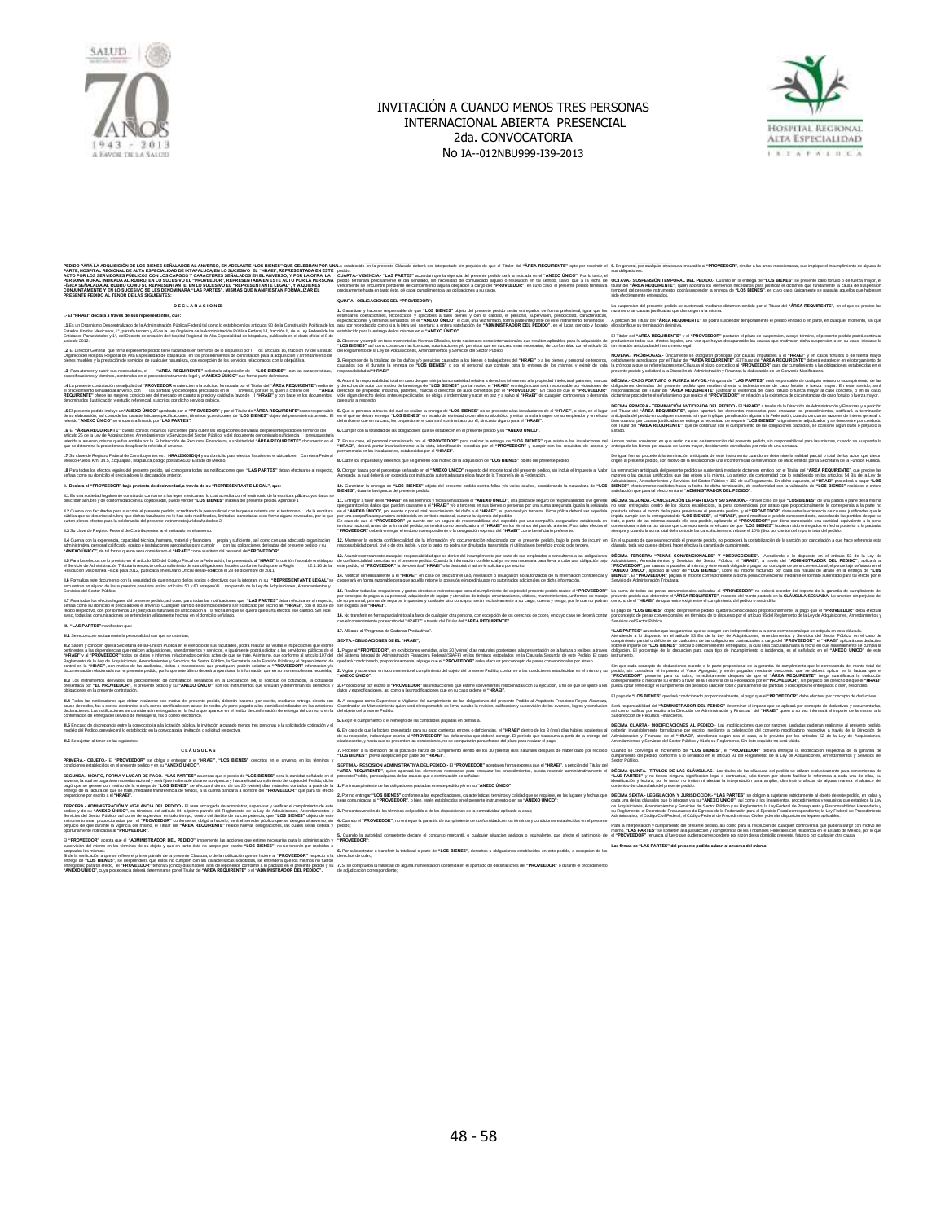# INVITACIÓN A CUANDO MENOS TRES PERSONAS INTERNACIONAL ABIERTA PRESENCIAL

## 2da. CONVOCATORIA

## No IA--012NBU999-I39-2013

### DECLARACIONES

### CLÁUSULAS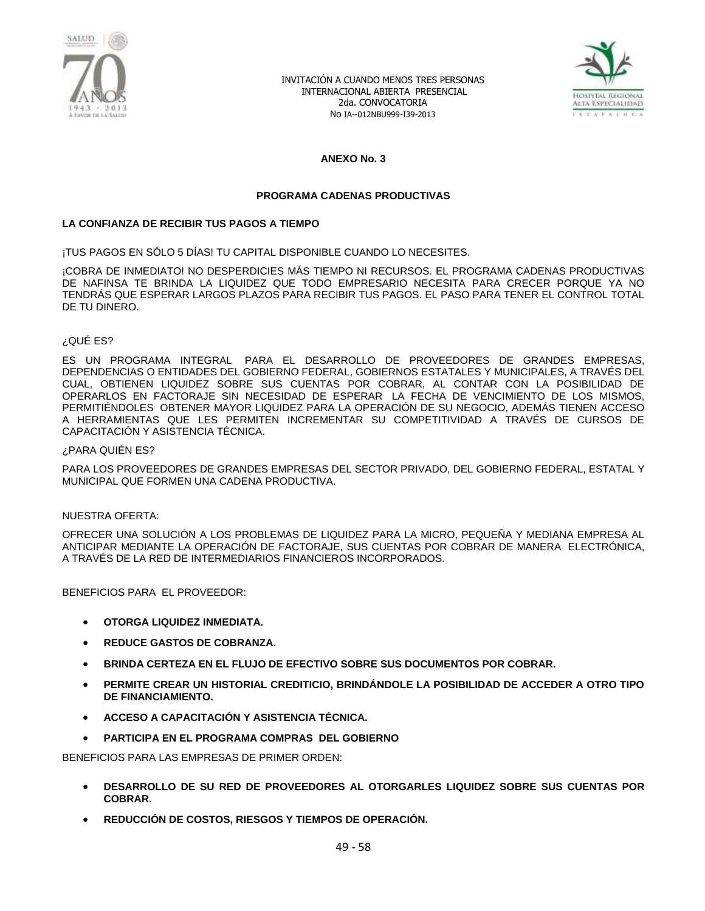## ANEXO No. 3

### PROGRAMA CADENAS PRODUCTIVAS

**LA CONFIANZA DE RECIBIR TUS PAGOS A TIEMPO**

¡TUS PAGOS EN SÓLO 5 DÍAS! TU CAPITAL DISPONIBLE CUANDO LO NECESITES.

¡COBRA DE INMEDIATO! NO DESPERDICIES MÁS TIEMPO NI RECURSOS. EL PROGRAMA CADENAS PRODUCTIVAS DE NAFINSA TE BRINDA LA LIQUIDEZ QUE TODO EMPRESARIO NECESITA PARA CRECER PORQUE YA NO TENDRÁS QUE ESPERAR LARGOS PLAZOS PARA RECIBIR TUS PAGOS. EL PASO PARA TENER EL CONTROL TOTAL DE TU DINERO.

¿QUÉ ES?

ES UN PROGRAMA INTEGRAL PARA EL DESARROLLO DE PROVEEDORES DE GRANDES EMPRESAS, DEPENDENCIAS O ENTIDADES DEL GOBIERNO FEDERAL, GOBIERNOS ESTATALES Y MUNICIPALES, A TRAVÉS DEL CUAL, OBTIENEN LIQUIDEZ SOBRE SUS CUENTAS POR COBRAR, AL CONTAR CON LA POSIBILIDAD DE OPERARLOS EN FACTORAJE SIN NECESIDAD DE ESPERAR LA FECHA DE VENCIMIENTO DE LOS MISMOS, PERMITIÉNDOLES OBTENER MAYOR LIQUIDEZ PARA LA OPERACIÓN DE SU NEGOCIO, ADEMÁS TIENEN ACCESO A HERRAMIENTAS QUE LES PERMITEN INCREMENTAR SU COMPETITIVIDAD A TRAVÉS DE CURSOS DE CAPACITACIÓN Y ASISTENCIA TÉCNICA.

¿PARA QUIÉN ES?

PARA LOS PROVEEDORES DE GRANDES EMPRESAS DEL SECTOR PRIVADO, DEL GOBIERNO FEDERAL, ESTATAL Y MUNICIPAL QUE FORMEN UNA CADENA PRODUCTIVA.

NUESTRA OFERTA:

OFRECER UNA SOLUCIÓN A LOS PROBLEMAS DE LIQUIDEZ PARA LA MICRO, PEQUEÑA Y MEDIANA EMPRESA AL ANTICIPAR MEDIANTE LA OPERACIÓN DE FACTORAJE, SUS CUENTAS POR COBRAR DE MANERA ELECTRÓNICA, A TRAVÉS DE LA RED DE INTERMEDIARIOS FINANCIEROS INCORPORADOS.

BENEFICIOS PARA EL PROVEEDOR:

- **OTORGA LIQUIDEZ INMEDIATA.**
- **REDUCE GASTOS DE COBRANZA.**
- **BRINDA CERTEZA EN EL FLUJO DE EFECTIVO SOBRE SUS DOCUMENTOS POR COBRAR.**
- **PERMITE CREAR UN HISTORIAL CREDITICIO, BRINDÁNDOLE LA POSIBILIDAD DE ACCEDER A OTRO TIPO DE FINANCIAMIENTO.**
- **ACCESO A CAPACITACIÓN Y ASISTENCIA TÉCNICA.**
- **PARTICIPA EN EL PROGRAMA COMPRAS DEL GOBIERNO**

BENEFICIOS PARA LAS EMPRESAS DE PRIMER ORDEN:

- **DESARROLLO DE SU RED DE PROVEEDORES AL OTORGARLES LIQUIDEZ SOBRE SUS CUENTAS POR COBRAR.**
- **REDUCCIÓN DE COSTOS, RIESGOS Y TIEMPOS DE OPERACIÓN.**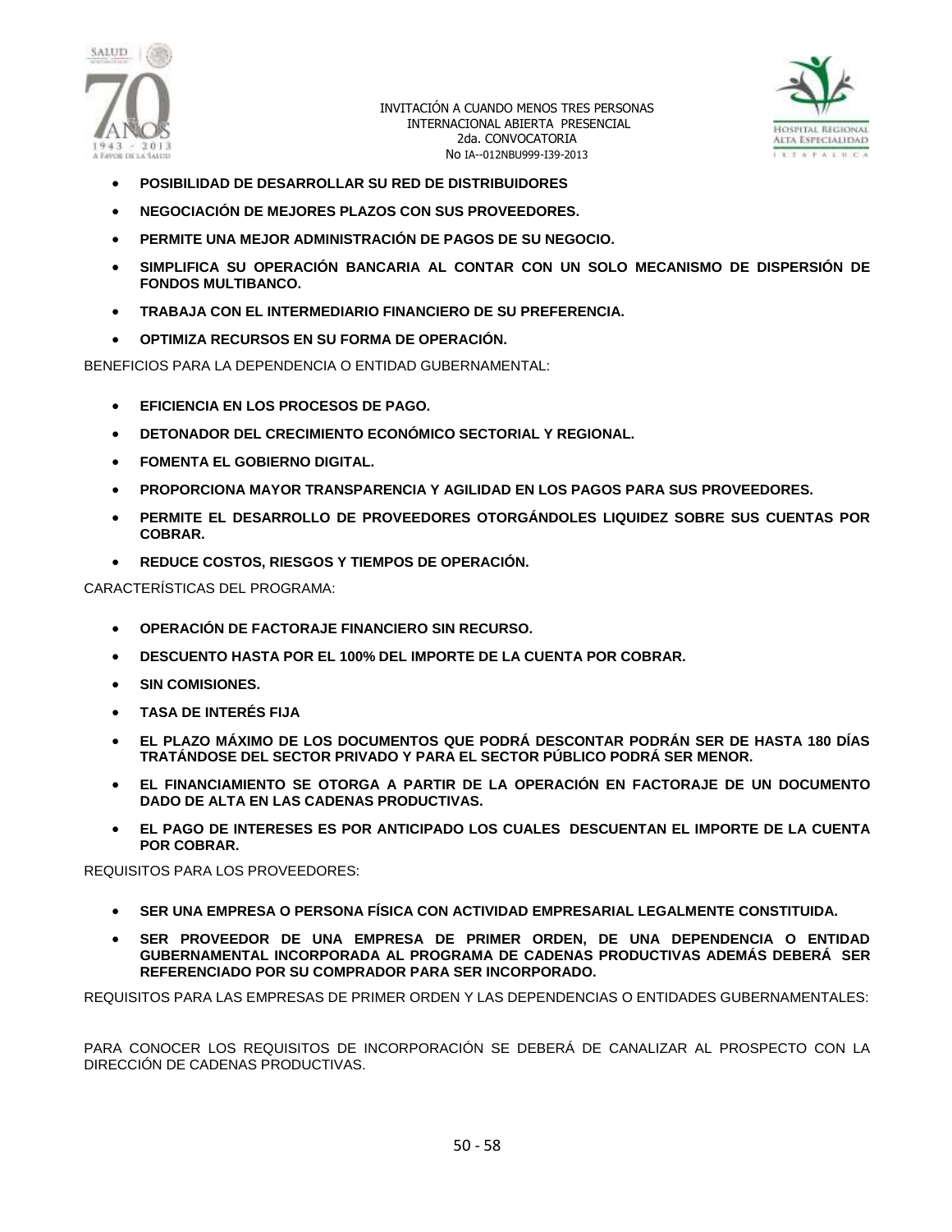- **POSIBILIDAD DE DESARROLLAR SU RED DE DISTRIBUIDORES**
- **NEGOCIACIÓN DE MEJORES PLAZOS CON SUS PROVEEDORES.**
- **PERMITE UNA MEJOR ADMINISTRACIÓN DE PAGOS DE SU NEGOCIO.**
- **SIMPLIFICA SU OPERACIÓN BANCARIA AL CONTAR CON UN SOLO MECANISMO DE DISPERSIÓN DE FONDOS MULTIBANCO.**
- **TRABAJA CON EL INTERMEDIARIO FINANCIERO DE SU PREFERENCIA.**
- **OPTIMIZA RECURSOS EN SU FORMA DE OPERACIÓN.**

BENEFICIOS PARA LA DEPENDENCIA O ENTIDAD GUBERNAMENTAL:

- **EFICIENCIA EN LOS PROCESOS DE PAGO.**
- **DETONADOR DEL CRECIMIENTO ECONÓMICO SECTORIAL Y REGIONAL.**
- **FOMENTA EL GOBIERNO DIGITAL.**
- **PROPORCIONA MAYOR TRANSPARENCIA Y AGILIDAD EN LOS PAGOS PARA SUS PROVEEDORES.**
- **PERMITE EL DESARROLLO DE PROVEEDORES OTORGÁNDOLES LIQUIDEZ SOBRE SUS CUENTAS POR COBRAR.**
- **REDUCE COSTOS, RIESGOS Y TIEMPOS DE OPERACIÓN.**

CARACTERÍSTICAS DEL PROGRAMA:

- **OPERACIÓN DE FACTORAJE FINANCIERO SIN RECURSO.**
- **DESCUENTO HASTA POR EL 100% DEL IMPORTE DE LA CUENTA POR COBRAR.**
- **SIN COMISIONES.**
- **TASA DE INTERÉS FIJA**
- **EL PLAZO MÁXIMO DE LOS DOCUMENTOS QUE PODRÁ DESCONTAR PODRÁN SER DE HASTA 180 DÍAS TRATÁNDOSE DEL SECTOR PRIVADO Y PARA EL SECTOR PÚBLICO PODRÁ SER MENOR.**
- **EL FINANCIAMIENTO SE OTORGA A PARTIR DE LA OPERACIÓN EN FACTORAJE DE UN DOCUMENTO DADO DE ALTA EN LAS CADENAS PRODUCTIVAS.**
- **EL PAGO DE INTERESES ES POR ANTICIPADO LOS CUALES DESCUENTAN EL IMPORTE DE LA CUENTA POR COBRAR.**

REQUISITOS PARA LOS PROVEEDORES:

- **SER UNA EMPRESA O PERSONA FÍSICA CON ACTIVIDAD EMPRESARIAL LEGALMENTE CONSTITUIDA.**
- **SER PROVEEDOR DE UNA EMPRESA DE PRIMER ORDEN, DE UNA DEPENDENCIA O ENTIDAD GUBERNAMENTAL INCORPORADA AL PROGRAMA DE CADENAS PRODUCTIVAS ADEMÁS DEBERÁ SER REFERENCIADO POR SU COMPRADOR PARA SER INCORPORADO.**

REQUISITOS PARA LAS EMPRESAS DE PRIMER ORDEN Y LAS DEPENDENCIAS O ENTIDADES GUBERNAMENTALES:

PARA CONOCER LOS REQUISITOS DE INCORPORACIÓN SE DEBERÁ DE CANALIZAR AL PROSPECTO CON LA DIRECCIÓN DE CADENAS PRODUCTIVAS.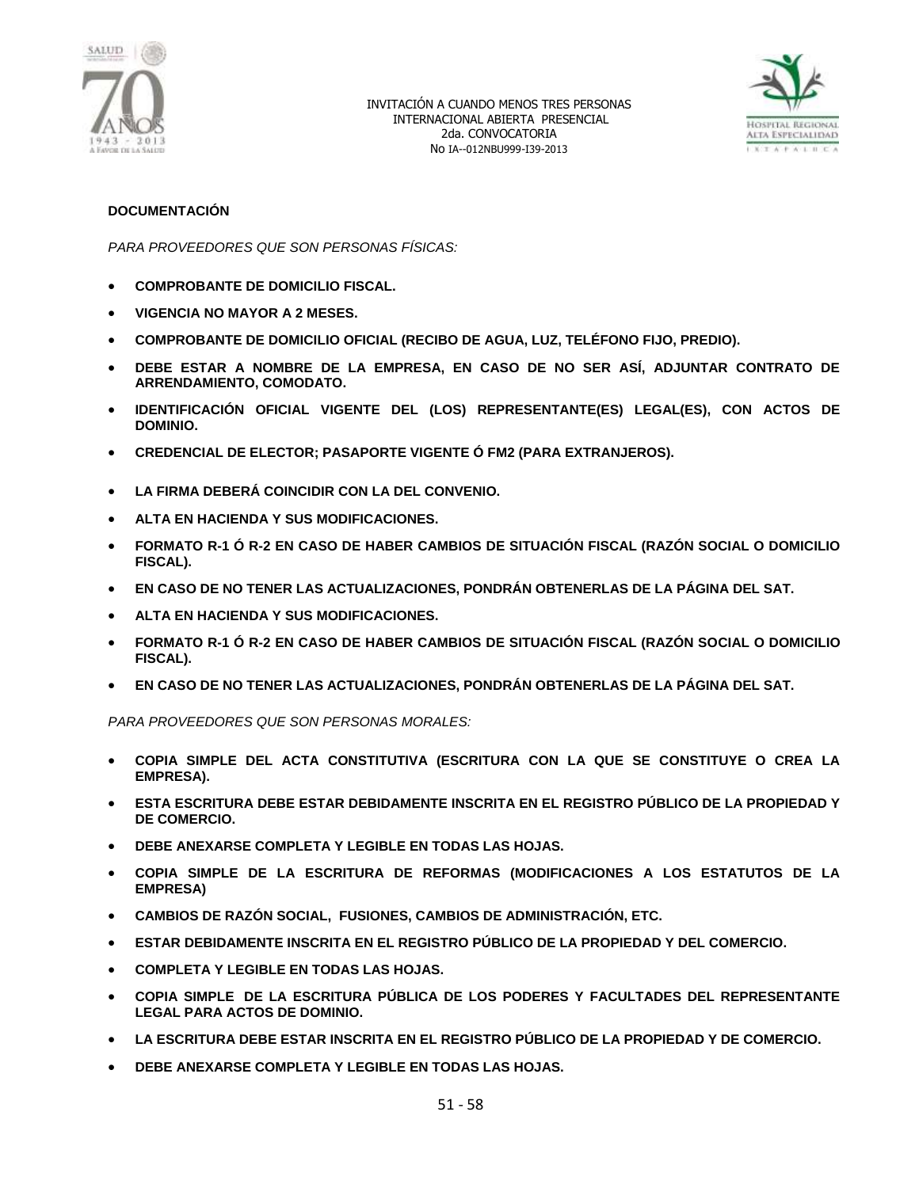**DOCUMENTACIÓN**

*PARA PROVEEDORES QUE SON PERSONAS FÍSICAS:*

- **COMPROBANTE DE DOMICILIO FISCAL.**
- **VIGENCIA NO MAYOR A 2 MESES.**
- **COMPROBANTE DE DOMICILIO OFICIAL (RECIBO DE AGUA, LUZ, TELÉFONO FIJO, PREDIO).**
- **DEBE ESTAR A NOMBRE DE LA EMPRESA, EN CASO DE NO SER ASÍ, ADJUNTAR CONTRATO DE ARRENDAMIENTO, COMODATO.**
- **IDENTIFICACIÓN OFICIAL VIGENTE DEL (LOS) REPRESENTANTE(ES) LEGAL(ES), CON ACTOS DE DOMINIO.**
- **CREDENCIAL DE ELECTOR; PASAPORTE VIGENTE Ó FM2 (PARA EXTRANJEROS).**
- **LA FIRMA DEBERÁ COINCIDIR CON LA DEL CONVENIO.**
- **ALTA EN HACIENDA Y SUS MODIFICACIONES.**
- **FORMATO R-1 Ó R-2 EN CASO DE HABER CAMBIOS DE SITUACIÓN FISCAL (RAZÓN SOCIAL O DOMICILIO FISCAL).**
- **EN CASO DE NO TENER LAS ACTUALIZACIONES, PONDRÁN OBTENERLAS DE LA PÁGINA DEL SAT.**
- **ALTA EN HACIENDA Y SUS MODIFICACIONES.**
- **FORMATO R-1 Ó R-2 EN CASO DE HABER CAMBIOS DE SITUACIÓN FISCAL (RAZÓN SOCIAL O DOMICILIO FISCAL).**
- **EN CASO DE NO TENER LAS ACTUALIZACIONES, PONDRÁN OBTENERLAS DE LA PÁGINA DEL SAT.**

*PARA PROVEEDORES QUE SON PERSONAS MORALES:*

- **COPIA SIMPLE DEL ACTA CONSTITUTIVA (ESCRITURA CON LA QUE SE CONSTITUYE O CREA LA EMPRESA).**
- **ESTA ESCRITURA DEBE ESTAR DEBIDAMENTE INSCRITA EN EL REGISTRO PÚBLICO DE LA PROPIEDAD Y DE COMERCIO.**
- **DEBE ANEXARSE COMPLETA Y LEGIBLE EN TODAS LAS HOJAS.**
- **COPIA SIMPLE DE LA ESCRITURA DE REFORMAS (MODIFICACIONES A LOS ESTATUTOS DE LA EMPRESA)**
- **CAMBIOS DE RAZÓN SOCIAL, FUSIONES, CAMBIOS DE ADMINISTRACIÓN, ETC.**
- **ESTAR DEBIDAMENTE INSCRITA EN EL REGISTRO PÚBLICO DE LA PROPIEDAD Y DEL COMERCIO.**
- **COMPLETA Y LEGIBLE EN TODAS LAS HOJAS.**
- **COPIA SIMPLE DE LA ESCRITURA PÚBLICA DE LOS PODERES Y FACULTADES DEL REPRESENTANTE LEGAL PARA ACTOS DE DOMINIO.**
- **LA ESCRITURA DEBE ESTAR INSCRITA EN EL REGISTRO PÚBLICO DE LA PROPIEDAD Y DE COMERCIO.**
- **DEBE ANEXARSE COMPLETA Y LEGIBLE EN TODAS LAS HOJAS.**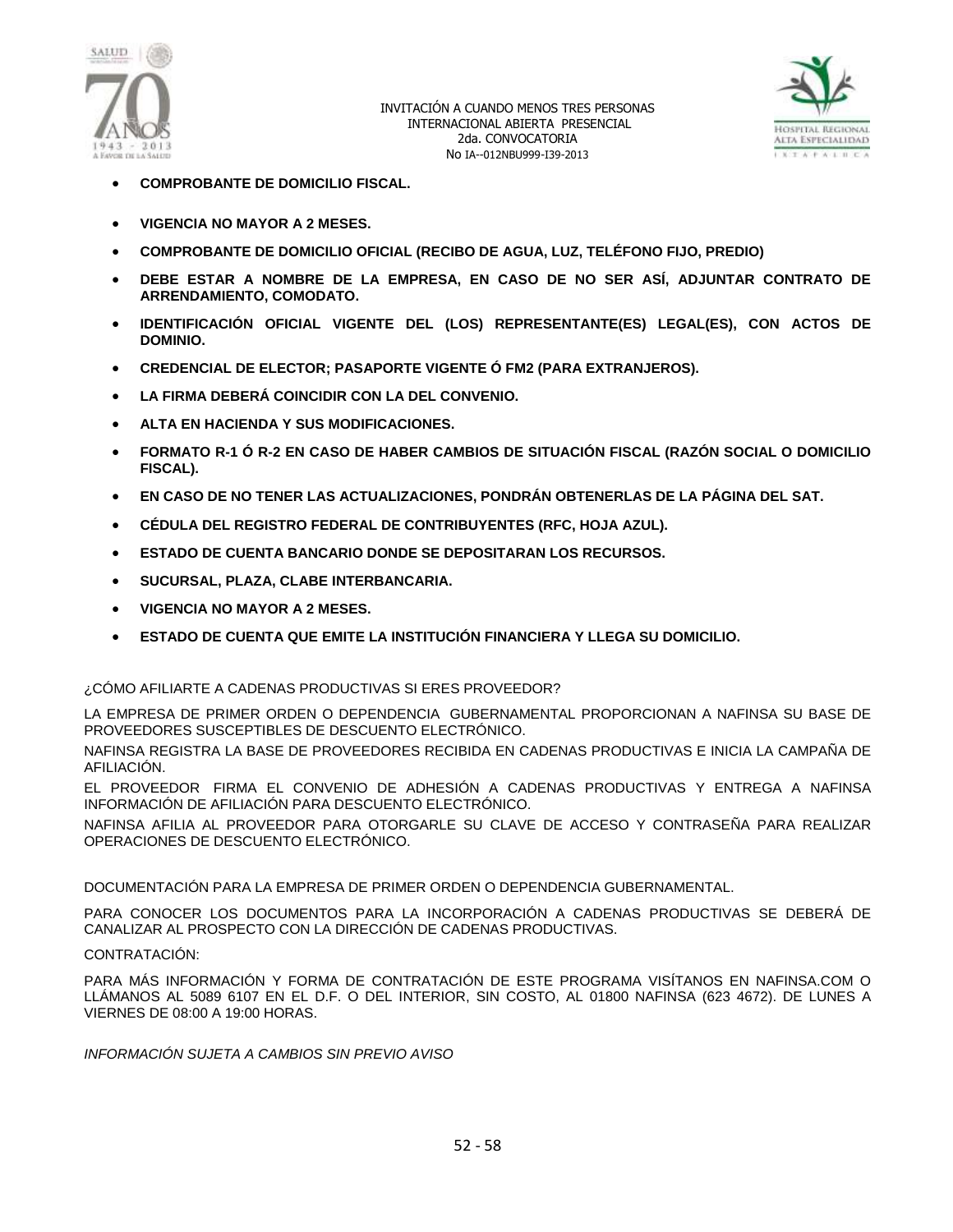- **COMPROBANTE DE DOMICILIO FISCAL.**
- **VIGENCIA NO MAYOR A 2 MESES.**
- **COMPROBANTE DE DOMICILIO OFICIAL (RECIBO DE AGUA, LUZ, TELÉFONO FIJO, PREDIO)**
- **DEBE ESTAR A NOMBRE DE LA EMPRESA, EN CASO DE NO SER ASÍ, ADJUNTAR CONTRATO DE ARRENDAMIENTO, COMODATO.**
- **IDENTIFICACIÓN OFICIAL VIGENTE DEL (LOS) REPRESENTANTE(ES) LEGAL(ES), CON ACTOS DE DOMINIO.**
- **CREDENCIAL DE ELECTOR; PASAPORTE VIGENTE Ó FM2 (PARA EXTRANJEROS).**
- **LA FIRMA DEBERÁ COINCIDIR CON LA DEL CONVENIO.**
- **ALTA EN HACIENDA Y SUS MODIFICACIONES.**
- **FORMATO R-1 Ó R-2 EN CASO DE HABER CAMBIOS DE SITUACIÓN FISCAL (RAZÓN SOCIAL O DOMICILIO FISCAL).**
- **EN CASO DE NO TENER LAS ACTUALIZACIONES, PONDRÁN OBTENERLAS DE LA PÁGINA DEL SAT.**
- **CÉDULA DEL REGISTRO FEDERAL DE CONTRIBUYENTES (RFC, HOJA AZUL).**
- **ESTADO DE CUENTA BANCARIO DONDE SE DEPOSITARAN LOS RECURSOS.**
- **SUCURSAL, PLAZA, CLABE INTERBANCARIA.**
- **VIGENCIA NO MAYOR A 2 MESES.**
- **ESTADO DE CUENTA QUE EMITE LA INSTITUCIÓN FINANCIERA Y LLEGA SU DOMICILIO.**

¿CÓMO AFILIARTE A CADENAS PRODUCTIVAS SI ERES PROVEEDOR?

LA EMPRESA DE PRIMER ORDEN O DEPENDENCIA GUBERNAMENTAL PROPORCIONAN A NAFINSA SU BASE DE PROVEEDORES SUSCEPTIBLES DE DESCUENTO ELECTRÓNICO.

NAFINSA REGISTRA LA BASE DE PROVEEDORES RECIBIDA EN CADENAS PRODUCTIVAS E INICIA LA CAMPAÑA DE AFILIACIÓN.

EL PROVEEDOR FIRMA EL CONVENIO DE ADHESIÓN A CADENAS PRODUCTIVAS Y ENTREGA A NAFINSA INFORMACIÓN DE AFILIACIÓN PARA DESCUENTO ELECTRÓNICO.

NAFINSA AFILIA AL PROVEEDOR PARA OTORGARLE SU CLAVE DE ACCESO Y CONTRASEÑA PARA REALIZAR OPERACIONES DE DESCUENTO ELECTRÓNICO.

DOCUMENTACIÓN PARA LA EMPRESA DE PRIMER ORDEN O DEPENDENCIA GUBERNAMENTAL.

PARA CONOCER LOS DOCUMENTOS PARA LA INCORPORACIÓN A CADENAS PRODUCTIVAS SE DEBERÁ DE CANALIZAR AL PROSPECTO CON LA DIRECCIÓN DE CADENAS PRODUCTIVAS.

CONTRATACIÓN:

PARA MÁS INFORMACIÓN Y FORMA DE CONTRATACIÓN DE ESTE PROGRAMA VISÍTANOS EN NAFINSA.COM O LLÁMANOS AL 5089 6107 EN EL D.F. O DEL INTERIOR, SIN COSTO, AL 01800 NAFINSA (623 4672). DE LUNES A VIERNES DE 08:00 A 19:00 HORAS.

*INFORMACIÓN SUJETA A CAMBIOS SIN PREVIO AVISO*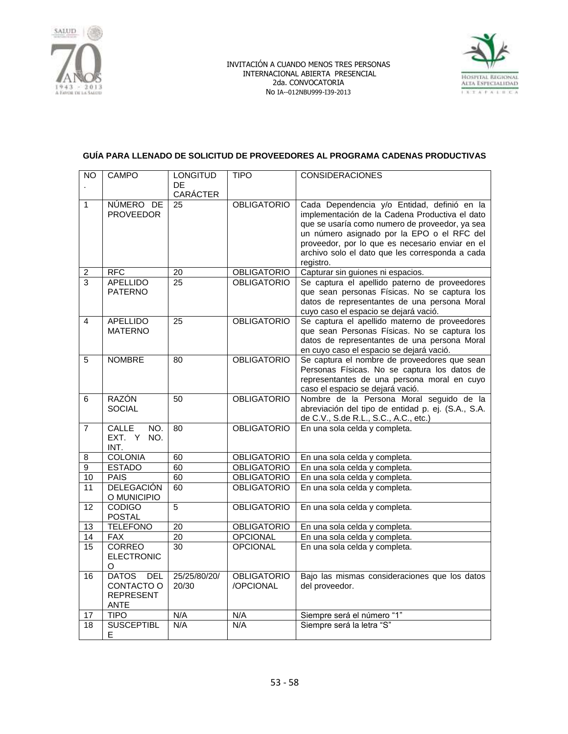**GUÍA PARA LLENADO DE SOLICITUD DE PROVEEDORES AL PROGRAMA CADENAS PRODUCTIVAS**

| NO. | CAMPO | LONGITUD DE CARÁCTER | TIPO | CONSIDERACIONES |
|---|---|---|---|---|
| 1 | NÚMERO DE PROVEEDOR | 25 | OBLIGATORIO | Cada Dependencia y/o Entidad, definió en la implementación de la Cadena Productiva el dato que se usaría como numero de proveedor, ya sea un número asignado por la EPO o el RFC del proveedor, por lo que es necesario enviar en el archivo solo el dato que les corresponda a cada registro. |
| 2 | RFC | 20 | OBLIGATORIO | Capturar sin guiones ni espacios. |
| 3 | APELLIDO PATERNO | 25 | OBLIGATORIO | Se captura el apellido paterno de proveedores que sean personas Físicas. No se captura los datos de representantes de una persona Moral cuyo caso el espacio se dejará vació. |
| 4 | APELLIDO MATERNO | 25 | OBLIGATORIO | Se captura el apellido materno de proveedores que sean Personas Físicas. No se captura los datos de representantes de una persona Moral en cuyo caso el espacio se dejará vació. |
| 5 | NOMBRE | 80 | OBLIGATORIO | Se captura el nombre de proveedores que sean Personas Físicas. No se captura los datos de representantes de una persona moral en cuyo caso el espacio se dejará vació. |
| 6 | RAZÓN SOCIAL | 50 | OBLIGATORIO | Nombre de la Persona Moral seguido de la abreviación del tipo de entidad p. ej. (S.A., S.A. de C.V., S.de R.L., S.C., A.C., etc.) |
| 7 | CALLE NO. EXT. Y NO. INT. | 80 | OBLIGATORIO | En una sola celda y completa. |
| 8 | COLONIA | 60 | OBLIGATORIO | En una sola celda y completa. |
| 9 | ESTADO | 60 | OBLIGATORIO | En una sola celda y completa. |
| 10 | PAIS | 60 | OBLIGATORIO | En una sola celda y completa. |
| 11 | DELEGACIÓN O MUNICIPIO | 60 | OBLIGATORIO | En una sola celda y completa. |
| 12 | CODIGO POSTAL | 5 | OBLIGATORIO | En una sola celda y completa. |
| 13 | TELEFONO | 20 | OBLIGATORIO | En una sola celda y completa. |
| 14 | FAX | 20 | OPCIONAL | En una sola celda y completa. |
| 15 | CORREO ELECTRONICO | 30 | OPCIONAL | En una sola celda y completa. |
| 16 | DATOS DEL CONTACTO O REPRESENTANTE | 25/25/80/20/20/30 | OBLIGATORIO /OPCIONAL | Bajo las mismas consideraciones que los datos del proveedor. |
| 17 | TIPO | N/A | N/A | Siempre será el número “1” |
| 18 | SUSCEPTIBLE | N/A | N/A | Siempre será la letra “S” |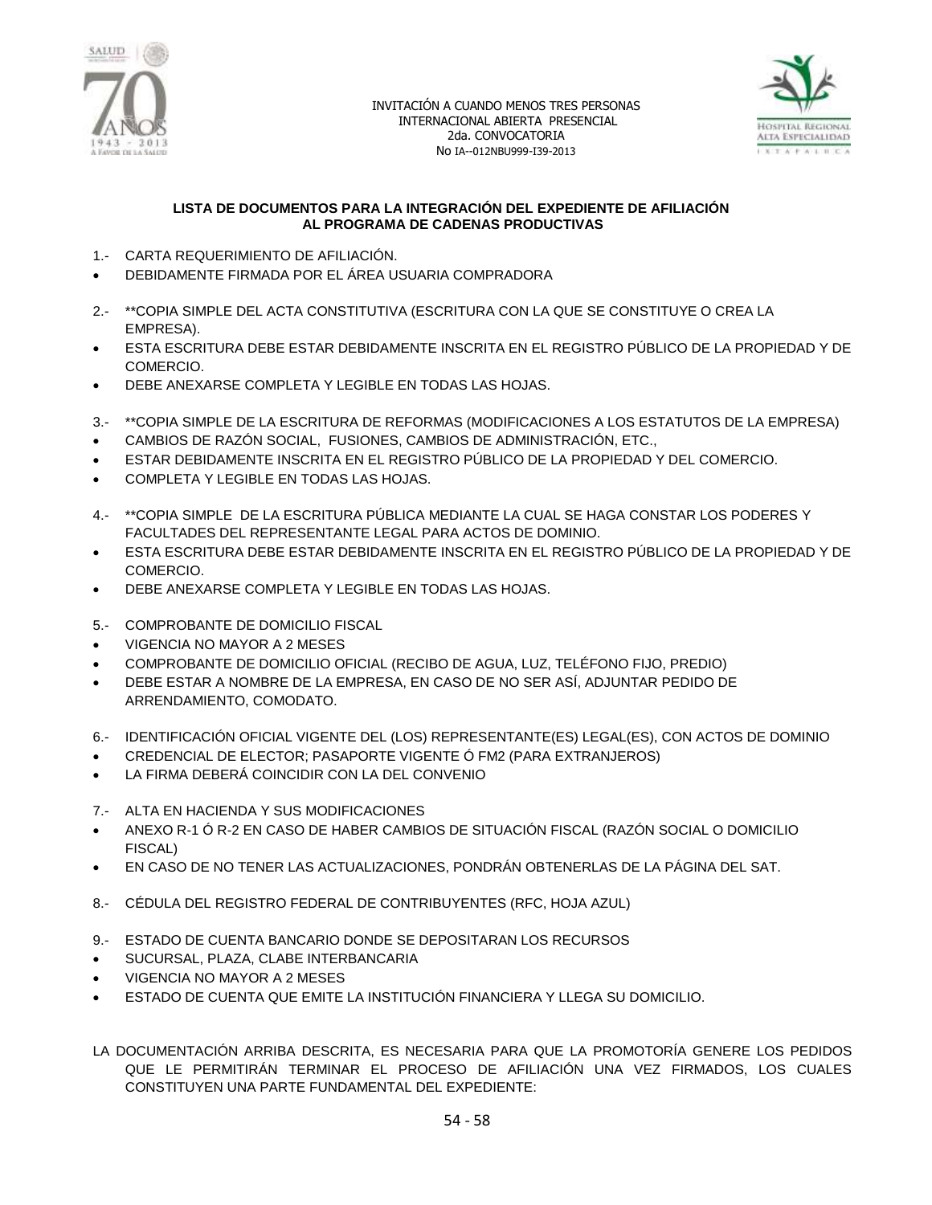INVITACIÓN A CUANDO MENOS TRES PERSONAS
INTERNACIONAL ABIERTA PRESENCIAL
2da. CONVOCATORIA
No IA--012NBU999-I39-2013

**LISTA DE DOCUMENTOS PARA LA INTEGRACIÓN DEL EXPEDIENTE DE AFILIACIÓN AL PROGRAMA DE CADENAS PRODUCTIVAS**

1.- CARTA REQUERIMIENTO DE AFILIACIÓN.

- DEBIDAMENTE FIRMADA POR EL ÁREA USUARIA COMPRADORA

2.- **COPIA SIMPLE DEL ACTA CONSTITUTIVA (ESCRITURA CON LA QUE SE CONSTITUYE O CREA LA EMPRESA).

- ESTA ESCRITURA DEBE ESTAR DEBIDAMENTE INSCRITA EN EL REGISTRO PÚBLICO DE LA PROPIEDAD Y DE COMERCIO.
- DEBE ANEXARSE COMPLETA Y LEGIBLE EN TODAS LAS HOJAS.

3.- **COPIA SIMPLE DE LA ESCRITURA DE REFORMAS (MODIFICACIONES A LOS ESTATUTOS DE LA EMPRESA)

- CAMBIOS DE RAZÓN SOCIAL, FUSIONES, CAMBIOS DE ADMINISTRACIÓN, ETC.,
- ESTAR DEBIDAMENTE INSCRITA EN EL REGISTRO PÚBLICO DE LA PROPIEDAD Y DEL COMERCIO.
- COMPLETA Y LEGIBLE EN TODAS LAS HOJAS.

4.- **COPIA SIMPLE DE LA ESCRITURA PÚBLICA MEDIANTE LA CUAL SE HAGA CONSTAR LOS PODERES Y FACULTADES DEL REPRESENTANTE LEGAL PARA ACTOS DE DOMINIO.

- ESTA ESCRITURA DEBE ESTAR DEBIDAMENTE INSCRITA EN EL REGISTRO PÚBLICO DE LA PROPIEDAD Y DE COMERCIO.
- DEBE ANEXARSE COMPLETA Y LEGIBLE EN TODAS LAS HOJAS.

5.- COMPROBANTE DE DOMICILIO FISCAL

- VIGENCIA NO MAYOR A 2 MESES
- COMPROBANTE DE DOMICILIO OFICIAL (RECIBO DE AGUA, LUZ, TELÉFONO FIJO, PREDIO)
- DEBE ESTAR A NOMBRE DE LA EMPRESA, EN CASO DE NO SER ASÍ, ADJUNTAR PEDIDO DE ARRENDAMIENTO, COMODATO.

6.- IDENTIFICACIÓN OFICIAL VIGENTE DEL (LOS) REPRESENTANTE(ES) LEGAL(ES), CON ACTOS DE DOMINIO

- CREDENCIAL DE ELECTOR; PASAPORTE VIGENTE Ó FM2 (PARA EXTRANJEROS)
- LA FIRMA DEBERÁ COINCIDIR CON LA DEL CONVENIO

7.- ALTA EN HACIENDA Y SUS MODIFICACIONES

- ANEXO R-1 Ó R-2 EN CASO DE HABER CAMBIOS DE SITUACIÓN FISCAL (RAZÓN SOCIAL O DOMICILIO FISCAL)
- EN CASO DE NO TENER LAS ACTUALIZACIONES, PONDRÁN OBTENERLAS DE LA PÁGINA DEL SAT.

8.- CÉDULA DEL REGISTRO FEDERAL DE CONTRIBUYENTES (RFC, HOJA AZUL)

9.- ESTADO DE CUENTA BANCARIO DONDE SE DEPOSITARAN LOS RECURSOS

- SUCURSAL, PLAZA, CLABE INTERBANCARIA
- VIGENCIA NO MAYOR A 2 MESES
- ESTADO DE CUENTA QUE EMITE LA INSTITUCIÓN FINANCIERA Y LLEGA SU DOMICILIO.

LA DOCUMENTACIÓN ARRIBA DESCRITA, ES NECESARIA PARA QUE LA PROMOTORÍA GENERE LOS PEDIDOS QUE LE PERMITIRÁN TERMINAR EL PROCESO DE AFILIACIÓN UNA VEZ FIRMADOS, LOS CUALES CONSTITUYEN UNA PARTE FUNDAMENTAL DEL EXPEDIENTE: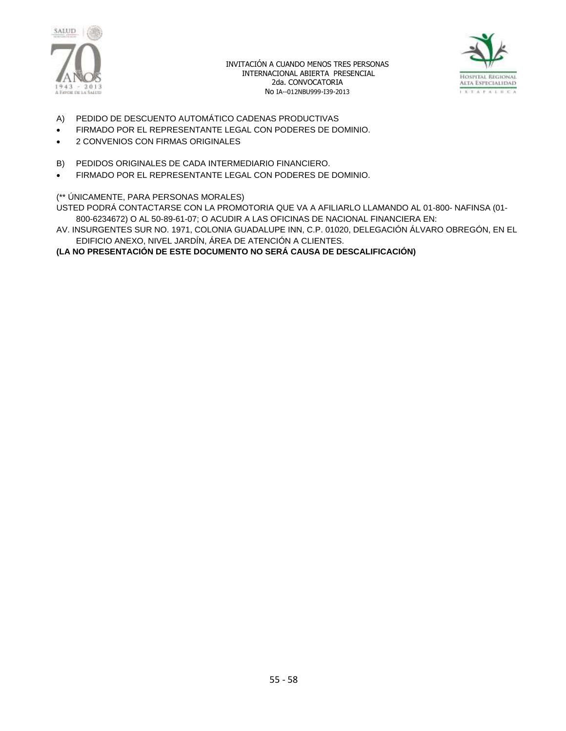A) PEDIDO DE DESCUENTO AUTOMÁTICO CADENAS PRODUCTIVAS

- FIRMADO POR EL REPRESENTANTE LEGAL CON PODERES DE DOMINIO.
- 2 CONVENIOS CON FIRMAS ORIGINALES

B) PEDIDOS ORIGINALES DE CADA INTERMEDIARIO FINANCIERO.

- FIRMADO POR EL REPRESENTANTE LEGAL CON PODERES DE DOMINIO.

(** ÚNICAMENTE, PARA PERSONAS MORALES)

USTED PODRÁ CONTACTARSE CON LA PROMOTORIA QUE VA A AFILIARLO LLAMANDO AL 01-800- NAFINSA (01-800-6234672) O AL 50-89-61-07; O ACUDIR A LAS OFICINAS DE NACIONAL FINANCIERA EN:

AV. INSURGENTES SUR NO. 1971, COLONIA GUADALUPE INN, C.P. 01020, DELEGACIÓN ÁLVARO OBREGÓN, EN EL EDIFICIO ANEXO, NIVEL JARDÍN, ÁREA DE ATENCIÓN A CLIENTES.

**(LA NO PRESENTACIÓN DE ESTE DOCUMENTO NO SERÁ CAUSA DE DESCALIFICACIÓN)**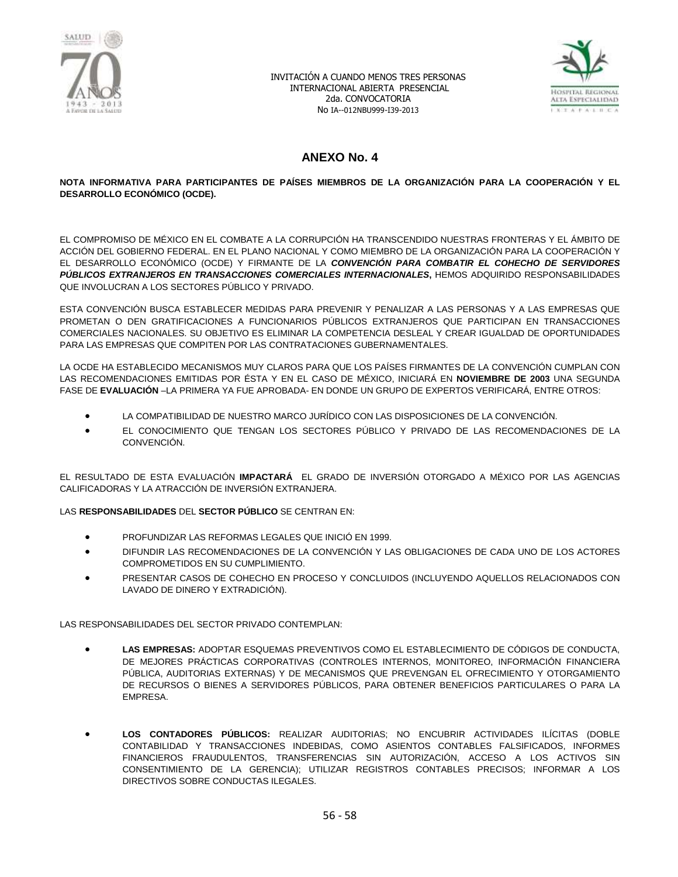## ANEXO No. 4

**NOTA INFORMATIVA PARA PARTICIPANTES DE PAÍSES MIEMBROS DE LA ORGANIZACIÓN PARA LA COOPERACIÓN Y EL DESARROLLO ECONÓMICO (OCDE).**

EL COMPROMISO DE MÉXICO EN EL COMBATE A LA CORRUPCIÓN HA TRANSCENDIDO NUESTRAS FRONTERAS Y EL ÁMBITO DE ACCIÓN DEL GOBIERNO FEDERAL. EN EL PLANO NACIONAL Y COMO MIEMBRO DE LA ORGANIZACIÓN PARA LA COOPERACIÓN Y EL DESARROLLO ECONÓMICO (OCDE) Y FIRMANTE DE LA ***CONVENCIÓN PARA COMBATIR EL COHECHO DE SERVIDORES PÚBLICOS EXTRANJEROS EN TRANSACCIONES COMERCIALES INTERNACIONALES***, HEMOS ADQUIRIDO RESPONSABILIDADES QUE INVOLUCRAN A LOS SECTORES PÚBLICO Y PRIVADO.

ESTA CONVENCIÓN BUSCA ESTABLECER MEDIDAS PARA PREVENIR Y PENALIZAR A LAS PERSONAS Y A LAS EMPRESAS QUE PROMETAN O DEN GRATIFICACIONES A FUNCIONARIOS PÚBLICOS EXTRANJEROS QUE PARTICIPAN EN TRANSACCIONES COMERCIALES NACIONALES. SU OBJETIVO ES ELIMINAR LA COMPETENCIA DESLEAL Y CREAR IGUALDAD DE OPORTUNIDADES PARA LAS EMPRESAS QUE COMPITEN POR LAS CONTRATACIONES GUBERNAMENTALES.

LA OCDE HA ESTABLECIDO MECANISMOS MUY CLAROS PARA QUE LOS PAÍSES FIRMANTES DE LA CONVENCIÓN CUMPLAN CON LAS RECOMENDACIONES EMITIDAS POR ÉSTA Y EN EL CASO DE MÉXICO, INICIARÁ EN **NOVIEMBRE DE 2003** UNA SEGUNDA FASE DE **EVALUACIÓN** –LA PRIMERA YA FUE APROBADA- EN DONDE UN GRUPO DE EXPERTOS VERIFICARÁ, ENTRE OTROS:

- LA COMPATIBILIDAD DE NUESTRO MARCO JURÍDICO CON LAS DISPOSICIONES DE LA CONVENCIÓN.
- EL CONOCIMIENTO QUE TENGAN LOS SECTORES PÚBLICO Y PRIVADO DE LAS RECOMENDACIONES DE LA CONVENCIÓN.

EL RESULTADO DE ESTA EVALUACIÓN **IMPACTARÁ** EL GRADO DE INVERSIÓN OTORGADO A MÉXICO POR LAS AGENCIAS CALIFICADORAS Y LA ATRACCIÓN DE INVERSIÓN EXTRANJERA.

LAS **RESPONSABILIDADES** DEL **SECTOR PÚBLICO** SE CENTRAN EN:

- PROFUNDIZAR LAS REFORMAS LEGALES QUE INICIÓ EN 1999.
- DIFUNDIR LAS RECOMENDACIONES DE LA CONVENCIÓN Y LAS OBLIGACIONES DE CADA UNO DE LOS ACTORES COMPROMETIDOS EN SU CUMPLIMIENTO.
- PRESENTAR CASOS DE COHECHO EN PROCESO Y CONCLUIDOS (INCLUYENDO AQUELLOS RELACIONADOS CON LAVADO DE DINERO Y EXTRADICIÓN).

LAS RESPONSABILIDADES DEL SECTOR PRIVADO CONTEMPLAN:

- **LAS EMPRESAS:** ADOPTAR ESQUEMAS PREVENTIVOS COMO EL ESTABLECIMIENTO DE CÓDIGOS DE CONDUCTA, DE MEJORES PRÁCTICAS CORPORATIVAS (CONTROLES INTERNOS, MONITOREO, INFORMACIÓN FINANCIERA PÚBLICA, AUDITORIAS EXTERNAS) Y DE MECANISMOS QUE PREVENGAN EL OFRECIMIENTO Y OTORGAMIENTO DE RECURSOS O BIENES A SERVIDORES PÚBLICOS, PARA OBTENER BENEFICIOS PARTICULARES O PARA LA EMPRESA.

- **LOS CONTADORES PÚBLICOS:** REALIZAR AUDITORIAS; NO ENCUBRIR ACTIVIDADES ILÍCITAS (DOBLE CONTABILIDAD Y TRANSACCIONES INDEBIDAS, COMO ASIENTOS CONTABLES FALSIFICADOS, INFORMES FINANCIEROS FRAUDULENTOS, TRANSFERENCIAS SIN AUTORIZACIÓN, ACCESO A LOS ACTIVOS SIN CONSENTIMIENTO DE LA GERENCIA); UTILIZAR REGISTROS CONTABLES PRECISOS; INFORMAR A LOS DIRECTIVOS SOBRE CONDUCTAS ILEGALES.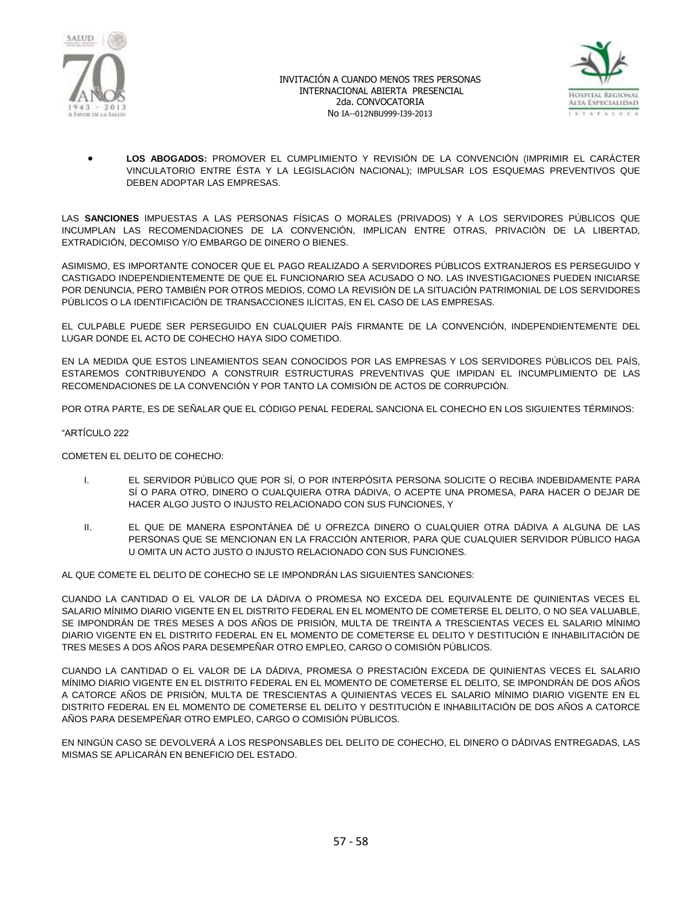- **LOS ABOGADOS:** PROMOVER EL CUMPLIMIENTO Y REVISIÓN DE LA CONVENCIÓN (IMPRIMIR EL CARÁCTER VINCULATORIO ENTRE ÉSTA Y LA LEGISLACIÓN NACIONAL); IMPULSAR LOS ESQUEMAS PREVENTIVOS QUE DEBEN ADOPTAR LAS EMPRESAS.

LAS **SANCIONES** IMPUESTAS A LAS PERSONAS FÍSICAS O MORALES (PRIVADOS) Y A LOS SERVIDORES PÚBLICOS QUE INCUMPLAN LAS RECOMENDACIONES DE LA CONVENCIÓN, IMPLICAN ENTRE OTRAS, PRIVACIÓN DE LA LIBERTAD, EXTRADICIÓN, DECOMISO Y/O EMBARGO DE DINERO O BIENES.

ASIMISMO, ES IMPORTANTE CONOCER QUE EL PAGO REALIZADO A SERVIDORES PÚBLICOS EXTRANJEROS ES PERSEGUIDO Y CASTIGADO INDEPENDIENTEMENTE DE QUE EL FUNCIONARIO SEA ACUSADO O NO. LAS INVESTIGACIONES PUEDEN INICIARSE POR DENUNCIA, PERO TAMBIÉN POR OTROS MEDIOS, COMO LA REVISIÓN DE LA SITUACIÓN PATRIMONIAL DE LOS SERVIDORES PÚBLICOS O LA IDENTIFICACIÓN DE TRANSACCIONES ILÍCITAS, EN EL CASO DE LAS EMPRESAS.

EL CULPABLE PUEDE SER PERSEGUIDO EN CUALQUIER PAÍS FIRMANTE DE LA CONVENCIÓN, INDEPENDIENTEMENTE DEL LUGAR DONDE EL ACTO DE COHECHO HAYA SIDO COMETIDO.

EN LA MEDIDA QUE ESTOS LINEAMIENTOS SEAN CONOCIDOS POR LAS EMPRESAS Y LOS SERVIDORES PÚBLICOS DEL PAÍS, ESTAREMOS CONTRIBUYENDO A CONSTRUIR ESTRUCTURAS PREVENTIVAS QUE IMPIDAN EL INCUMPLIMIENTO DE LAS RECOMENDACIONES DE LA CONVENCIÓN Y POR TANTO LA COMISIÓN DE ACTOS DE CORRUPCIÓN.

POR OTRA PARTE, ES DE SEÑALAR QUE EL CÓDIGO PENAL FEDERAL SANCIONA EL COHECHO EN LOS SIGUIENTES TÉRMINOS:

"ARTÍCULO 222

COMETEN EL DELITO DE COHECHO:

I. EL SERVIDOR PÚBLICO QUE POR SÍ, O POR INTERPÓSITA PERSONA SOLICITE O RECIBA INDEBIDAMENTE PARA SÍ O PARA OTRO, DINERO O CUALQUIERA OTRA DÁDIVA, O ACEPTE UNA PROMESA, PARA HACER O DEJAR DE HACER ALGO JUSTO O INJUSTO RELACIONADO CON SUS FUNCIONES, Y

II. EL QUE DE MANERA ESPONTÁNEA DÉ U OFREZCA DINERO O CUALQUIER OTRA DÁDIVA A ALGUNA DE LAS PERSONAS QUE SE MENCIONAN EN LA FRACCIÓN ANTERIOR, PARA QUE CUALQUIER SERVIDOR PÚBLICO HAGA U OMITA UN ACTO JUSTO O INJUSTO RELACIONADO CON SUS FUNCIONES.

AL QUE COMETE EL DELITO DE COHECHO SE LE IMPONDRÁN LAS SIGUIENTES SANCIONES:

CUANDO LA CANTIDAD O EL VALOR DE LA DÁDIVA O PROMESA NO EXCEDA DEL EQUIVALENTE DE QUINIENTAS VECES EL SALARIO MÍNIMO DIARIO VIGENTE EN EL DISTRITO FEDERAL EN EL MOMENTO DE COMETERSE EL DELITO, O NO SEA VALUABLE, SE IMPONDRÁN DE TRES MESES A DOS AÑOS DE PRISIÓN, MULTA DE TREINTA A TRESCIENTAS VECES EL SALARIO MÍNIMO DIARIO VIGENTE EN EL DISTRITO FEDERAL EN EL MOMENTO DE COMETERSE EL DELITO Y DESTITUCIÓN E INHABILITACIÓN DE TRES MESES A DOS AÑOS PARA DESEMPEÑAR OTRO EMPLEO, CARGO O COMISIÓN PÚBLICOS.

CUANDO LA CANTIDAD O EL VALOR DE LA DÁDIVA, PROMESA O PRESTACIÓN EXCEDA DE QUINIENTAS VECES EL SALARIO MÍNIMO DIARIO VIGENTE EN EL DISTRITO FEDERAL EN EL MOMENTO DE COMETERSE EL DELITO, SE IMPONDRÁN DE DOS AÑOS A CATORCE AÑOS DE PRISIÓN, MULTA DE TRESCIENTAS A QUINIENTAS VECES EL SALARIO MÍNIMO DIARIO VIGENTE EN EL DISTRITO FEDERAL EN EL MOMENTO DE COMETERSE EL DELITO Y DESTITUCIÓN E INHABILITACIÓN DE DOS AÑOS A CATORCE AÑOS PARA DESEMPEÑAR OTRO EMPLEO, CARGO O COMISIÓN PÚBLICOS.

EN NINGÚN CASO SE DEVOLVERÁ A LOS RESPONSABLES DEL DELITO DE COHECHO, EL DINERO O DÁDIVAS ENTREGADAS, LAS MISMAS SE APLICARÁN EN BENEFICIO DEL ESTADO.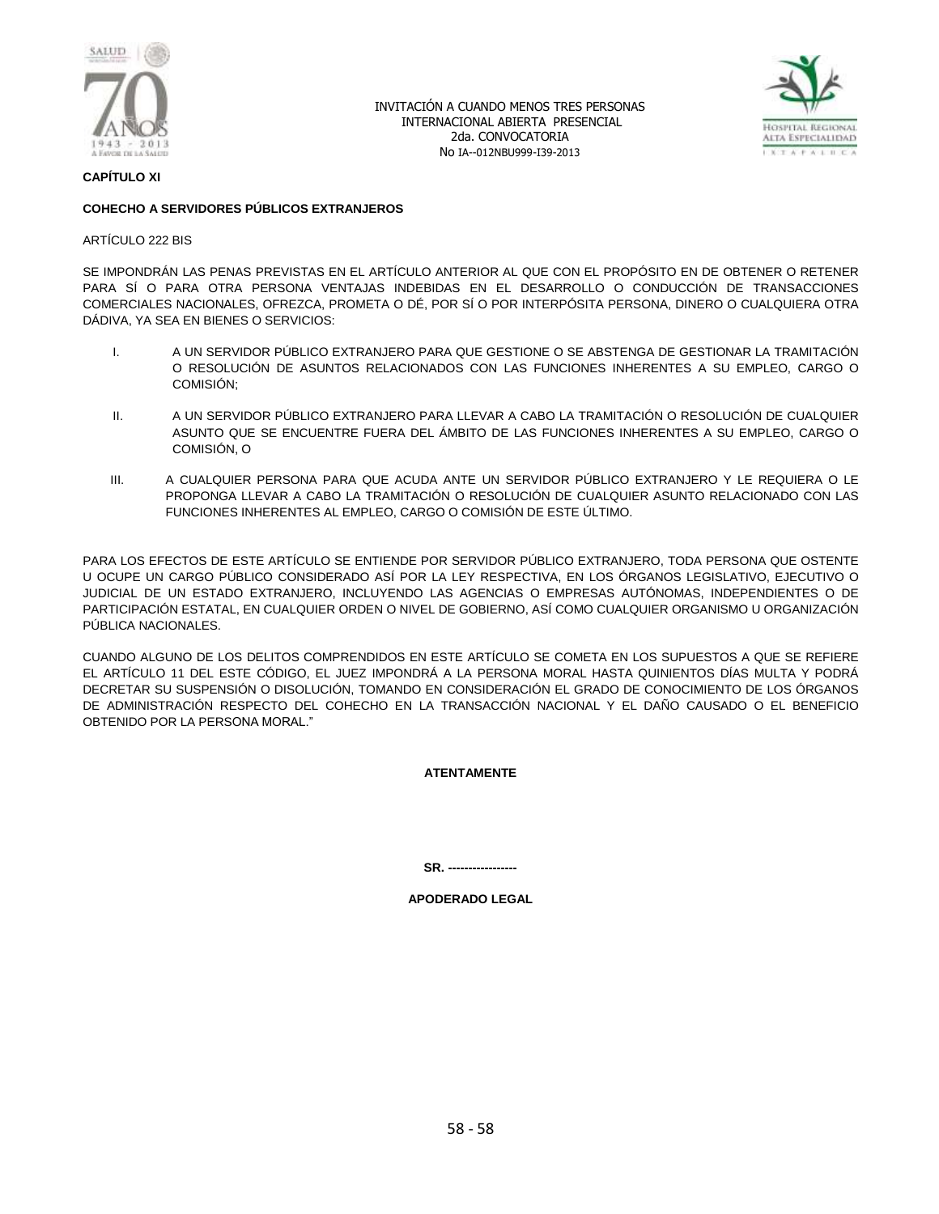**CAPÍTULO XI**

**COHECHO A SERVIDORES PÚBLICOS EXTRANJEROS**

ARTÍCULO 222 BIS

SE IMPONDRÁN LAS PENAS PREVISTAS EN EL ARTÍCULO ANTERIOR AL QUE CON EL PROPÓSITO EN DE OBTENER O RETENER PARA SÍ O PARA OTRA PERSONA VENTAJAS INDEBIDAS EN EL DESARROLLO O CONDUCCIÓN DE TRANSACCIONES COMERCIALES NACIONALES, OFREZCA, PROMETA O DÉ, POR SÍ O POR INTERPÓSITA PERSONA, DINERO O CUALQUIERA OTRA DÁDIVA, YA SEA EN BIENES O SERVICIOS:

I. A UN SERVIDOR PÚBLICO EXTRANJERO PARA QUE GESTIONE O SE ABSTENGA DE GESTIONAR LA TRAMITACIÓN O RESOLUCIÓN DE ASUNTOS RELACIONADOS CON LAS FUNCIONES INHERENTES A SU EMPLEO, CARGO O COMISIÓN;

II. A UN SERVIDOR PÚBLICO EXTRANJERO PARA LLEVAR A CABO LA TRAMITACIÓN O RESOLUCIÓN DE CUALQUIER ASUNTO QUE SE ENCUENTRE FUERA DEL ÁMBITO DE LAS FUNCIONES INHERENTES A SU EMPLEO, CARGO O COMISIÓN, O

III. A CUALQUIER PERSONA PARA QUE ACUDA ANTE UN SERVIDOR PÚBLICO EXTRANJERO Y LE REQUIERA O LE PROPONGA LLEVAR A CABO LA TRAMITACIÓN O RESOLUCIÓN DE CUALQUIER ASUNTO RELACIONADO CON LAS FUNCIONES INHERENTES AL EMPLEO, CARGO O COMISIÓN DE ESTE ÚLTIMO.

PARA LOS EFECTOS DE ESTE ARTÍCULO SE ENTIENDE POR SERVIDOR PÚBLICO EXTRANJERO, TODA PERSONA QUE OSTENTE U OCUPE UN CARGO PÚBLICO CONSIDERADO ASÍ POR LA LEY RESPECTIVA, EN LOS ÓRGANOS LEGISLATIVO, EJECUTIVO O JUDICIAL DE UN ESTADO EXTRANJERO, INCLUYENDO LAS AGENCIAS O EMPRESAS AUTÓNOMAS, INDEPENDIENTES O DE PARTICIPACIÓN ESTATAL, EN CUALQUIER ORDEN O NIVEL DE GOBIERNO, ASÍ COMO CUALQUIER ORGANISMO U ORGANIZACIÓN PÚBLICA NACIONALES.

CUANDO ALGUNO DE LOS DELITOS COMPRENDIDOS EN ESTE ARTÍCULO SE COMETA EN LOS SUPUESTOS A QUE SE REFIERE EL ARTÍCULO 11 DEL ESTE CÓDIGO, EL JUEZ IMPONDRÁ A LA PERSONA MORAL HASTA QUINIENTOS DÍAS MULTA Y PODRÁ DECRETAR SU SUSPENSIÓN O DISOLUCIÓN, TOMANDO EN CONSIDERACIÓN EL GRADO DE CONOCIMIENTO DE LOS ÓRGANOS DE ADMINISTRACIÓN RESPECTO DEL COHECHO EN LA TRANSACCIÓN NACIONAL Y EL DAÑO CAUSADO O EL BENEFICIO OBTENIDO POR LA PERSONA MORAL."

**ATENTAMENTE**

**SR. -----------------**

**APODERADO LEGAL**